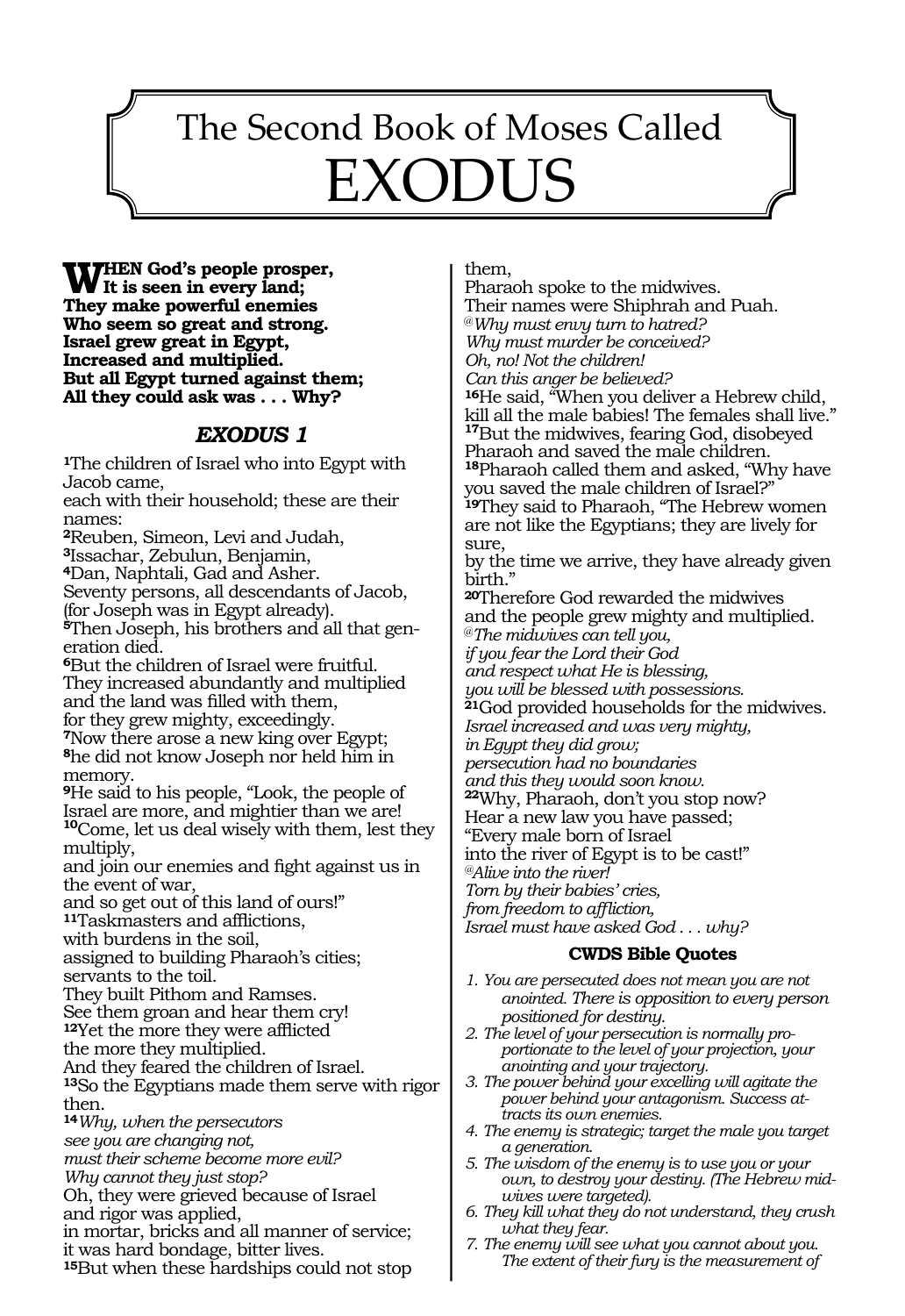# The Second Book of Moses Called EXODUS

**WHEN God's people prosper,**
**It is seen in every land;**
**They make powerful enemies**
**Who seem so great and strong.**
**Israel grew great in Egypt,**
**Increased and multiplied.**
**But all Egypt turned against them;**
**All they could ask was . . . Why?**

## *EXODUS 1*

[1]The children of Israel who into Egypt with Jacob came,
each with their household; these are their names:
[2]Reuben, Simeon, Levi and Judah,
[3]Issachar, Zebulun, Benjamin,
[4]Dan, Naphtali, Gad and Asher.
Seventy persons, all descendants of Jacob,
(for Joseph was in Egypt already).
[5]Then Joseph, his brothers and all that generation died.
[6]But the children of Israel were fruitful.
They increased abundantly and multiplied
and the land was filled with them,
for they grew mighty, exceedingly.
[7]Now there arose a new king over Egypt;
[8]he did not know Joseph nor held him in memory.
[9]He said to his people, "Look, the people of Israel are more, and mightier than we are!
[10]Come, let us deal wisely with them, lest they multiply,
and join our enemies and fight against us in the event of war,
and so get out of this land of ours!"
[11]Taskmasters and afflictions,
with burdens in the soil,
assigned to building Pharaoh's cities;
servants to the toil.
They built Pithom and Ramses.
See them groan and hear them cry!
[12]Yet the more they were afflicted
the more they multiplied.
And they feared the children of Israel.
[13]So the Egyptians made them serve with rigor then.
[14]*Why, when the persecutors*
*see you are changing not,*
*must their scheme become more evil?*
*Why cannot they just stop?*
Oh, they were grieved because of Israel
and rigor was applied,
in mortar, bricks and all manner of service;
it was hard bondage, bitter lives.
[15]But when these hardships could not stop them,
Pharaoh spoke to the midwives.
Their names were Shiphrah and Puah.
*@Why must envy turn to hatred?*
*Why must murder be conceived?*
*Oh, no! Not the children!*
*Can this anger be believed?*
[16]He said, "When you deliver a Hebrew child,
kill all the male babies! The females shall live."
[17]But the midwives, fearing God, disobeyed Pharaoh and saved the male children.
[18]Pharaoh called them and asked, "Why have you saved the male children of Israel?"
[19]They said to Pharaoh, "The Hebrew women are not like the Egyptians; they are lively for sure,
by the time we arrive, they have already given birth."
[20]Therefore God rewarded the midwives
and the people grew mighty and multiplied.
*@The midwives can tell you,*
*if you fear the Lord their God*
*and respect what He is blessing,*
*you will be blessed with possessions.*
[21]God provided households for the midwives.
*Israel increased and was very mighty,*
*in Egypt they did grow;*
*persecution had no boundaries*
*and this they would soon know.*
[22]Why, Pharaoh, don't you stop now?
Hear a new law you have passed;
"Every male born of Israel
into the river of Egypt is to be cast!"
*@Alive into the river!*
*Torn by their babies' cries,*
*from freedom to affliction,*
*Israel must have asked God . . . why?*

### CWDS Bible Quotes

1. *You are persecuted does not mean you are not anointed. There is opposition to every person positioned for destiny.*
2. *The level of your persecution is normally proportionate to the level of your projection, your anointing and your trajectory.*
3. *The power behind your excelling will agitate the power behind your antagonism. Success attracts its own enemies.*
4. *The enemy is strategic; target the male you target a generation.*
5. *The wisdom of the enemy is to use you or your own, to destroy your destiny. (The Hebrew midwives were targeted).*
6. *They kill what they do not understand, they crush what they fear.*
7. *The enemy will see what you cannot about you. The extent of their fury is the measurement of*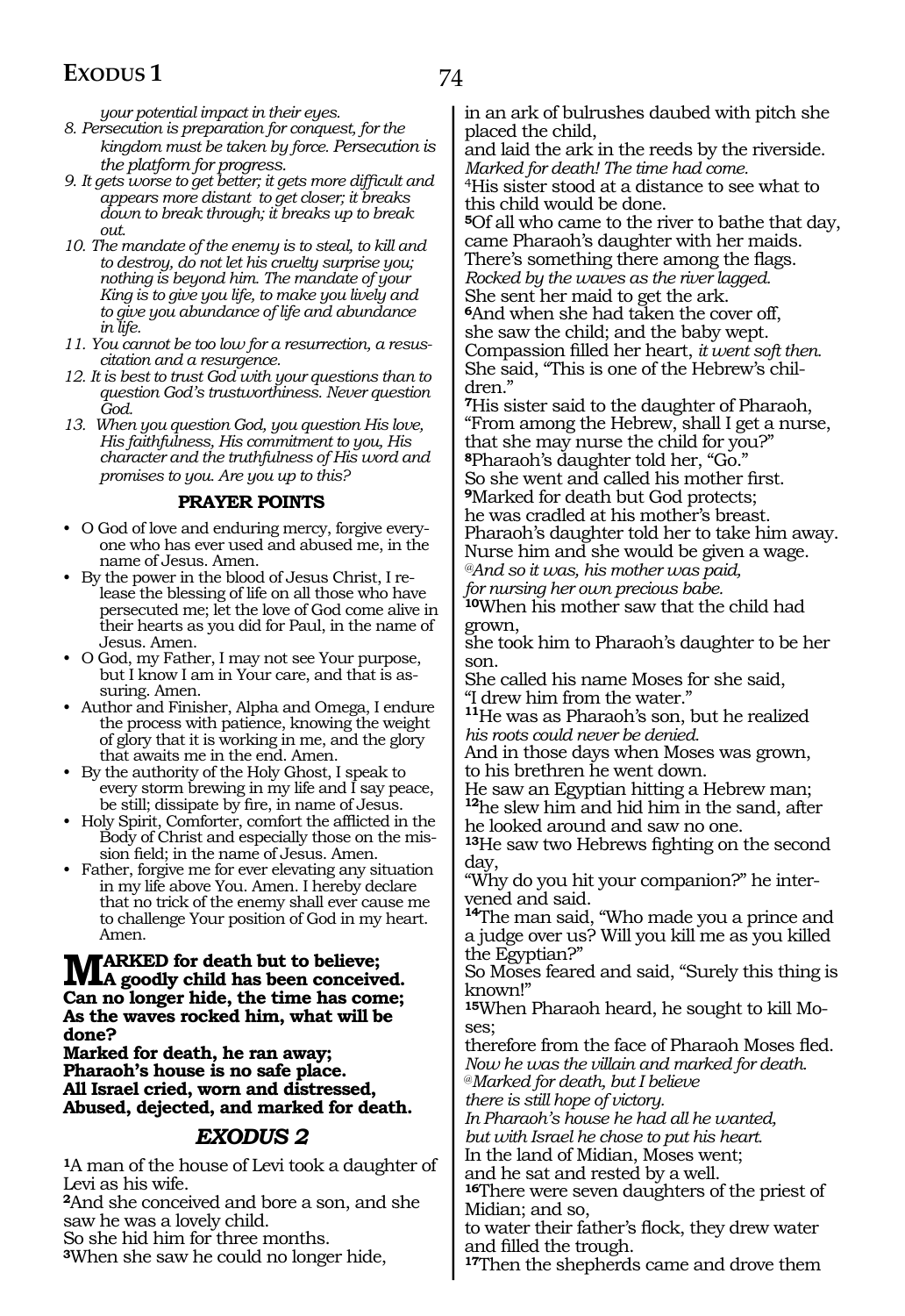*your potential impact in their eyes.*

8. *Persecution is preparation for conquest, for the kingdom must be taken by force. Persecution is the platform for progress.*
9. *It gets worse to get better; it gets more difficult and appears more distant to get closer; it breaks down to break through; it breaks up to break out.*
10. *The mandate of the enemy is to steal, to kill and to destroy, do not let his cruelty surprise you; nothing is beyond him. The mandate of your King is to give you life, to make you lively and to give you abundance of life and abundance in life.*
11. *You cannot be too low for a resurrection, a resuscitation and a resurgence.*
12. *It is best to trust God with your questions than to question God's trustworthiness. Never question God.*
13. *When you question God, you question His love, His faithfulness, His commitment to you, His character and the truthfulness of His word and promises to you. Are you up to this?*

### PRAYER POINTS

- O God of love and enduring mercy, forgive everyone who has ever used and abused me, in the name of Jesus. Amen.
- By the power in the blood of Jesus Christ, I release the blessing of life on all those who have persecuted me; let the love of God come alive in their hearts as you did for Paul, in the name of Jesus. Amen.
- O God, my Father, I may not see Your purpose, but I know I am in Your care, and that is assuring. Amen.
- Author and Finisher, Alpha and Omega, I endure the process with patience, knowing the weight of glory that it is working in me, and the glory that awaits me in the end. Amen.
- By the authority of the Holy Ghost, I speak to every storm brewing in my life and I say peace, be still; dissipate by fire, in name of Jesus.
- Holy Spirit, Comforter, comfort the afflicted in the Body of Christ and especially those on the mission field; in the name of Jesus. Amen.
- Father, forgive me for ever elevating any situation in my life above You. Amen. I hereby declare that no trick of the enemy shall ever cause me to challenge Your position of God in my heart. Amen.

**MARKED for death but to believe;**
**A goodly child has been conceived.**
**Can no longer hide, the time has come;**
**As the waves rocked him, what will be done?**
**Marked for death, he ran away;**
**Pharaoh's house is no safe place.**
**All Israel cried, worn and distressed,**
**Abused, dejected, and marked for death.**

## *EXODUS 2*

**1**A man of the house of Levi took a daughter of Levi as his wife.
**2**And she conceived and bore a son, and she saw he was a lovely child.
So she hid him for three months.
**3**When she saw he could no longer hide,
in an ark of bulrushes daubed with pitch she placed the child,
and laid the ark in the reeds by the riverside.
*Marked for death! The time had come.*
**4**His sister stood at a distance to see what to this child would be done.
**5**Of all who came to the river to bathe that day, came Pharaoh's daughter with her maids.
There's something there among the flags.
*Rocked by the waves as the river lagged.*
She sent her maid to get the ark.
**6**And when she had taken the cover off,
she saw the child; and the baby wept.
Compassion filled her heart, *it went soft then.*
She said, "This is one of the Hebrew's children."
**7**His sister said to the daughter of Pharaoh,
"From among the Hebrew, shall I get a nurse, that she may nurse the child for you?"
**8**Pharaoh's daughter told her, "Go."
So she went and called his mother first.
**9**Marked for death but God protects;
he was cradled at his mother's breast.
Pharaoh's daughter told her to take him away.
Nurse him and she would be given a wage.
@*And so it was, his mother was paid,*
*for nursing her own precious babe.*
**10**When his mother saw that the child had grown,
she took him to Pharaoh's daughter to be her son.
She called his name Moses for she said,
"I drew him from the water."
**11**He was as Pharaoh's son, but he realized
*his roots could never be denied.*
And in those days when Moses was grown,
to his brethren he went down.
He saw an Egyptian hitting a Hebrew man;
**12**he slew him and hid him in the sand, after he looked around and saw no one.
**13**He saw two Hebrews fighting on the second day,
"Why do you hit your companion?" he intervened and said.
**14**The man said, "Who made you a prince and a judge over us? Will you kill me as you killed the Egyptian?"
So Moses feared and said, "Surely this thing is known!"
**15**When Pharaoh heard, he sought to kill Moses;
therefore from the face of Pharaoh Moses fled.
*Now he was the villain and marked for death.*
@*Marked for death, but I believe*
*there is still hope of victory.*
*In Pharaoh's house he had all he wanted,*
*but with Israel he chose to put his heart.*
In the land of Midian, Moses went;
and he sat and rested by a well.
**16**There were seven daughters of the priest of Midian; and so,
to water their father's flock, they drew water and filled the trough.
**17**Then the shepherds came and drove them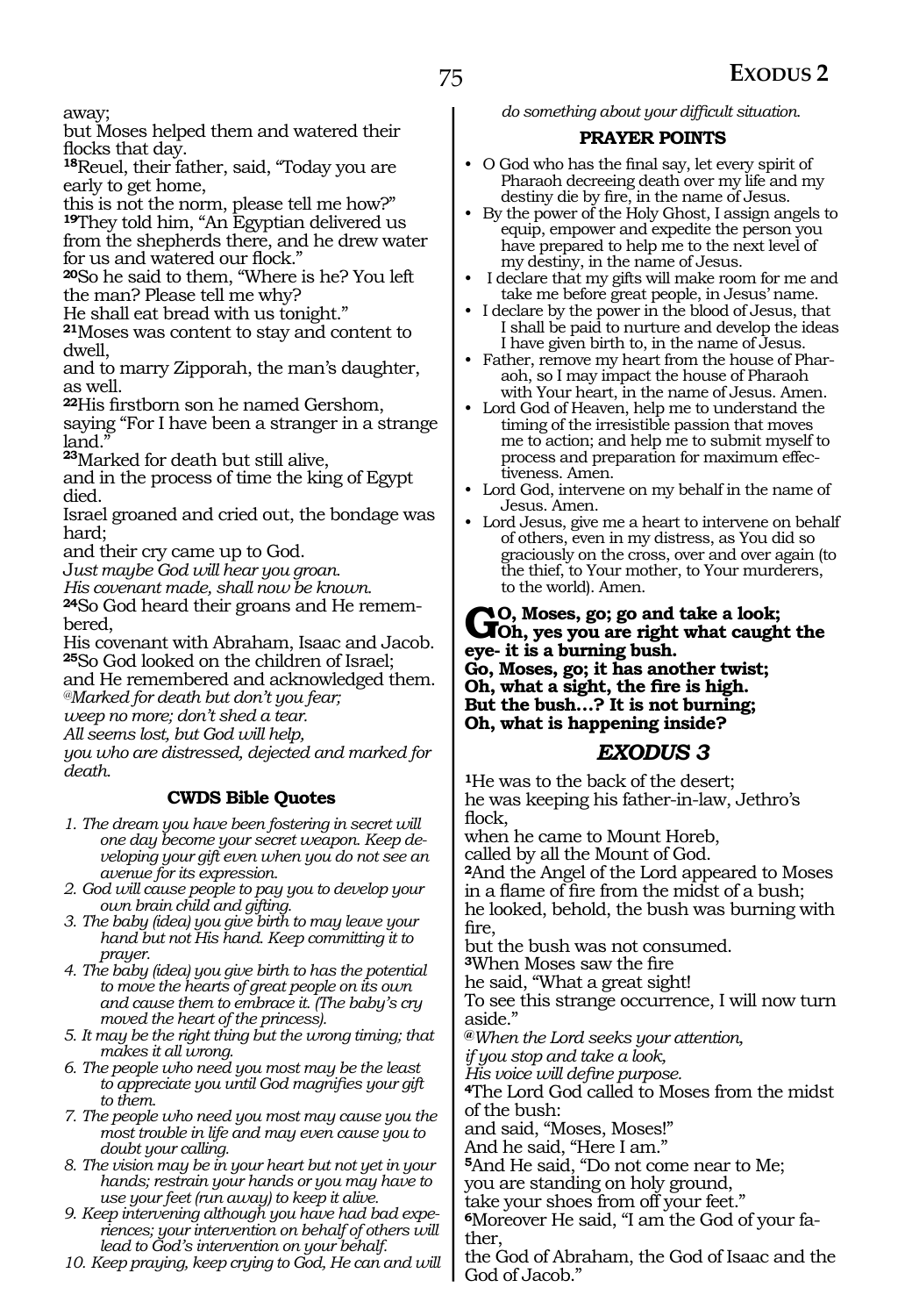away;
but Moses helped them and watered their flocks that day.
**18**Reuel, their father, said, "Today you are early to get home,
this is not the norm, please tell me how?"
**19**They told him, "An Egyptian delivered us from the shepherds there, and he drew water for us and watered our flock."
**20**So he said to them, "Where is he? You left the man? Please tell me why?
He shall eat bread with us tonight."
**21**Moses was content to stay and content to dwell,
and to marry Zipporah, the man's daughter, as well.
**22**His firstborn son he named Gershom,
saying "For I have been a stranger in a strange land."
**23**Marked for death but still alive,
and in the process of time the king of Egypt died.
Israel groaned and cried out, the bondage was hard;
and their cry came up to God.
*Just maybe God will hear you groan.*
*His covenant made, shall now be known.*
**24**So God heard their groans and He remembered,
His covenant with Abraham, Isaac and Jacob.
**25**So God looked on the children of Israel;
and He remembered and acknowledged them.
*@Marked for death but don't you fear;*
*weep no more; don't shed a tear.*
*All seems lost, but God will help,*
*you who are distressed, dejected and marked for death.*

### CWDS Bible Quotes

1. *The dream you have been fostering in secret will one day become your secret weapon. Keep developing your gift even when you do not see an avenue for its expression.*
2. *God will cause people to pay you to develop your own brain child and gifting.*
3. *The baby (idea) you give birth to may leave your hand but not His hand. Keep committing it to prayer.*
4. *The baby (idea) you give birth to has the potential to move the hearts of great people on its own and cause them to embrace it. (The baby's cry moved the heart of the princess).*
5. *It may be the right thing but the wrong timing; that makes it all wrong.*
6. *The people who need you most may be the least to appreciate you until God magnifies your gift to them.*
7. *The people who need you most may cause you the most trouble in life and may even cause you to doubt your calling.*
8. *The vision may be in your heart but not yet in your hands; restrain your hands or you may have to use your feet (run away) to keep it alive.*
9. *Keep intervening although you have had bad experiences; your intervention on behalf of others will lead to God's intervention on your behalf.*
10. *Keep praying, keep crying to God, He can and will do something about your difficult situation.*

### PRAYER POINTS

- O God who has the final say, let every spirit of Pharaoh decreeing death over my life and my destiny die by fire, in the name of Jesus.
- By the power of the Holy Ghost, I assign angels to equip, empower and expedite the person you have prepared to help me to the next level of my destiny, in the name of Jesus.
- I declare that my gifts will make room for me and take me before great people, in Jesus' name.
- I declare by the power in the blood of Jesus, that I shall be paid to nurture and develop the ideas I have given birth to, in the name of Jesus.
- Father, remove my heart from the house of Pharaoh, so I may impact the house of Pharaoh with Your heart, in the name of Jesus. Amen.
- Lord God of Heaven, help me to understand the timing of the irresistible passion that moves me to action; and help me to submit myself to process and preparation for maximum effectiveness. Amen.
- Lord God, intervene on my behalf in the name of Jesus. Amen.
- Lord Jesus, give me a heart to intervene on behalf of others, even in my distress, as You did so graciously on the cross, over and over again (to the thief, to Your mother, to Your murderers, to the world). Amen.

**GO, Moses, go; go and take a look;**
**Oh, yes you are right what caught the eye- it is a burning bush.**
**Go, Moses, go; it has another twist;**
**Oh, what a sight, the fire is high.**
**But the bush…? It is not burning;**
**Oh, what is happening inside?**

## *EXODUS 3*

**1**He was to the back of the desert;
he was keeping his father-in-law, Jethro's flock,
when he came to Mount Horeb,
called by all the Mount of God.
**2**And the Angel of the Lord appeared to Moses in a flame of fire from the midst of a bush;
he looked, behold, the bush was burning with fire,
but the bush was not consumed.
**3**When Moses saw the fire
he said, "What a great sight!
To see this strange occurrence, I will now turn aside."
*@When the Lord seeks your attention,*
*if you stop and take a look,*
*His voice will define purpose.*
**4**The Lord God called to Moses from the midst of the bush:
and said, "Moses, Moses!"
And he said, "Here I am."
**5**And He said, "Do not come near to Me;
you are standing on holy ground,
take your shoes from off your feet."
**6**Moreover He said, "I am the God of your father,
the God of Abraham, the God of Isaac and the God of Jacob."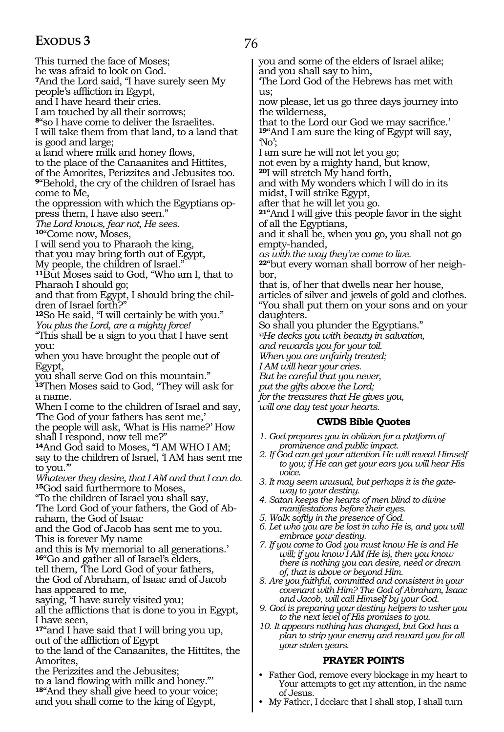This turned the face of Moses;
he was afraid to look on God.
**7**And the Lord said, "I have surely seen My people's affliction in Egypt,
and I have heard their cries.
I am touched by all their sorrows;
**8**"so I have come to deliver the Israelites.
I will take them from that land, to a land that is good and large;
a land where milk and honey flows,
to the place of the Canaanites and Hittites,
of the Amorites, Perizzites and Jebusites too.
**9**"Behold, the cry of the children of Israel has come to Me,
the oppression with which the Egyptians oppress them, I have also seen."
*The Lord knows, fear not, He sees.*
**10**"Come now, Moses,
I will send you to Pharaoh the king,
that you may bring forth out of Egypt,
My people, the children of Israel."
**11**But Moses said to God, "Who am I, that to Pharaoh I should go;
and that from Egypt, I should bring the children of Israel forth?"
**12**So He said, "I will certainly be with you."
*You plus the Lord, are a mighty force!*
"This shall be a sign to you that I have sent you:
when you have brought the people out of Egypt,
you shall serve God on this mountain."
**13**Then Moses said to God, "They will ask for a name.
When I come to the children of Israel and say,
'The God of your fathers has sent me,'
the people will ask, 'What is His name?' How shall I respond, now tell me?"
**14**And God said to Moses, "I AM WHO I AM;
say to the children of Israel, 'I AM has sent me to you.'"
*Whatever they desire, that I AM and that I can do.*
**15**God said furthermore to Moses,
"To the children of Israel you shall say,
'The Lord God of your fathers, the God of Abraham, the God of Isaac
and the God of Jacob has sent me to you.
This is forever My name
and this is My memorial to all generations.'
**16**"Go and gather all of Israel's elders,
tell them, 'The Lord God of your fathers,
the God of Abraham, of Isaac and of Jacob
has appeared to me,
saying, "I have surely visited you;
all the afflictions that is done to you in Egypt,
I have seen,
**17**"and I have said that I will bring you up,
out of the affliction of Egypt
to the land of the Canaanites, the Hittites, the Amorites,
the Perizzites and the Jebusites;
to a land flowing with milk and honey."'
**18**"And they shall give heed to your voice;
and you shall come to the king of Egypt,
you and some of the elders of Israel alike;
and you shall say to him,
'The Lord God of the Hebrews has met with us;
now please, let us go three days journey into the wilderness,
that to the Lord our God we may sacrifice.'
**19**"And I am sure the king of Egypt will say, 'No';
I am sure he will not let you go;
not even by a mighty hand, but know,
**20**I will stretch My hand forth,
and with My wonders which I will do in its midst, I will strike Egypt,
after that he will let you go.
**21**"And I will give this people favor in the sight of all the Egyptians,
and it shall be, when you go, you shall not go empty-handed,
*as with the way they've come to live.*
**22**"but every woman shall borrow of her neighbor,
that is, of her that dwells near her house,
articles of silver and jewels of gold and clothes.
"You shall put them on your sons and on your daughters.
So shall you plunder the Egyptians."
*@He decks you with beauty in salvation,*
*and rewards you for your toil.*
*When you are unfairly treated;*
*I AM will hear your cries.*
*But be careful that you never,*
*put the gifts above the Lord;*
*for the treasures that He gives you,*
*will one day test your hearts.*

### CWDS Bible Quotes

1. *God prepares you in oblivion for a platform of prominence and public impact.*
2. *If God can get your attention He will reveal Himself to you; if He can get your ears you will hear His voice.*
3. *It may seem unusual, but perhaps it is the gateway to your destiny.*
4. *Satan keeps the hearts of men blind to divine manifestations before their eyes.*
5. *Walk softly in the presence of God.*
6. *Let who you are be lost in who He is, and you will embrace your destiny.*
7. *If you come to God you must know He is and He will; if you know I AM (He is), then you know there is nothing you can desire, need or dream of, that is above or beyond Him.*
8. *Are you faithful, committed and consistent in your covenant with Him? The God of Abraham, Isaac and Jacob, will call Himself by your God.*
9. *God is preparing your destiny helpers to usher you to the next level of His promises to you.*
10. *It appears nothing has changed, but God has a plan to strip your enemy and reward you for all your stolen years.*

### PRAYER POINTS

- Father God, remove every blockage in my heart to Your attempts to get my attention, in the name of Jesus.
- My Father, I declare that I shall stop, I shall turn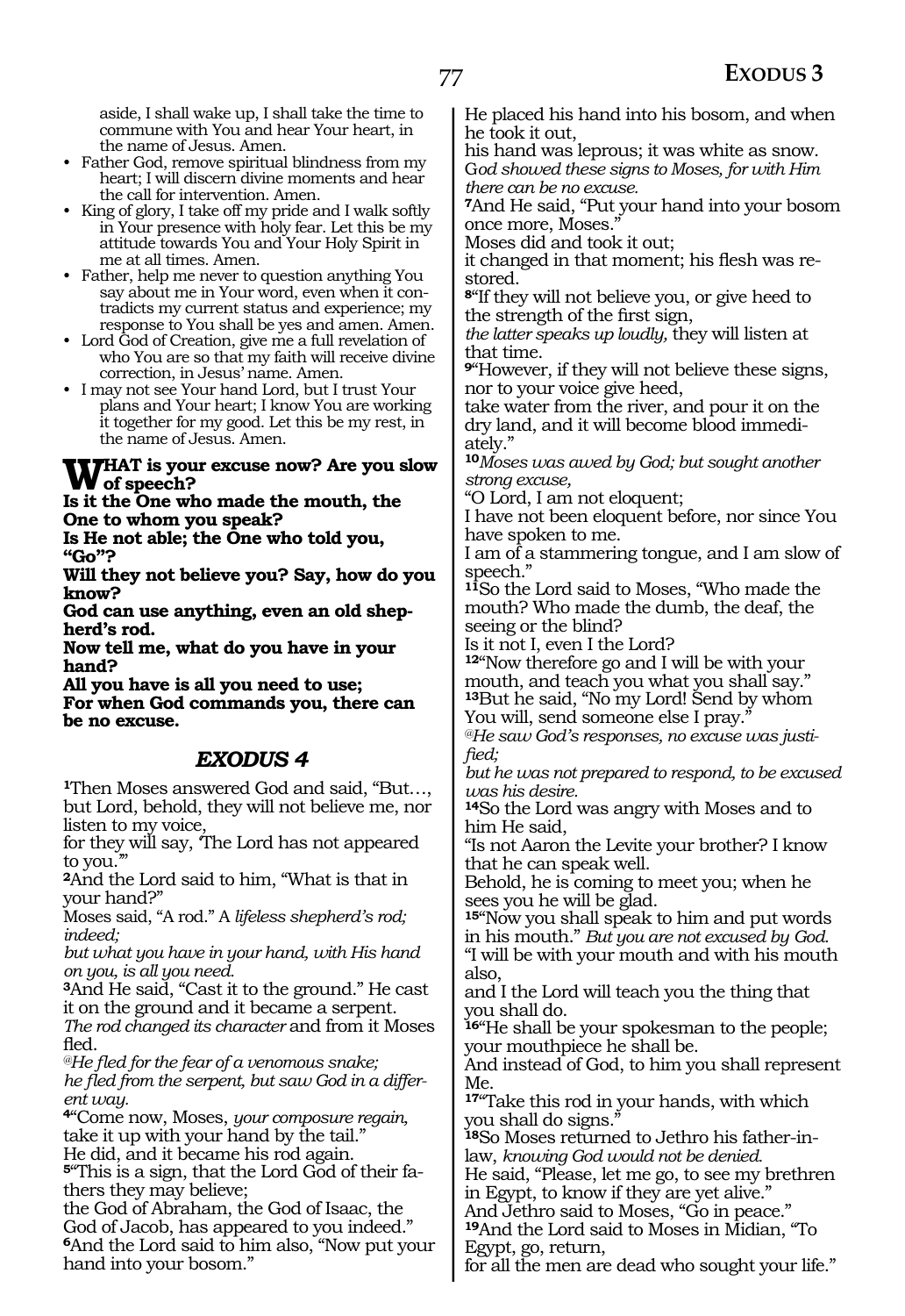aside, I shall wake up, I shall take the time to commune with You and hear Your heart, in the name of Jesus. Amen.

- Father God, remove spiritual blindness from my heart; I will discern divine moments and hear the call for intervention. Amen.
- King of glory, I take off my pride and I walk softly in Your presence with holy fear. Let this be my attitude towards You and Your Holy Spirit in me at all times. Amen.
- Father, help me never to question anything You say about me in Your word, even when it contradicts my current status and experience; my response to You shall be yes and amen. Amen.
- Lord God of Creation, give me a full revelation of who You are so that my faith will receive divine correction, in Jesus' name. Amen.
- I may not see Your hand Lord, but I trust Your plans and Your heart; I know You are working it together for my good. Let this be my rest, in the name of Jesus. Amen.

**WHAT is your excuse now? Are you slow of speech?**
**Is it the One who made the mouth, the One to whom you speak?**
**Is He not able; the One who told you, "Go"?**
**Will they not believe you? Say, how do you know?**
**God can use anything, even an old shepherd's rod.**
**Now tell me, what do you have in your hand?**
**All you have is all you need to use;**
**For when God commands you, there can be no excuse.**

## *EXODUS 4*

[1]Then Moses answered God and said, "But…, but Lord, behold, they will not believe me, nor listen to my voice,
for they will say, 'The Lord has not appeared to you.'"
[2]And the Lord said to him, "What is that in your hand?"
Moses said, "A rod." A *lifeless shepherd's rod; indeed;*
*but what you have in your hand, with His hand on you, is all you need.*
[3]And He said, "Cast it to the ground." He cast it on the ground and it became a serpent.
*The rod changed its character* and from it Moses fled.
*@He fled for the fear of a venomous snake;*
*he fled from the serpent, but saw God in a different way.*
[4]"Come now, Moses, *your composure regain,*
take it up with your hand by the tail."
He did, and it became his rod again.
[5]"This is a sign, that the Lord God of their fathers they may believe;
the God of Abraham, the God of Isaac, the God of Jacob, has appeared to you indeed."
[6]And the Lord said to him also, "Now put your hand into your bosom."
He placed his hand into his bosom, and when he took it out,
his hand was leprous; it was white as snow.
G*od showed these signs to Moses, for with Him there can be no excuse.*
[7]And He said, "Put your hand into your bosom once more, Moses."
Moses did and took it out;
it changed in that moment; his flesh was restored.
[8]"If they will not believe you, or give heed to the strength of the first sign,
*the latter speaks up loudly,* they will listen at that time.
[9]"However, if they will not believe these signs, nor to your voice give heed,
take water from the river, and pour it on the dry land, and it will become blood immediately."
[10]*Moses was awed by God; but sought another strong excuse,*
"O Lord, I am not eloquent;
I have not been eloquent before, nor since You have spoken to me.
I am of a stammering tongue, and I am slow of speech."
[11]So the Lord said to Moses, "Who made the mouth? Who made the dumb, the deaf, the seeing or the blind?
Is it not I, even I the Lord?
[12]"Now therefore go and I will be with your mouth, and teach you what you shall say."
[13]But he said, "No my Lord! Send by whom You will, send someone else I pray."
*@He saw God's responses, no excuse was justified;*
*but he was not prepared to respond, to be excused was his desire.*
[14]So the Lord was angry with Moses and to him He said,
"Is not Aaron the Levite your brother? I know that he can speak well.
Behold, he is coming to meet you; when he sees you he will be glad.
[15]"Now you shall speak to him and put words in his mouth." *But you are not excused by God.*
"I will be with your mouth and with his mouth also,
and I the Lord will teach you the thing that you shall do.
[16]"He shall be your spokesman to the people; your mouthpiece he shall be.
And instead of God, to him you shall represent Me.
[17]"Take this rod in your hands, with which you shall do signs."
[18]So Moses returned to Jethro his father-in-law, *knowing God would not be denied.*
He said, "Please, let me go, to see my brethren in Egypt, to know if they are yet alive."
And Jethro said to Moses, "Go in peace."
[19]And the Lord said to Moses in Midian, "To Egypt, go, return,
for all the men are dead who sought your life."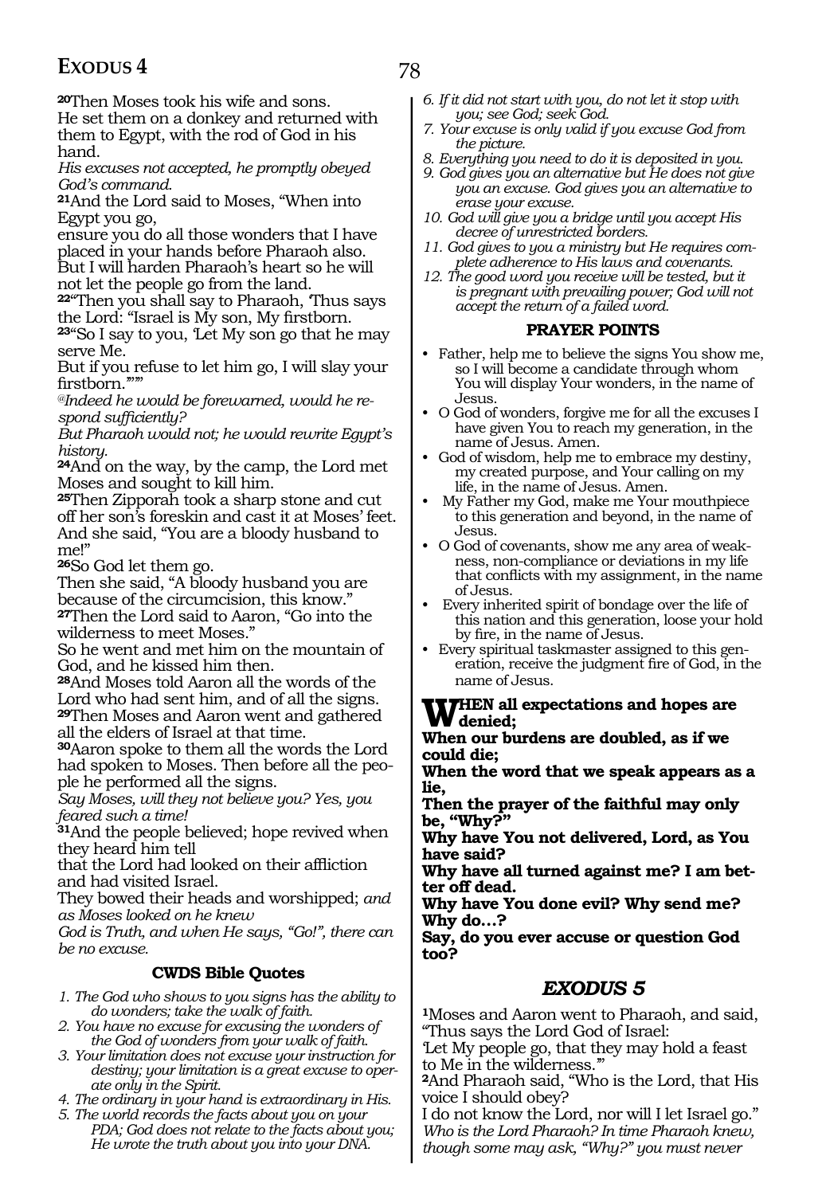**20**Then Moses took his wife and sons.
He set them on a donkey and returned with them to Egypt, with the rod of God in his hand.
*His excuses not accepted, he promptly obeyed God's command.*
**21**And the Lord said to Moses, "When into Egypt you go,
ensure you do all those wonders that I have placed in your hands before Pharaoh also.
But I will harden Pharaoh's heart so he will not let the people go from the land.
**22**"Then you shall say to Pharaoh, 'Thus says the Lord: "Israel is My son, My firstborn.
**23**"So I say to you, 'Let My son go that he may serve Me.
But if you refuse to let him go, I will slay your firstborn.'"'"
*@Indeed he would be forewarned, would he respond sufficiently?*
*But Pharaoh would not; he would rewrite Egypt's history.*
**24**And on the way, by the camp, the Lord met Moses and sought to kill him.
**25**Then Zipporah took a sharp stone and cut off her son's foreskin and cast it at Moses' feet.
And she said, "You are a bloody husband to me!"
**26**So God let them go.
Then she said, "A bloody husband you are because of the circumcision, this know."
**27**Then the Lord said to Aaron, "Go into the wilderness to meet Moses."
So he went and met him on the mountain of God, and he kissed him then.
**28**And Moses told Aaron all the words of the Lord who had sent him, and of all the signs.
**29**Then Moses and Aaron went and gathered all the elders of Israel at that time.
**30**Aaron spoke to them all the words the Lord had spoken to Moses. Then before all the people he performed all the signs.
*Say Moses, will they not believe you? Yes, you feared such a time!*
**31**And the people believed; hope revived when they heard him tell
that the Lord had looked on their affliction and had visited Israel.
They bowed their heads and worshipped; *and as Moses looked on he knew*
*God is Truth, and when He says, "Go!", there can be no excuse.*

### CWDS Bible Quotes

1. *The God who shows to you signs has the ability to do wonders; take the walk of faith.*
2. *You have no excuse for excusing the wonders of the God of wonders from your walk of faith.*
3. *Your limitation does not excuse your instruction for destiny; your limitation is a great excuse to operate only in the Spirit.*
4. *The ordinary in your hand is extraordinary in His.*
5. *The world records the facts about you on your PDA; God does not relate to the facts about you; He wrote the truth about you into your DNA.*
6. *If it did not start with you, do not let it stop with you; see God; seek God.*
7. *Your excuse is only valid if you excuse God from the picture.*
8. *Everything you need to do it is deposited in you.*
9. *God gives you an alternative but He does not give you an excuse. God gives you an alternative to erase your excuse.*
10. *God will give you a bridge until you accept His decree of unrestricted borders.*
11. *God gives to you a ministry but He requires complete adherence to His laws and covenants.*
12. *The good word you receive will be tested, but it is pregnant with prevailing power; God will not accept the return of a failed word.*

### PRAYER POINTS

- Father, help me to believe the signs You show me, so I will become a candidate through whom You will display Your wonders, in the name of Jesus.
- O God of wonders, forgive me for all the excuses I have given You to reach my generation, in the name of Jesus. Amen.
- God of wisdom, help me to embrace my destiny, my created purpose, and Your calling on my life, in the name of Jesus. Amen.
- My Father my God, make me Your mouthpiece to this generation and beyond, in the name of Jesus.
- O God of covenants, show me any area of weakness, non-compliance or deviations in my life that conflicts with my assignment, in the name of Jesus.
- Every inherited spirit of bondage over the life of this nation and this generation, loose your hold by fire, in the name of Jesus.
- Every spiritual taskmaster assigned to this generation, receive the judgment fire of God, in the name of Jesus.

**When all expectations and hopes are denied;**
**When our burdens are doubled, as if we could die;**
**When the word that we speak appears as a lie,**
**Then the prayer of the faithful may only be, "Why?"**
**Why have You not delivered, Lord, as You have said?**
**Why have all turned against me? I am better off dead.**
**Why have You done evil? Why send me? Why do…?**
**Say, do you ever accuse or question God too?**

## *EXODUS 5*

**1**Moses and Aaron went to Pharaoh, and said, "Thus says the Lord God of Israel:
'Let My people go, that they may hold a feast to Me in the wilderness.'"
**2**And Pharaoh said, "Who is the Lord, that His voice I should obey?
I do not know the Lord, nor will I let Israel go."
*Who is the Lord Pharaoh? In time Pharaoh knew, though some may ask, "Why?" you must never*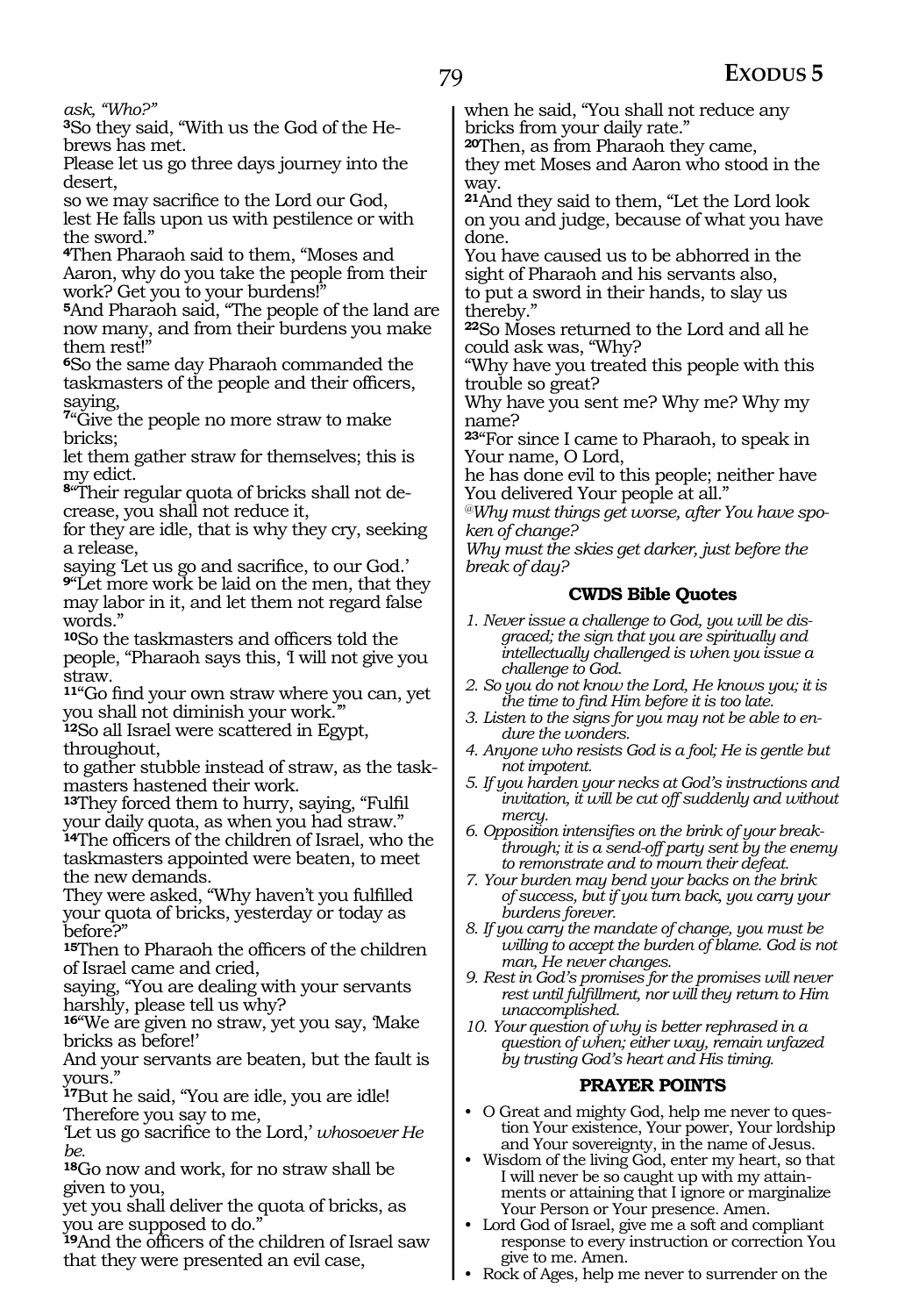*ask, "Who?"*

**3**So they said, "With us the God of the Hebrews has met.
Please let us go three days journey into the desert,
so we may sacrifice to the Lord our God,
lest He falls upon us with pestilence or with the sword."

**4**Then Pharaoh said to them, "Moses and Aaron, why do you take the people from their work? Get you to your burdens!"

**5**And Pharaoh said, "The people of the land are now many, and from their burdens you make them rest!"

**6**So the same day Pharaoh commanded the taskmasters of the people and their officers, saying,

**7**"Give the people no more straw to make bricks;
let them gather straw for themselves; this is my edict.

**8**"Their regular quota of bricks shall not decrease, you shall not reduce it,
for they are idle, that is why they cry, seeking a release,
saying 'Let us go and sacrifice, to our God.'

**9**"Let more work be laid on the men, that they may labor in it, and let them not regard false words."

**10**So the taskmasters and officers told the people, "Pharaoh says this, 'I will not give you straw.

**11**"Go find your own straw where you can, yet you shall not diminish your work.'"

**12**So all Israel were scattered in Egypt, throughout,
to gather stubble instead of straw, as the taskmasters hastened their work.

**13**They forced them to hurry, saying, "Fulfil your daily quota, as when you had straw."

**14**The officers of the children of Israel, who the taskmasters appointed were beaten, to meet the new demands.
They were asked, "Why haven't you fulfilled your quota of bricks, yesterday or today as before?"

**15**Then to Pharaoh the officers of the children of Israel came and cried,
saying, "You are dealing with your servants harshly, please tell us why?

**16**"We are given no straw, yet you say, 'Make bricks as before!'
And your servants are beaten, but the fault is yours."

**17**But he said, "You are idle, you are idle! Therefore you say to me,
'Let us go sacrifice to the Lord,' *whosoever He be.*

**18**Go now and work, for no straw shall be given to you,
yet you shall deliver the quota of bricks, as you are supposed to do."

**19**And the officers of the children of Israel saw that they were presented an evil case,
when he said, "You shall not reduce any bricks from your daily rate."

**20**Then, as from Pharaoh they came,
they met Moses and Aaron who stood in the way.

**21**And they said to them, "Let the Lord look on you and judge, because of what you have done.
You have caused us to be abhorred in the sight of Pharaoh and his servants also,
to put a sword in their hands, to slay us thereby."

**22**So Moses returned to the Lord and all he could ask was, "Why?
"Why have you treated this people with this trouble so great?
Why have you sent me? Why me? Why my name?

**23**"For since I came to Pharaoh, to speak in Your name, O Lord,
he has done evil to this people; neither have You delivered Your people at all."

*@Why must things get worse, after You have spoken of change?*
*Why must the skies get darker, just before the break of day?*

### CWDS Bible Quotes

1. *Never issue a challenge to God, you will be disgraced; the sign that you are spiritually and intellectually challenged is when you issue a challenge to God.*
2. *So you do not know the Lord, He knows you; it is the time to find Him before it is too late.*
3. *Listen to the signs for you may not be able to endure the wonders.*
4. *Anyone who resists God is a fool; He is gentle but not impotent.*
5. *If you harden your necks at God's instructions and invitation, it will be cut off suddenly and without mercy.*
6. *Opposition intensifies on the brink of your breakthrough; it is a send-off party sent by the enemy to remonstrate and to mourn their defeat.*
7. *Your burden may bend your backs on the brink of success, but if you turn back, you carry your burdens forever.*
8. *If you carry the mandate of change, you must be willing to accept the burden of blame. God is not man, He never changes.*
9. *Rest in God's promises for the promises will never rest until fulfillment, nor will they return to Him unaccomplished.*
10. *Your question of why is better rephrased in a question of when; either way, remain unfazed by trusting God's heart and His timing.*

### PRAYER POINTS

- O Great and mighty God, help me never to question Your existence, Your power, Your lordship and Your sovereignty, in the name of Jesus.
- Wisdom of the living God, enter my heart, so that I will never be so caught up with my attainments or attaining that I ignore or marginalize Your Person or Your presence. Amen.
- Lord God of Israel, give me a soft and compliant response to every instruction or correction You give to me. Amen.
- Rock of Ages, help me never to surrender on the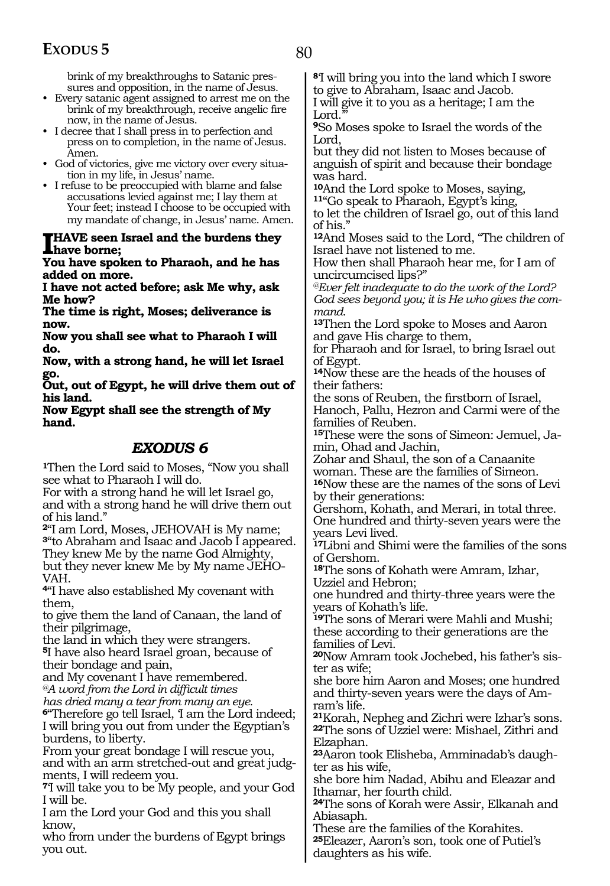brink of my breakthroughs to Satanic pressures and opposition, in the name of Jesus.

- Every satanic agent assigned to arrest me on the brink of my breakthrough, receive angelic fire now, in the name of Jesus.
- I decree that I shall press in to perfection and press on to completion, in the name of Jesus. Amen.
- God of victories, give me victory over every situation in my life, in Jesus' name.
- I refuse to be preoccupied with blame and false accusations levied against me; I lay them at Your feet; instead I choose to be occupied with my mandate of change, in Jesus' name. Amen.

**I HAVE seen Israel and the burdens they have borne;**
**You have spoken to Pharaoh, and he has added on more.**
**I have not acted before; ask Me why, ask Me how?**
**The time is right, Moses; deliverance is now.**
**Now you shall see what to Pharaoh I will do.**
**Now, with a strong hand, he will let Israel go.**
**Out, out of Egypt, he will drive them out of his land.**
**Now Egypt shall see the strength of My hand.**

## *EXODUS 6*

**1**Then the Lord said to Moses, "Now you shall see what to Pharaoh I will do.
For with a strong hand he will let Israel go, and with a strong hand he will drive them out of his land."
**2**"I am Lord, Moses, JEHOVAH is My name;
**3**"to Abraham and Isaac and Jacob I appeared.
They knew Me by the name God Almighty, but they never knew Me by My name JEHOVAH.
**4**"I have also established My covenant with them,
to give them the land of Canaan, the land of their pilgrimage,
the land in which they were strangers.
**5**I have also heard Israel groan, because of their bondage and pain,
and My covenant I have remembered.
*@A word from the Lord in difficult times has dried many a tear from many an eye.*
**6**"Therefore go tell Israel, 'I am the Lord indeed; I will bring you out from under the Egyptian's burdens, to liberty.
From your great bondage I will rescue you, and with an arm stretched-out and great judgments, I will redeem you.
**7**'I will take you to be My people, and your God I will be.
I am the Lord your God and this you shall know,
who from under the burdens of Egypt brings you out.
**8**'I will bring you into the land which I swore to give to Abraham, Isaac and Jacob.
I will give it to you as a heritage; I am the Lord.'"
**9**So Moses spoke to Israel the words of the Lord,
but they did not listen to Moses because of anguish of spirit and because their bondage was hard.
**10**And the Lord spoke to Moses, saying,
**11**"Go speak to Pharaoh, Egypt's king,
to let the children of Israel go, out of this land of his."
**12**And Moses said to the Lord, "The children of Israel have not listened to me.
How then shall Pharaoh hear me, for I am of uncircumcised lips?"
*@Ever felt inadequate to do the work of the Lord? God sees beyond you; it is He who gives the command.*
**13**Then the Lord spoke to Moses and Aaron and gave His charge to them,
for Pharaoh and for Israel, to bring Israel out of Egypt.
**14**Now these are the heads of the houses of their fathers:
the sons of Reuben, the firstborn of Israel, Hanoch, Pallu, Hezron and Carmi were of the families of Reuben.
**15**These were the sons of Simeon: Jemuel, Jamin, Ohad and Jachin,
Zohar and Shaul, the son of a Canaanite woman. These are the families of Simeon.
**16**Now these are the names of the sons of Levi by their generations:
Gershom, Kohath, and Merari, in total three.
One hundred and thirty-seven years were the years Levi lived.
**17**Libni and Shimi were the families of the sons of Gershom.
**18**The sons of Kohath were Amram, Izhar, Uzziel and Hebron;
one hundred and thirty-three years were the years of Kohath's life.
**19**The sons of Merari were Mahli and Mushi;
these according to their generations are the families of Levi.
**20**Now Amram took Jochebed, his father's sister as wife;
she bore him Aaron and Moses; one hundred and thirty-seven years were the days of Amram's life.
**21**Korah, Nepheg and Zichri were Izhar's sons.
**22**The sons of Uzziel were: Mishael, Zithri and Elzaphan.
**23**Aaron took Elisheba, Amminadab's daughter as his wife,
she bore him Nadad, Abihu and Eleazar and Ithamar, her fourth child.
**24**The sons of Korah were Assir, Elkanah and Abiasaph.
These are the families of the Korahites.
**25**Eleazer, Aaron's son, took one of Putiel's daughters as his wife.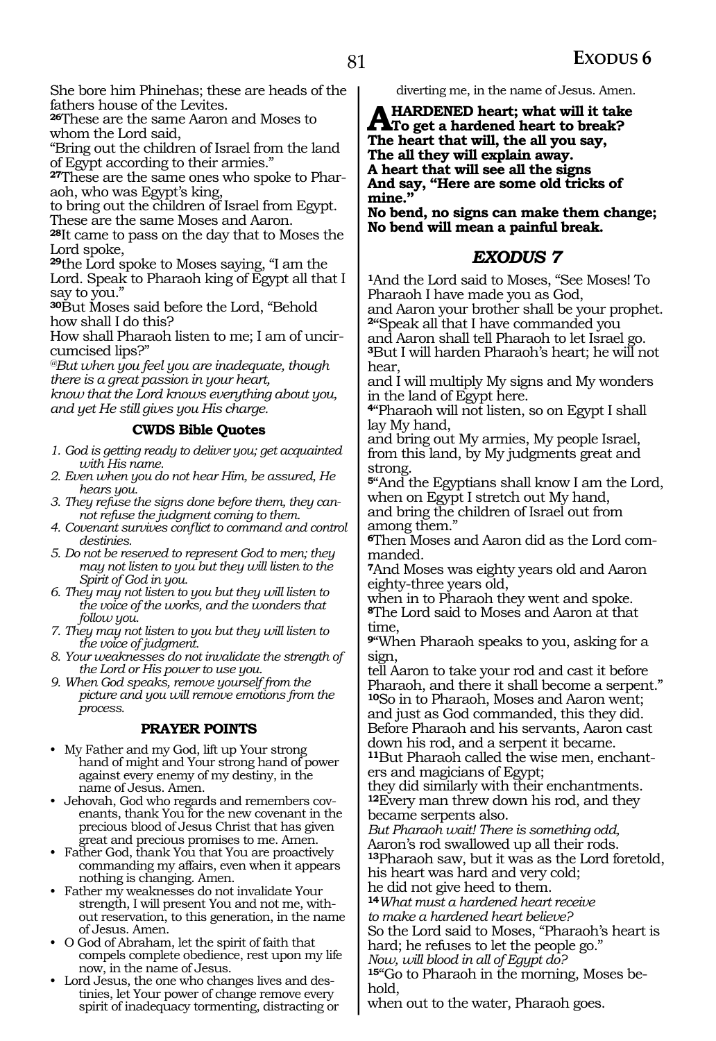She bore him Phinehas; these are heads of the fathers house of the Levites.
**26**These are the same Aaron and Moses to whom the Lord said,
"Bring out the children of Israel from the land of Egypt according to their armies."
**27**These are the same ones who spoke to Pharaoh, who was Egypt's king,
to bring out the children of Israel from Egypt. These are the same Moses and Aaron.
**28**It came to pass on the day that to Moses the Lord spoke,
**29**the Lord spoke to Moses saying, "I am the Lord. Speak to Pharaoh king of Egypt all that I say to you."
**30**But Moses said before the Lord, "Behold how shall I do this?
How shall Pharaoh listen to me; I am of uncircumcised lips?"
*@But when you feel you are inadequate, though there is a great passion in your heart,*
*know that the Lord knows everything about you, and yet He still gives you His charge.*

### CWDS Bible Quotes

1. *God is getting ready to deliver you; get acquainted with His name.*
2. *Even when you do not hear Him, be assured, He hears you.*
3. *They refuse the signs done before them, they cannot refuse the judgment coming to them.*
4. *Covenant survives conflict to command and control destinies.*
5. *Do not be reserved to represent God to men; they may not listen to you but they will listen to the Spirit of God in you.*
6. *They may not listen to you but they will listen to the voice of the works, and the wonders that follow you.*
7. *They may not listen to you but they will listen to the voice of judgment.*
8. *Your weaknesses do not invalidate the strength of the Lord or His power to use you.*
9. *When God speaks, remove yourself from the picture and you will remove emotions from the process.*

### PRAYER POINTS

- My Father and my God, lift up Your strong hand of might and Your strong hand of power against every enemy of my destiny, in the name of Jesus. Amen.
- Jehovah, God who regards and remembers covenants, thank You for the new covenant in the precious blood of Jesus Christ that has given great and precious promises to me. Amen.
- Father God, thank You that You are proactively commanding my affairs, even when it appears nothing is changing. Amen.
- Father my weaknesses do not invalidate Your strength, I will present You and not me, without reservation, to this generation, in the name of Jesus. Amen.
- O God of Abraham, let the spirit of faith that compels complete obedience, rest upon my life now, in the name of Jesus.
- Lord Jesus, the one who changes lives and destinies, let Your power of change remove every spirit of inadequacy tormenting, distracting or diverting me, in the name of Jesus. Amen.

**A HARDENED heart; what will it take**
**To get a hardened heart to break?**
**The heart that will, the all you say,**
**The all they will explain away.**
**A heart that will see all the signs**
**And say, "Here are some old tricks of mine."**
**No bend, no signs can make them change;**
**No bend will mean a painful break.**

## *EXODUS 7*

**1**And the Lord said to Moses, "See Moses! To Pharaoh I have made you as God,
and Aaron your brother shall be your prophet.
**2**"Speak all that I have commanded you
and Aaron shall tell Pharaoh to let Israel go.
**3**But I will harden Pharaoh's heart; he will not hear,
and I will multiply My signs and My wonders in the land of Egypt here.
**4**"Pharaoh will not listen, so on Egypt I shall lay My hand,
and bring out My armies, My people Israel, from this land, by My judgments great and strong.
**5**"And the Egyptians shall know I am the Lord, when on Egypt I stretch out My hand,
and bring the children of Israel out from among them."
**6**Then Moses and Aaron did as the Lord commanded.
**7**And Moses was eighty years old and Aaron eighty-three years old,
when in to Pharaoh they went and spoke.
**8**The Lord said to Moses and Aaron at that time,
**9**"When Pharaoh speaks to you, asking for a sign,
tell Aaron to take your rod and cast it before Pharaoh, and there it shall become a serpent."
**10**So in to Pharaoh, Moses and Aaron went; and just as God commanded, this they did.
Before Pharaoh and his servants, Aaron cast down his rod, and a serpent it became.
**11**But Pharaoh called the wise men, enchanters and magicians of Egypt;
they did similarly with their enchantments.
**12**Every man threw down his rod, and they became serpents also.
*But Pharaoh wait! There is something odd,*
Aaron's rod swallowed up all their rods.
**13**Pharaoh saw, but it was as the Lord foretold, his heart was hard and very cold;
he did not give heed to them.
**14***What must a hardened heart receive*
*to make a hardened heart believe?*
So the Lord said to Moses, "Pharaoh's heart is hard; he refuses to let the people go."
*Now, will blood in all of Egypt do?*
**15**"Go to Pharaoh in the morning, Moses behold,
when out to the water, Pharaoh goes.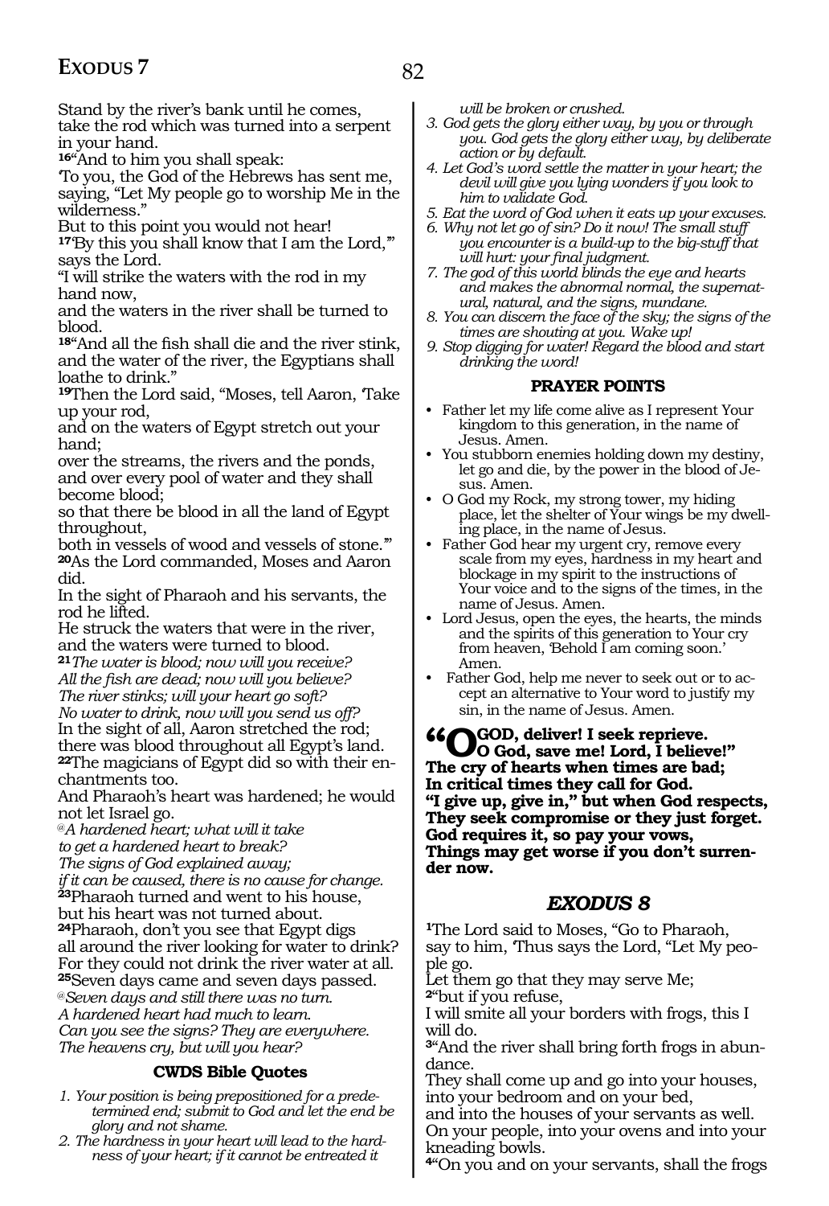Stand by the river's bank until he comes, take the rod which was turned into a serpent in your hand.

**16**"And to him you shall speak:
'To you, the God of the Hebrews has sent me, saying, "Let My people go to worship Me in the wilderness."
But to this point you would not hear!

**17**'By this you shall know that I am the Lord,'" says the Lord.
"I will strike the waters with the rod in my hand now,
and the waters in the river shall be turned to blood.

**18**"And all the fish shall die and the river stink, and the water of the river, the Egyptians shall loathe to drink."

**19**Then the Lord said, "Moses, tell Aaron, 'Take up your rod,
and on the waters of Egypt stretch out your hand;
over the streams, the rivers and the ponds, and over every pool of water and they shall become blood;
so that there be blood in all the land of Egypt throughout,
both in vessels of wood and vessels of stone.'"

**20**As the Lord commanded, Moses and Aaron did.
In the sight of Pharaoh and his servants, the rod he lifted.
He struck the waters that were in the river, and the waters were turned to blood.

**21***The water is blood; now will you receive?*
*All the fish are dead; now will you believe?*
*The river stinks; will your heart go soft?*
*No water to drink, now will you send us off?*
In the sight of all, Aaron stretched the rod; there was blood throughout all Egypt's land.

**22**The magicians of Egypt did so with their enchantments too.
And Pharaoh's heart was hardened; he would not let Israel go.
@*A hardened heart; what will it take*
*to get a hardened heart to break?*
*The signs of God explained away;*
*if it can be caused, there is no cause for change.*

**23**Pharaoh turned and went to his house, but his heart was not turned about.

**24**Pharaoh, don't you see that Egypt digs all around the river looking for water to drink? For they could not drink the river water at all.

**25**Seven days came and seven days passed.
@*Seven days and still there was no turn.*
*A hardened heart had much to learn.*
*Can you see the signs? They are everywhere.*
*The heavens cry, but will you hear?*

### CWDS Bible Quotes

1. *Your position is being prepositioned for a predetermined end; submit to God and let the end be glory and not shame.*
2. *The hardness in your heart will lead to the hardness of your heart; if it cannot be entreated it will be broken or crushed.*
3. *God gets the glory either way, by you or through you. God gets the glory either way, by deliberate action or by default.*
4. *Let God's word settle the matter in your heart; the devil will give you lying wonders if you look to him to validate God.*
5. *Eat the word of God when it eats up your excuses.*
6. *Why not let go of sin? Do it now! The small stuff you encounter is a build-up to the big-stuff that will hurt: your final judgment.*
7. *The god of this world blinds the eye and hearts and makes the abnormal normal, the supernatural, natural, and the signs, mundane.*
8. *You can discern the face of the sky; the signs of the times are shouting at you. Wake up!*
9. *Stop digging for water! Regard the blood and start drinking the word!*

### PRAYER POINTS

- Father let my life come alive as I represent Your kingdom to this generation, in the name of Jesus. Amen.
- You stubborn enemies holding down my destiny, let go and die, by the power in the blood of Jesus. Amen.
- O God my Rock, my strong tower, my hiding place, let the shelter of Your wings be my dwelling place, in the name of Jesus.
- Father God hear my urgent cry, remove every scale from my eyes, hardness in my heart and blockage in my spirit to the instructions of Your voice and to the signs of the times, in the name of Jesus. Amen.
- Lord Jesus, open the eyes, the hearts, the minds and the spirits of this generation to Your cry from heaven, 'Behold I am coming soon.' Amen.
- Father God, help me never to seek out or to accept an alternative to Your word to justify my sin, in the name of Jesus. Amen.

**"O GOD, deliver! I seek reprieve.**
**O God, save me! Lord, I believe!"**
**The cry of hearts when times are bad;**
**In critical times they call for God.**
**"I give up, give in," but when God respects,**
**They seek compromise or they just forget.**
**God requires it, so pay your vows,**
**Things may get worse if you don't surrender now.**

## EXODUS 8

**1**The Lord said to Moses, "Go to Pharaoh, say to him, 'Thus says the Lord, "Let My people go.
Let them go that they may serve Me;

**2**"but if you refuse,
I will smite all your borders with frogs, this I will do.

**3**"And the river shall bring forth frogs in abundance.
They shall come up and go into your houses, into your bedroom and on your bed,
and into the houses of your servants as well.
On your people, into your ovens and into your kneading bowls.

**4**"On you and on your servants, shall the frogs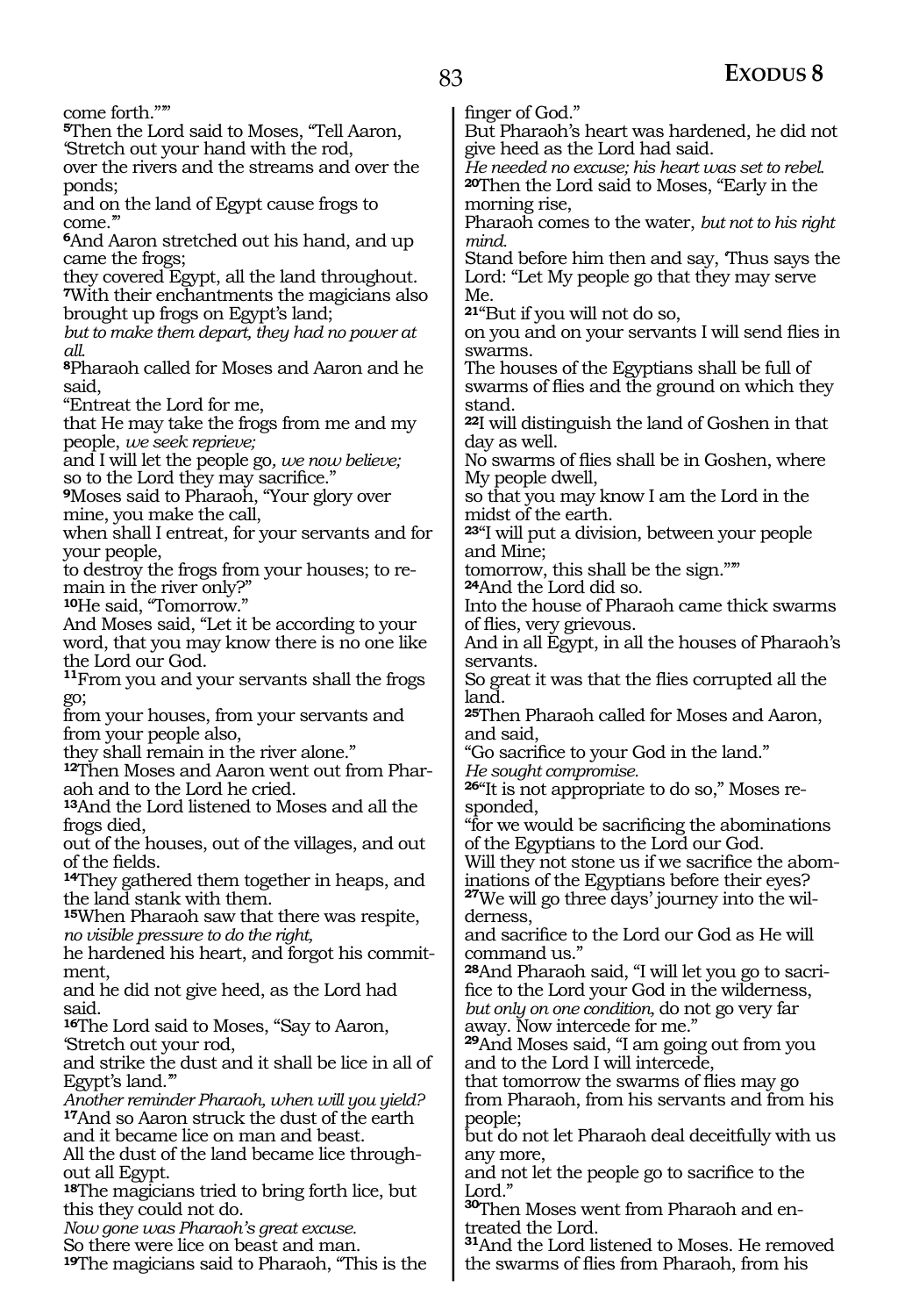come forth.”’”

[5]Then the Lord said to Moses, “Tell Aaron, ‘Stretch out your hand with the rod,
over the rivers and the streams and over the ponds;
and on the land of Egypt cause frogs to come.’”

[6]And Aaron stretched out his hand, and up came the frogs;
they covered Egypt, all the land throughout.

[7]With their enchantments the magicians also brought up frogs on Egypt’s land;
*but to make them depart, they had no power at all.*

[8]Pharaoh called for Moses and Aaron and he said,
“Entreat the Lord for me,
that He may take the frogs from me and my people, *we seek reprieve;*
and I will let the people go*, we now believe;*
so to the Lord they may sacrifice.”

[9]Moses said to Pharaoh, “Your glory over mine, you make the call,
when shall I entreat, for your servants and for your people,
to destroy the frogs from your houses; to remain in the river only?”

[10]He said, “Tomorrow.”
And Moses said, “Let it be according to your word, that you may know there is no one like the Lord our God.

[11]From you and your servants shall the frogs go;
from your houses, from your servants and from your people also,
they shall remain in the river alone.”

[12]Then Moses and Aaron went out from Pharaoh and to the Lord he cried.

[13]And the Lord listened to Moses and all the frogs died,
out of the houses, out of the villages, and out of the fields.

[14]They gathered them together in heaps, and the land stank with them.

[15]When Pharaoh saw that there was respite,
*no visible pressure to do the right,*
he hardened his heart, and forgot his commitment,
and he did not give heed, as the Lord had said.

[16]The Lord said to Moses, “Say to Aaron, ‘Stretch out your rod,
and strike the dust and it shall be lice in all of Egypt’s land.’”
*Another reminder Pharaoh, when will you yield?*

[17]And so Aaron struck the dust of the earth and it became lice on man and beast.
All the dust of the land became lice throughout all Egypt.

[18]The magicians tried to bring forth lice, but this they could not do.
*Now gone was Pharaoh’s great excuse.*
So there were lice on beast and man.

[19]The magicians said to Pharaoh, “This is the finger of God.”
But Pharaoh’s heart was hardened, he did not give heed as the Lord had said.
*He needed no excuse; his heart was set to rebel.*

[20]Then the Lord said to Moses, “Early in the morning rise,
Pharaoh comes to the water, *but not to his right mind.*
Stand before him then and say, ‘Thus says the Lord: “Let My people go that they may serve Me.

[21]“But if you will not do so,
on you and on your servants I will send flies in swarms.
The houses of the Egyptians shall be full of swarms of flies and the ground on which they stand.

[22]I will distinguish the land of Goshen in that day as well.
No swarms of flies shall be in Goshen, where My people dwell,
so that you may know I am the Lord in the midst of the earth.

[23]“I will put a division, between your people and Mine;
tomorrow, this shall be the sign.”’”

[24]And the Lord did so.
Into the house of Pharaoh came thick swarms of flies, very grievous.
And in all Egypt, in all the houses of Pharaoh’s servants.
So great it was that the flies corrupted all the land.

[25]Then Pharaoh called for Moses and Aaron, and said,
“Go sacrifice to your God in the land.”
*He sought compromise.*

[26]“It is not appropriate to do so,” Moses responded,
“for we would be sacrificing the abominations of the Egyptians to the Lord our God.
Will they not stone us if we sacrifice the abominations of the Egyptians before their eyes?

[27]We will go three days’ journey into the wilderness,
and sacrifice to the Lord our God as He will command us.”

[28]And Pharaoh said, “I will let you go to sacrifice to the Lord your God in the wilderness,
*but only on one condition,* do not go very far away. Now intercede for me.”

[29]And Moses said, “I am going out from you and to the Lord I will intercede,
that tomorrow the swarms of flies may go from Pharaoh, from his servants and from his people;
but do not let Pharaoh deal deceitfully with us any more,
and not let the people go to sacrifice to the Lord.”

[30]Then Moses went from Pharaoh and entreated the Lord.

[31]And the Lord listened to Moses. He removed the swarms of flies from Pharaoh, from his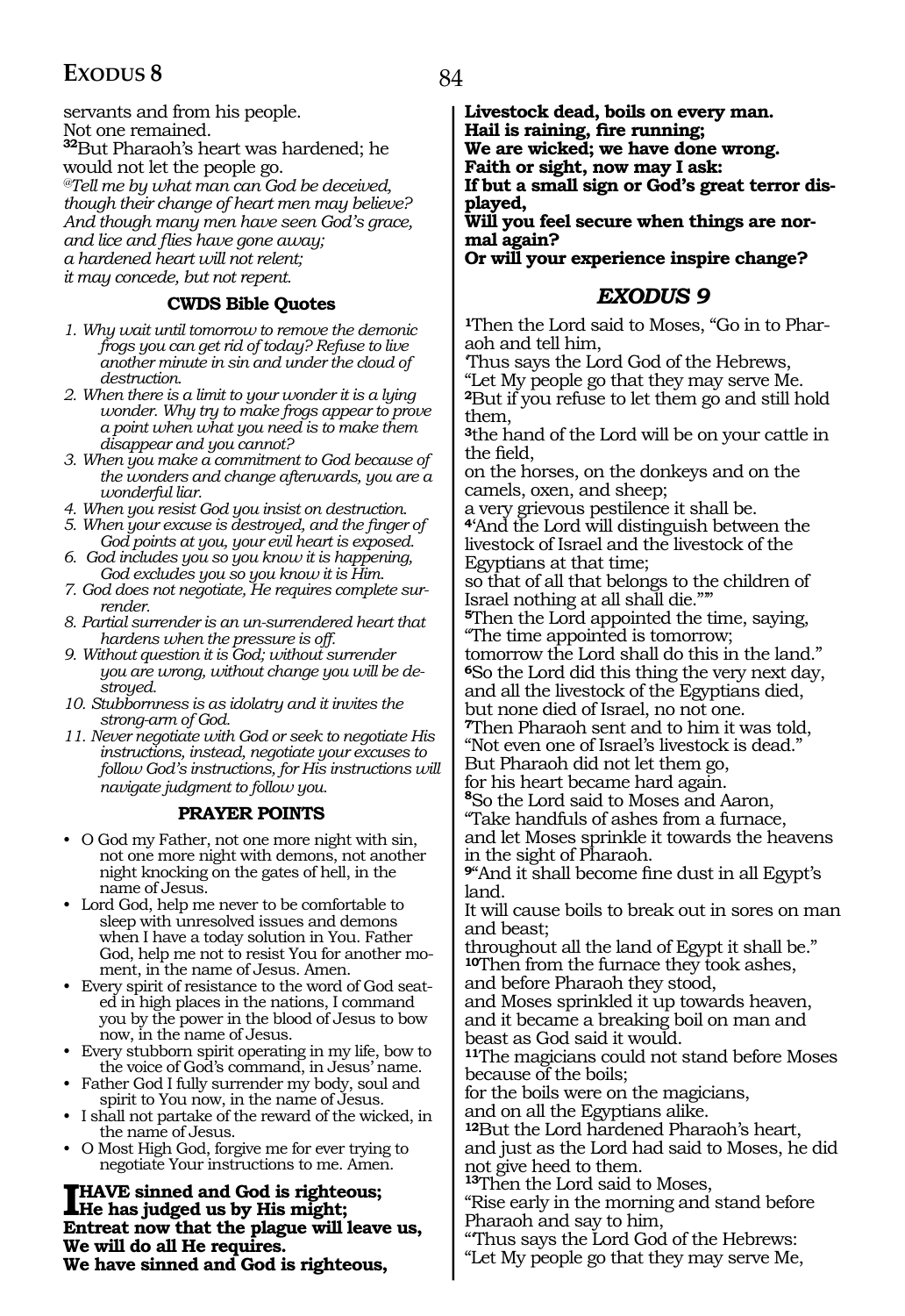servants and from his people.
Not one remained.
32But Pharaoh's heart was hardened; he would not let the people go.
*@Tell me by what man can God be deceived, though their change of heart men may believe? And though many men have seen God's grace, and lice and flies have gone away; a hardened heart will not relent; it may concede, but not repent.*

### CWDS Bible Quotes

1. *Why wait until tomorrow to remove the demonic frogs you can get rid of today? Refuse to live another minute in sin and under the cloud of destruction.*
2. *When there is a limit to your wonder it is a lying wonder. Why try to make frogs appear to prove a point when what you need is to make them disappear and you cannot?*
3. *When you make a commitment to God because of the wonders and change afterwards, you are a wonderful liar.*
4. *When you resist God you insist on destruction.*
5. *When your excuse is destroyed, and the finger of God points at you, your evil heart is exposed.*
6. *God includes you so you know it is happening, God excludes you so you know it is Him.*
7. *God does not negotiate, He requires complete surrender.*
8. *Partial surrender is an un-surrendered heart that hardens when the pressure is off.*
9. *Without question it is God; without surrender you are wrong, without change you will be destroyed.*
10. *Stubbornness is as idolatry and it invites the strong-arm of God.*
11. *Never negotiate with God or seek to negotiate His instructions, instead, negotiate your excuses to follow God's instructions, for His instructions will navigate judgment to follow you.*

### PRAYER POINTS

- O God my Father, not one more night with sin, not one more night with demons, not another night knocking on the gates of hell, in the name of Jesus.
- Lord God, help me never to be comfortable to sleep with unresolved issues and demons when I have a today solution in You. Father God, help me not to resist You for another moment, in the name of Jesus. Amen.
- Every spirit of resistance to the word of God seated in high places in the nations, I command you by the power in the blood of Jesus to bow now, in the name of Jesus.
- Every stubborn spirit operating in my life, bow to the voice of God's command, in Jesus' name.
- Father God I fully surrender my body, soul and spirit to You now, in the name of Jesus.
- I shall not partake of the reward of the wicked, in the name of Jesus.
- O Most High God, forgive me for ever trying to negotiate Your instructions to me. Amen.

**I HAVE sinned and God is righteous;
He has judged us by His might;
Entreat now that the plague will leave us,
We will do all He requires.
We have sinned and God is righteous,
Livestock dead, boils on every man.
Hail is raining, fire running;
We are wicked; we have done wrong.
Faith or sight, now may I ask:
If but a small sign or God's great terror displayed,
Will you feel secure when things are normal again?
Or will your experience inspire change?**

## *EXODUS 9*

1Then the Lord said to Moses, "Go in to Pharaoh and tell him,
'Thus says the Lord God of the Hebrews,
"Let My people go that they may serve Me.
2But if you refuse to let them go and still hold them,
3the hand of the Lord will be on your cattle in the field,
on the horses, on the donkeys and on the camels, oxen, and sheep;
a very grievous pestilence it shall be.
4'And the Lord will distinguish between the livestock of Israel and the livestock of the Egyptians at that time;
so that of all that belongs to the children of Israel nothing at all shall die."'"
5Then the Lord appointed the time, saying,
"The time appointed is tomorrow;
tomorrow the Lord shall do this in the land."
6So the Lord did this thing the very next day,
and all the livestock of the Egyptians died,
but none died of Israel, no not one.
7Then Pharaoh sent and to him it was told,
"Not even one of Israel's livestock is dead."
But Pharaoh did not let them go,
for his heart became hard again.
8So the Lord said to Moses and Aaron,
"Take handfuls of ashes from a furnace,
and let Moses sprinkle it towards the heavens in the sight of Pharaoh.
9"And it shall become fine dust in all Egypt's land.
It will cause boils to break out in sores on man and beast;
throughout all the land of Egypt it shall be."
10Then from the furnace they took ashes,
and before Pharaoh they stood,
and Moses sprinkled it up towards heaven,
and it became a breaking boil on man and beast as God said it would.
11The magicians could not stand before Moses because of the boils;
for the boils were on the magicians,
and on all the Egyptians alike.
12But the Lord hardened Pharaoh's heart,
and just as the Lord had said to Moses, he did not give heed to them.
13Then the Lord said to Moses,
"Rise early in the morning and stand before Pharaoh and say to him,
"Thus says the Lord God of the Hebrews:
"Let My people go that they may serve Me,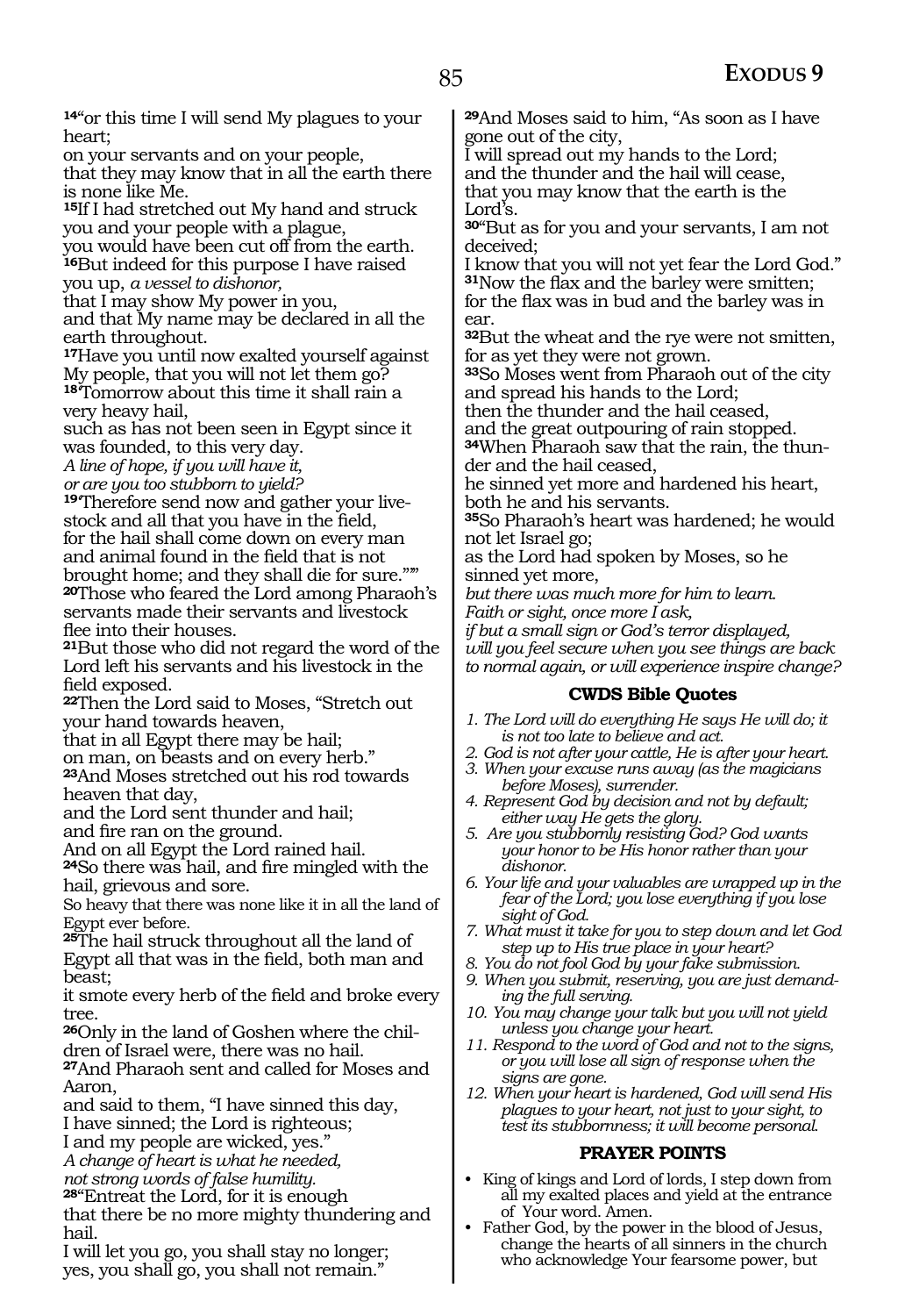[14]"or this time I will send My plagues to your heart;
on your servants and on your people,
that they may know that in all the earth there is none like Me.
[15]If I had stretched out My hand and struck you and your people with a plague,
you would have been cut off from the earth.
[16]But indeed for this purpose I have raised you up, *a vessel to dishonor,*
that I may show My power in you,
and that My name may be declared in all the earth throughout.
[17]Have you until now exalted yourself against My people, that you will not let them go?
[18]'Tomorrow about this time it shall rain a very heavy hail,
such as has not been seen in Egypt since it was founded, to this very day.
*A line of hope, if you will have it,*
*or are you too stubborn to yield?*
[19]'Therefore send now and gather your livestock and all that you have in the field,
for the hail shall come down on every man and animal found in the field that is not brought home; and they shall die for sure.'""
[20]Those who feared the Lord among Pharaoh's servants made their servants and livestock flee into their houses.
[21]But those who did not regard the word of the Lord left his servants and his livestock in the field exposed.
[22]Then the Lord said to Moses, "Stretch out your hand towards heaven,
that in all Egypt there may be hail;
on man, on beasts and on every herb."
[23]And Moses stretched out his rod towards heaven that day,
and the Lord sent thunder and hail;
and fire ran on the ground.
And on all Egypt the Lord rained hail.
[24]So there was hail, and fire mingled with the hail, grievous and sore.
So heavy that there was none like it in all the land of Egypt ever before.
[25]The hail struck throughout all the land of Egypt all that was in the field, both man and beast;
it smote every herb of the field and broke every tree.
[26]Only in the land of Goshen where the children of Israel were, there was no hail.
[27]And Pharaoh sent and called for Moses and Aaron,
and said to them, "I have sinned this day,
I have sinned; the Lord is righteous;
I and my people are wicked, yes."
*A change of heart is what he needed,*
*not strong words of false humility.*
[28]"Entreat the Lord, for it is enough
that there be no more mighty thundering and hail.
I will let you go, you shall stay no longer;
yes, you shall go, you shall not remain."
[29]And Moses said to him, "As soon as I have gone out of the city,
I will spread out my hands to the Lord;
and the thunder and the hail will cease,
that you may know that the earth is the Lord's.
[30]"But as for you and your servants, I am not deceived;
I know that you will not yet fear the Lord God."
[31]Now the flax and the barley were smitten;
for the flax was in bud and the barley was in ear.
[32]But the wheat and the rye were not smitten, for as yet they were not grown.
[33]So Moses went from Pharaoh out of the city and spread his hands to the Lord;
then the thunder and the hail ceased,
and the great outpouring of rain stopped.
[34]When Pharaoh saw that the rain, the thunder and the hail ceased,
he sinned yet more and hardened his heart, both he and his servants.
[35]So Pharaoh's heart was hardened; he would not let Israel go;
as the Lord had spoken by Moses, so he sinned yet more,
*but there was much more for him to learn.*
*Faith or sight, once more I ask,*
*if but a small sign or God's terror displayed,*
*will you feel secure when you see things are back to normal again, or will experience inspire change?*

### CWDS Bible Quotes

1. *The Lord will do everything He says He will do; it is not too late to believe and act.*
2. *God is not after your cattle, He is after your heart.*
3. *When your excuse runs away (as the magicians before Moses), surrender.*
4. *Represent God by decision and not by default; either way He gets the glory.*
5. *Are you stubbornly resisting God? God wants your honor to be His honor rather than your dishonor.*
6. *Your life and your valuables are wrapped up in the fear of the Lord; you lose everything if you lose sight of God.*
7. *What must it take for you to step down and let God step up to His true place in your heart?*
8. *You do not fool God by your fake submission.*
9. *When you submit, reserving, you are just demanding the full serving.*
10. *You may change your talk but you will not yield unless you change your heart.*
11. *Respond to the word of God and not to the signs, or you will lose all sign of response when the signs are gone.*
12. *When your heart is hardened, God will send His plagues to your heart, not just to your sight, to test its stubbornness; it will become personal.*

### PRAYER POINTS

- King of kings and Lord of lords, I step down from all my exalted places and yield at the entrance of Your word. Amen.
- Father God, by the power in the blood of Jesus, change the hearts of all sinners in the church who acknowledge Your fearsome power, but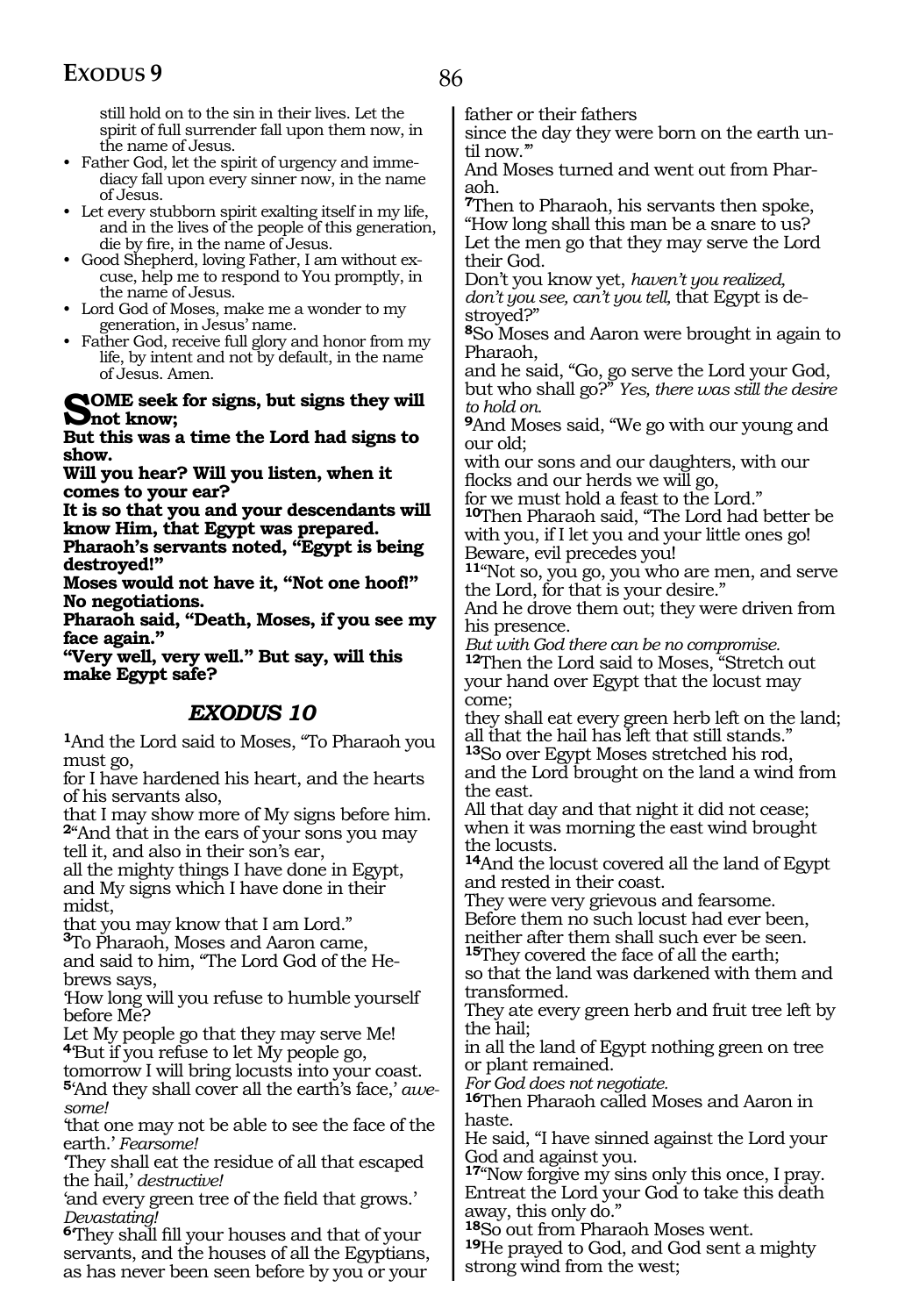still hold on to the sin in their lives. Let the spirit of full surrender fall upon them now, in the name of Jesus.

- Father God, let the spirit of urgency and immediacy fall upon every sinner now, in the name of Jesus.
- Let every stubborn spirit exalting itself in my life, and in the lives of the people of this generation, die by fire, in the name of Jesus.
- Good Shepherd, loving Father, I am without excuse, help me to respond to You promptly, in the name of Jesus.
- Lord God of Moses, make me a wonder to my generation, in Jesus' name.
- Father God, receive full glory and honor from my life, by intent and not by default, in the name of Jesus. Amen.

**SOME seek for signs, but signs they will not know;**
**But this was a time the Lord had signs to show.**
**Will you hear? Will you listen, when it comes to your ear?**
**It is so that you and your descendants will know Him, that Egypt was prepared.**
**Pharaoh's servants noted, "Egypt is being destroyed!"**
**Moses would not have it, "Not one hoof!" No negotiations.**
**Pharaoh said, "Death, Moses, if you see my face again."**
**"Very well, very well." But say, will this make Egypt safe?**

## EXODUS 10

**1**And the Lord said to Moses, "To Pharaoh you must go,
for I have hardened his heart, and the hearts of his servants also,
that I may show more of My signs before him.
**2**"And that in the ears of your sons you may tell it, and also in their son's ear,
all the mighty things I have done in Egypt, and My signs which I have done in their midst,
that you may know that I am Lord."
**3**To Pharaoh, Moses and Aaron came,
and said to him, "The Lord God of the Hebrews says,
'How long will you refuse to humble yourself before Me?
Let My people go that they may serve Me!
**4**'But if you refuse to let My people go,
tomorrow I will bring locusts into your coast.
**5**'And they shall cover all the earth's face,' *awesome!*
'that one may not be able to see the face of the earth.' *Fearsome!*
'They shall eat the residue of all that escaped the hail,' *destructive!*
'and every green tree of the field that grows.' *Devastating!*
**6**'They shall fill your houses and that of your servants, and the houses of all the Egyptians,
as has never been seen before by you or your father or their fathers
since the day they were born on the earth until now.'"
And Moses turned and went out from Pharaoh.
**7**Then to Pharaoh, his servants then spoke,
"How long shall this man be a snare to us?
Let the men go that they may serve the Lord their God.
Don't you know yet, *haven't you realized, don't you see, can't you tell,* that Egypt is destroyed?"
**8**So Moses and Aaron were brought in again to Pharaoh,
and he said, "Go, go serve the Lord your God, but who shall go?" *Yes, there was still the desire to hold on.*
**9**And Moses said, "We go with our young and our old;
with our sons and our daughters, with our flocks and our herds we will go,
for we must hold a feast to the Lord."
**10**Then Pharaoh said, "The Lord had better be with you, if I let you and your little ones go!
Beware, evil precedes you!
**11**"Not so, you go, you who are men, and serve the Lord, for that is your desire."
And he drove them out; they were driven from his presence.
*But with God there can be no compromise.*
**12**Then the Lord said to Moses, "Stretch out your hand over Egypt that the locust may come;
they shall eat every green herb left on the land; all that the hail has left that still stands."
**13**So over Egypt Moses stretched his rod,
and the Lord brought on the land a wind from the east.
All that day and that night it did not cease;
when it was morning the east wind brought the locusts.
**14**And the locust covered all the land of Egypt and rested in their coast.
They were very grievous and fearsome.
Before them no such locust had ever been,
neither after them shall such ever be seen.
**15**They covered the face of all the earth;
so that the land was darkened with them and transformed.
They ate every green herb and fruit tree left by the hail;
in all the land of Egypt nothing green on tree or plant remained.
*For God does not negotiate.*
**16**Then Pharaoh called Moses and Aaron in haste.
He said, "I have sinned against the Lord your God and against you.
**17**"Now forgive my sins only this once, I pray.
Entreat the Lord your God to take this death away, this only do."
**18**So out from Pharaoh Moses went.
**19**He prayed to God, and God sent a mighty strong wind from the west;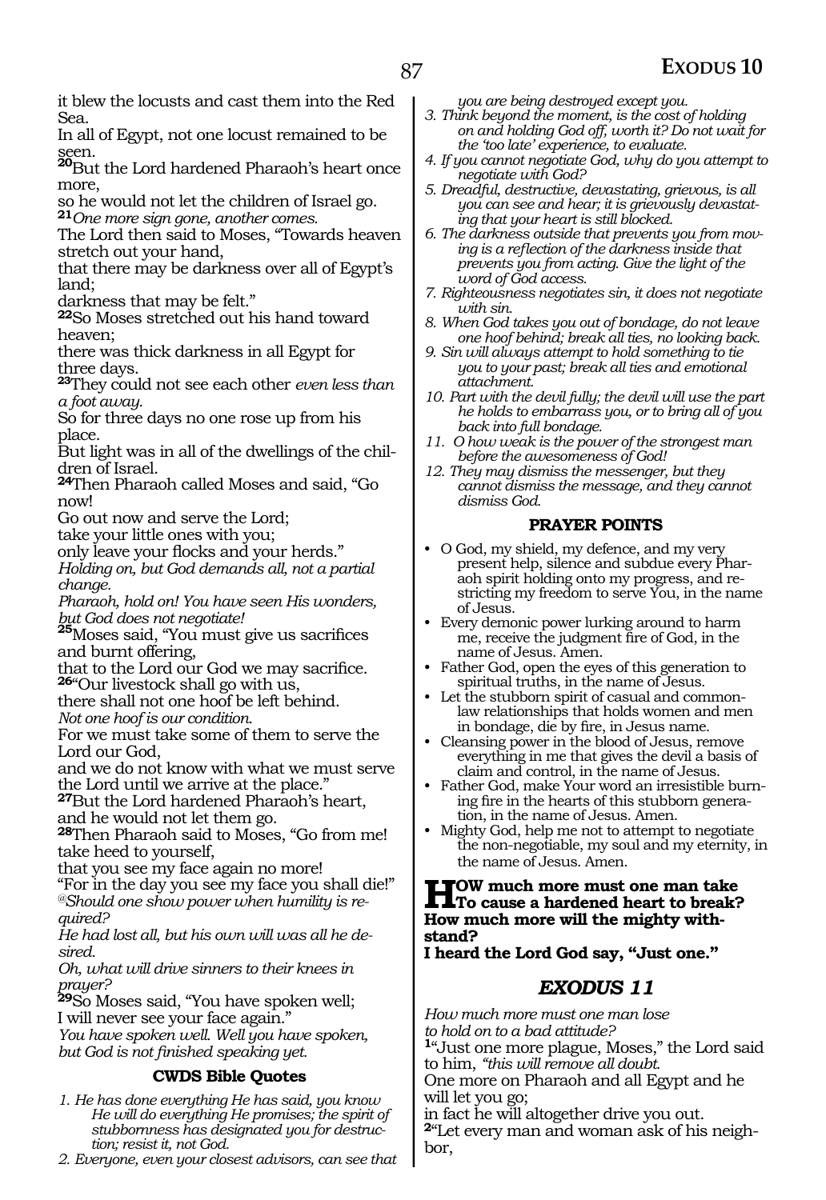it blew the locusts and cast them into the Red Sea.
In all of Egypt, not one locust remained to be seen.
**20**But the Lord hardened Pharaoh's heart once more,
so he would not let the children of Israel go.
**21***One more sign gone, another comes.*
The Lord then said to Moses, "Towards heaven stretch out your hand,
that there may be darkness over all of Egypt's land;
darkness that may be felt."
**22**So Moses stretched out his hand toward heaven;
there was thick darkness in all Egypt for three days.
**23**They could not see each other *even less than a foot away.*
So for three days no one rose up from his place.
But light was in all of the dwellings of the children of Israel.
**24**Then Pharaoh called Moses and said, "Go now!
Go out now and serve the Lord;
take your little ones with you;
only leave your flocks and your herds."
*Holding on, but God demands all, not a partial change.*
*Pharaoh, hold on! You have seen His wonders, but God does not negotiate!*
**25**Moses said, "You must give us sacrifices and burnt offering,
that to the Lord our God we may sacrifice.
**26**"Our livestock shall go with us,
there shall not one hoof be left behind.
*Not one hoof is our condition.*
For we must take some of them to serve the Lord our God,
and we do not know with what we must serve the Lord until we arrive at the place."
**27**But the Lord hardened Pharaoh's heart,
and he would not let them go.
**28**Then Pharaoh said to Moses, "Go from me! take heed to yourself,
that you see my face again no more!
"For in the day you see my face you shall die!"
*@Should one show power when humility is required?*
*He had lost all, but his own will was all he desired.*
*Oh, what will drive sinners to their knees in prayer?*
**29**So Moses said, "You have spoken well;
I will never see your face again."
*You have spoken well. Well you have spoken, but God is not finished speaking yet.*

### CWDS Bible Quotes

1. *He has done everything He has said, you know He will do everything He promises; the spirit of stubbornness has designated you for destruction; resist it, not God.*
2. *Everyone, even your closest advisors, can see that you are being destroyed except you.*
3. *Think beyond the moment, is the cost of holding on and holding God off, worth it? Do not wait for the 'too late' experience, to evaluate.*
4. *If you cannot negotiate God, why do you attempt to negotiate with God?*
5. *Dreadful, destructive, devastating, grievous, is all you can see and hear; it is grievously devastating that your heart is still blocked.*
6. *The darkness outside that prevents you from moving is a reflection of the darkness inside that prevents you from acting. Give the light of the word of God access.*
7. *Righteousness negotiates sin, it does not negotiate with sin.*
8. *When God takes you out of bondage, do not leave one hoof behind; break all ties, no looking back.*
9. *Sin will always attempt to hold something to tie you to your past; break all ties and emotional attachment.*
10. *Part with the devil fully; the devil will use the part he holds to embarrass you, or to bring all of you back into full bondage.*
11. *O how weak is the power of the strongest man before the awesomeness of God!*
12. *They may dismiss the messenger, but they cannot dismiss the message, and they cannot dismiss God.*

### PRAYER POINTS

- O God, my shield, my defence, and my very present help, silence and subdue every Pharaoh spirit holding onto my progress, and restricting my freedom to serve You, in the name of Jesus.
- Every demonic power lurking around to harm me, receive the judgment fire of God, in the name of Jesus. Amen.
- Father God, open the eyes of this generation to spiritual truths, in the name of Jesus.
- Let the stubborn spirit of casual and common-law relationships that holds women and men in bondage, die by fire, in Jesus name.
- Cleansing power in the blood of Jesus, remove everything in me that gives the devil a basis of claim and control, in the name of Jesus.
- Father God, make Your word an irresistible burning fire in the hearts of this stubborn generation, in the name of Jesus. Amen.
- Mighty God, help me not to attempt to negotiate the non-negotiable, my soul and my eternity, in the name of Jesus. Amen.

**HOW much more must one man take To cause a hardened heart to break? How much more will the mighty withstand?**
**I heard the Lord God say, "Just one."**

## EXODUS 11

*How much more must one man lose to hold on to a bad attitude?*
**1**"Just one more plague, Moses," the Lord said to him, *"this will remove all doubt.*
One more on Pharaoh and all Egypt and he will let you go;
in fact he will altogether drive you out.
**2**"Let every man and woman ask of his neighbor,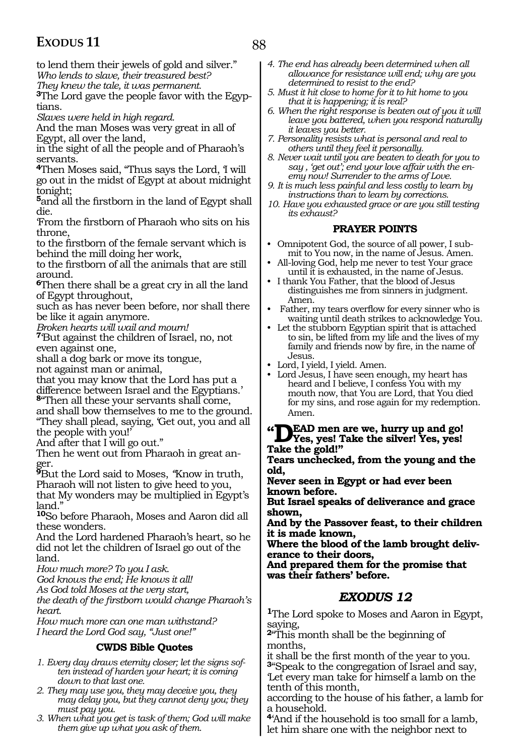to lend them their jewels of gold and silver."
*Who lends to slave, their treasured best?*
*They knew the tale, it was permanent.*

**3**The Lord gave the people favor with the Egyptians.
*Slaves were held in high regard.*
And the man Moses was very great in all of Egypt, all over the land,
in the sight of all the people and of Pharaoh's servants.

**4**Then Moses said, "Thus says the Lord, 'I will go out in the midst of Egypt at about midnight tonight;

**5**and all the firstborn in the land of Egypt shall die.
'From the firstborn of Pharaoh who sits on his throne,
to the firstborn of the female servant which is behind the mill doing her work,
to the firstborn of all the animals that are still around.

**6**Then there shall be a great cry in all the land of Egypt throughout,
such as has never been before, nor shall there be like it again anymore.
*Broken hearts will wail and mourn!*

**7**'But against the children of Israel, no, not even against one,
shall a dog bark or move its tongue,
not against man or animal,
that you may know that the Lord has put a difference between Israel and the Egyptians.'

**8**"Then all these your servants shall come,
and shall bow themselves to me to the ground.
"They shall plead, saying, 'Get out, you and all the people with you!'
And after that I will go out."
Then he went out from Pharaoh in great anger.

**9**But the Lord said to Moses, "Know in truth,
Pharaoh will not listen to give heed to you,
that My wonders may be multiplied in Egypt's land."

**10**So before Pharaoh, Moses and Aaron did all these wonders.
And the Lord hardened Pharaoh's heart, so he did not let the children of Israel go out of the land.
*How much more? To you I ask.*
*God knows the end; He knows it all!*
*As God told Moses at the very start,*
*the death of the firstborn would change Pharaoh's heart.*
*How much more can one man withstand?*
*I heard the Lord God say, "Just one!"*

### CWDS Bible Quotes

1. *Every day draws eternity closer; let the signs soften instead of harden your heart; it is coming down to that last one.*
2. *They may use you, they may deceive you, they may delay you, but they cannot deny you; they must pay you.*
3. *When what you get is task of them; God will make them give up what you ask of them.*
4. *The end has already been determined when all allowance for resistance will end; why are you determined to resist to the end?*
5. *Must it hit close to home for it to hit home to you that it is happening; it is real?*
6. *When the right response is beaten out of you it will leave you battered, when you respond naturally it leaves you better.*
7. *Personality resists what is personal and real to others until they feel it personally.*
8. *Never wait until you are beaten to death for you to say , 'get out'; end your love affair with the enemy now! Surrender to the arms of Love.*
9. *It is much less painful and less costly to learn by instructions than to learn by corrections.*
10. *Have you exhausted grace or are you still testing its exhaust?*

### PRAYER POINTS

- Omnipotent God, the source of all power, I submit to You now, in the name of Jesus. Amen.
- All-loving God, help me never to test Your grace until it is exhausted, in the name of Jesus.
- I thank You Father, that the blood of Jesus distinguishes me from sinners in judgment. Amen.
- Father, my tears overflow for every sinner who is waiting until death strikes to acknowledge You.
- Let the stubborn Egyptian spirit that is attached to sin, be lifted from my life and the lives of my family and friends now by fire, in the name of Jesus.
- Lord, I yield, I yield. Amen.
- Lord Jesus, I have seen enough, my heart has heard and I believe, I confess You with my mouth now, that You are Lord, that You died for my sins, and rose again for my redemption. Amen.

**"DEAD men are we, hurry up and go!**
**Yes, yes! Take the silver! Yes, yes! Take the gold!"**
**Tears unchecked, from the young and the old,**
**Never seen in Egypt or had ever been known before.**
**But Israel speaks of deliverance and grace shown,**
**And by the Passover feast, to their children it is made known,**
**Where the blood of the lamb brought deliverance to their doors,**
**And prepared them for the promise that was their fathers' before.**

## *EXODUS 12*

**1**The Lord spoke to Moses and Aaron in Egypt, saying,

**2**"This month shall be the beginning of months,
it shall be the first month of the year to you.

**3**"Speak to the congregation of Israel and say,
'Let every man take for himself a lamb on the tenth of this month,
according to the house of his father, a lamb for a household.

**4**'And if the household is too small for a lamb,
let him share one with the neighbor next to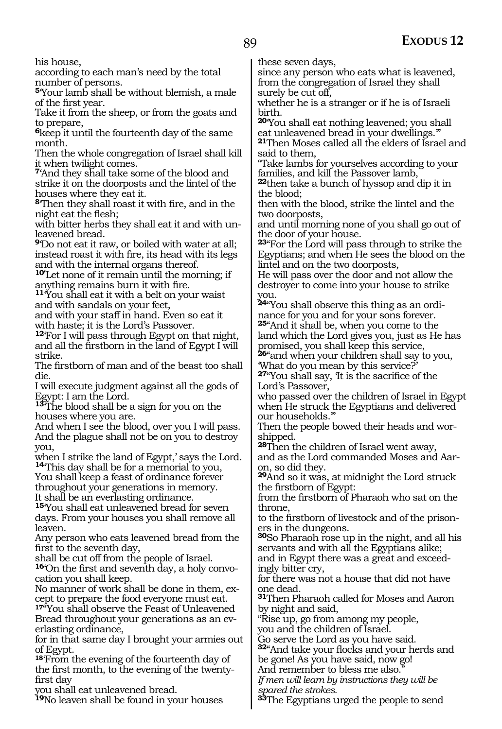his house,
according to each man's need by the total number of persons.
**5**'Your lamb shall be without blemish, a male of the first year.
Take it from the sheep, or from the goats and to prepare,
**6**keep it until the fourteenth day of the same month.
Then the whole congregation of Israel shall kill it when twilight comes.
**7**'And they shall take some of the blood and strike it on the doorposts and the lintel of the houses where they eat it.
**8**'Then they shall roast it with fire, and in the night eat the flesh;
with bitter herbs they shall eat it and with unleavened bread.
**9**'Do not eat it raw, or boiled with water at all; instead roast it with fire, its head with its legs and with the internal organs thereof.
**10**'Let none of it remain until the morning; if anything remains burn it with fire.
**11**'You shall eat it with a belt on your waist and with sandals on your feet,
and with your staff in hand. Even so eat it with haste; it is the Lord's Passover.
**12**'For I will pass through Egypt on that night, and all the firstborn in the land of Egypt I will strike.
The firstborn of man and of the beast too shall die.
I will execute judgment against all the gods of Egypt: I am the Lord.
**13**'The blood shall be a sign for you on the houses where you are.
And when I see the blood, over you I will pass.
And the plague shall not be on you to destroy you,
when I strike the land of Egypt,' says the Lord.
**14**'This day shall be for a memorial to you,
You shall keep a feast of ordinance forever throughout your generations in memory.
It shall be an everlasting ordinance.
**15**'You shall eat unleavened bread for seven days. From your houses you shall remove all leaven.
Any person who eats leavened bread from the first to the seventh day,
shall be cut off from the people of Israel.
**16**'On the first and seventh day, a holy convocation you shall keep.
No manner of work shall be done in them, except to prepare the food everyone must eat.
**17**"You shall observe the Feast of Unleavened Bread throughout your generations as an everlasting ordinance,
for in that same day I brought your armies out of Egypt.
**18**'From the evening of the fourteenth day of the first month, to the evening of the twenty-first day
you shall eat unleavened bread.
**19**No leaven shall be found in your houses these seven days,
since any person who eats what is leavened, from the congregation of Israel they shall surely be cut off,
whether he is a stranger or if he is of Israeli birth.
**20**'You shall eat nothing leavened; you shall eat unleavened bread in your dwellings.'"
**21**Then Moses called all the elders of Israel and said to them,
"Take lambs for yourselves according to your families, and kill the Passover lamb,
**22**then take a bunch of hyssop and dip it in the blood;
then with the blood, strike the lintel and the two doorposts,
and until morning none of you shall go out of the door of your house.
**23**"For the Lord will pass through to strike the Egyptians; and when He sees the blood on the lintel and on the two doorposts,
He will pass over the door and not allow the destroyer to come into your house to strike you.
**24**"You shall observe this thing as an ordinance for you and for your sons forever.
**25**"And it shall be, when you come to the land which the Lord gives you, just as He has promised, you shall keep this service,
**26**"and when your children shall say to you, 'What do you mean by this service?'
**27**"You shall say, 'It is the sacrifice of the Lord's Passover,
who passed over the children of Israel in Egypt when He struck the Egyptians and delivered our households.'"
Then the people bowed their heads and worshipped.
**28**Then the children of Israel went away,
and as the Lord commanded Moses and Aaron, so did they.
**29**And so it was, at midnight the Lord struck the firstborn of Egypt:
from the firstborn of Pharaoh who sat on the throne,
to the firstborn of livestock and of the prisoners in the dungeons.
**30**So Pharaoh rose up in the night, and all his servants and with all the Egyptians alike;
and in Egypt there was a great and exceedingly bitter cry,
for there was not a house that did not have one dead.
**31**Then Pharaoh called for Moses and Aaron by night and said,
"Rise up, go from among my people,
you and the children of Israel.
Go serve the Lord as you have said.
**32**"And take your flocks and your herds and be gone! As you have said, now go!
And remember to bless me also."
*If men will learn by instructions they will be spared the strokes.*
**33**The Egyptians urged the people to send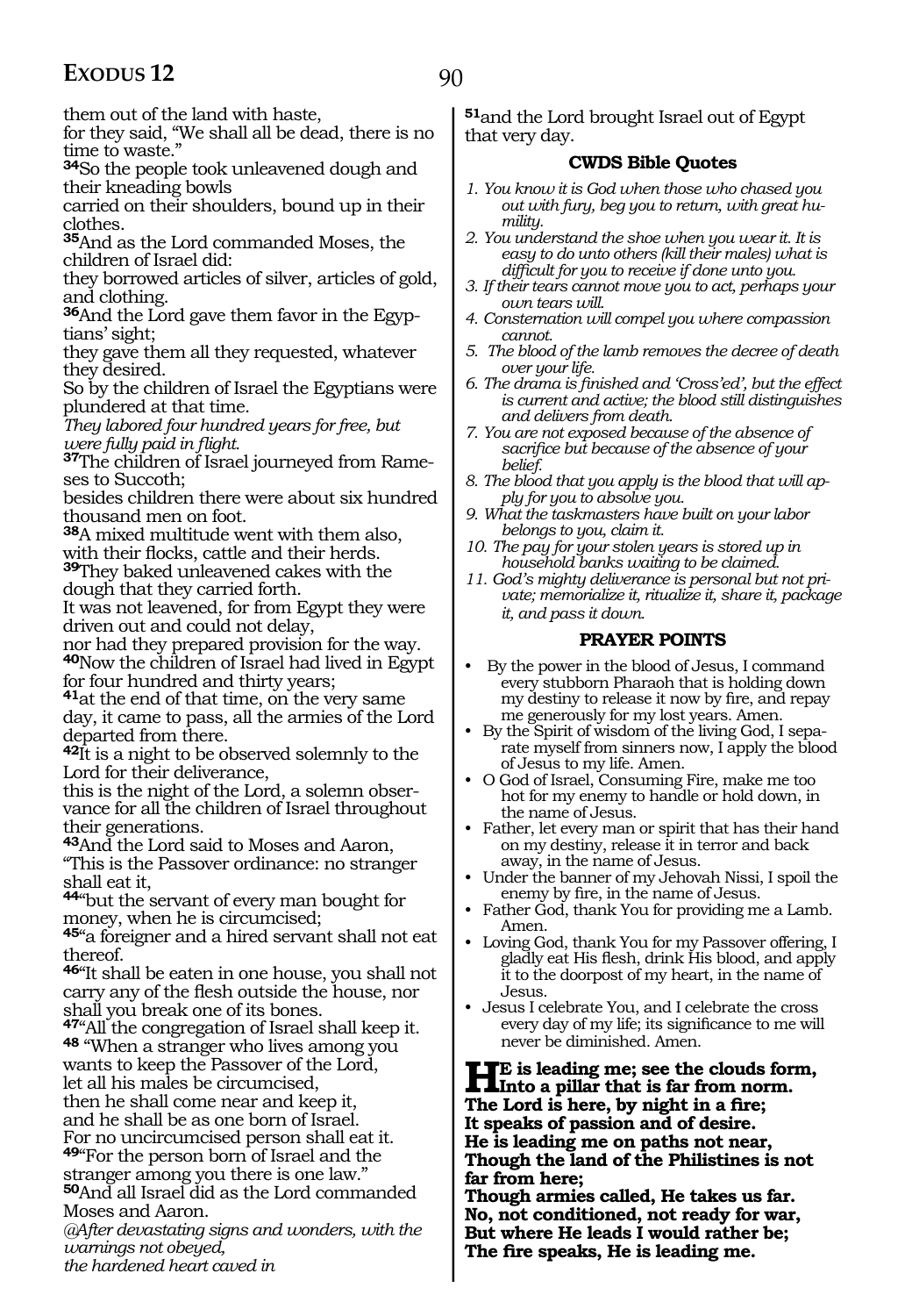them out of the land with haste,
for they said, "We shall all be dead, there is no time to waste."

**34**So the people took unleavened dough and their kneading bowls
carried on their shoulders, bound up in their clothes.

**35**And as the Lord commanded Moses, the children of Israel did:
they borrowed articles of silver, articles of gold, and clothing.

**36**And the Lord gave them favor in the Egyptians' sight;
they gave them all they requested, whatever they desired.
So by the children of Israel the Egyptians were plundered at that time.
*They labored four hundred years for free, but were fully paid in flight.*

**37**The children of Israel journeyed from Rameses to Succoth;
besides children there were about six hundred thousand men on foot.

**38**A mixed multitude went with them also,
with their flocks, cattle and their herds.

**39**They baked unleavened cakes with the dough that they carried forth.
It was not leavened, for from Egypt they were driven out and could not delay,
nor had they prepared provision for the way.

**40**Now the children of Israel had lived in Egypt for four hundred and thirty years;

**41**at the end of that time, on the very same day, it came to pass, all the armies of the Lord departed from there.

**42**It is a night to be observed solemnly to the Lord for their deliverance,
this is the night of the Lord, a solemn observance for all the children of Israel throughout their generations.

**43**And the Lord said to Moses and Aaron,
"This is the Passover ordinance: no stranger shall eat it,

**44**"but the servant of every man bought for money, when he is circumcised;

**45**"a foreigner and a hired servant shall not eat thereof.

**46**"It shall be eaten in one house, you shall not carry any of the flesh outside the house, nor shall you break one of its bones.

**47**"All the congregation of Israel shall keep it.

**48** "When a stranger who lives among you wants to keep the Passover of the Lord,
let all his males be circumcised,
then he shall come near and keep it,
and he shall be as one born of Israel.
For no uncircumcised person shall eat it.

**49**"For the person born of Israel and the stranger among you there is one law."

**50**And all Israel did as the Lord commanded Moses and Aaron.
*@After devastating signs and wonders, with the warnings not obeyed,*
*the hardened heart caved in*

**51**and the Lord brought Israel out of Egypt that very day.

### CWDS Bible Quotes

1. *You know it is God when those who chased you out with fury, beg you to return, with great humility.*
2. *You understand the shoe when you wear it. It is easy to do unto others (kill their males) what is difficult for you to receive if done unto you.*
3. *If their tears cannot move you to act, perhaps your own tears will.*
4. *Consternation will compel you where compassion cannot.*
5. *The blood of the lamb removes the decree of death over your life.*
6. *The drama is finished and 'Cross'ed', but the effect is current and active; the blood still distinguishes and delivers from death.*
7. *You are not exposed because of the absence of sacrifice but because of the absence of your belief.*
8. *The blood that you apply is the blood that will apply for you to absolve you.*
9. *What the taskmasters have built on your labor belongs to you, claim it.*
10. *The pay for your stolen years is stored up in household banks waiting to be claimed.*
11. *God's mighty deliverance is personal but not private; memorialize it, ritualize it, share it, package it, and pass it down.*

### PRAYER POINTS

- By the power in the blood of Jesus, I command every stubborn Pharaoh that is holding down my destiny to release it now by fire, and repay me generously for my lost years. Amen.
- By the Spirit of wisdom of the living God, I separate myself from sinners now, I apply the blood of Jesus to my life. Amen.
- O God of Israel, Consuming Fire, make me too hot for my enemy to handle or hold down, in the name of Jesus.
- Father, let every man or spirit that has their hand on my destiny, release it in terror and back away, in the name of Jesus.
- Under the banner of my Jehovah Nissi, I spoil the enemy by fire, in the name of Jesus.
- Father God, thank You for providing me a Lamb. Amen.
- Loving God, thank You for my Passover offering, I gladly eat His flesh, drink His blood, and apply it to the doorpost of my heart, in the name of Jesus.
- Jesus I celebrate You, and I celebrate the cross every day of my life; its significance to me will never be diminished. Amen.

**HE is leading me; see the clouds form,**
**Into a pillar that is far from norm.**
**The Lord is here, by night in a fire;**
**It speaks of passion and of desire.**
**He is leading me on paths not near,**
**Though the land of the Philistines is not far from here;**
**Though armies called, He takes us far.**
**No, not conditioned, not ready for war,**
**But where He leads I would rather be;**
**The fire speaks, He is leading me.**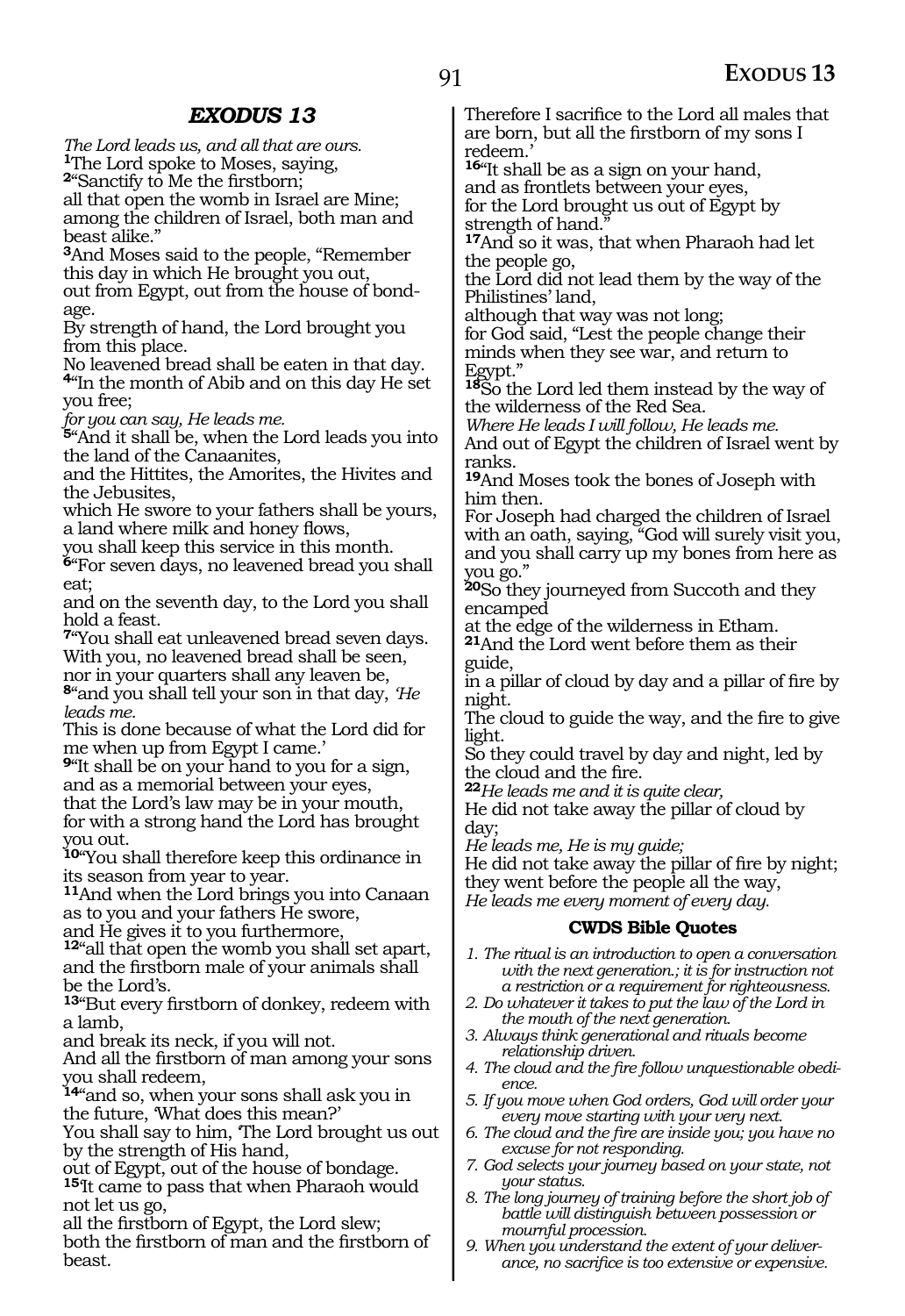## *EXODUS 13*

*The Lord leads us, and all that are ours.*
[1]The Lord spoke to Moses, saying,
[2]"Sanctify to Me the firstborn;
all that open the womb in Israel are Mine;
among the children of Israel, both man and beast alike."
[3]And Moses said to the people, "Remember this day in which He brought you out,
out from Egypt, out from the house of bondage.
By strength of hand, the Lord brought you from this place.
No leavened bread shall be eaten in that day.
[4]"In the month of Abib and on this day He set you free;
*for you can say, He leads me.*
[5]"And it shall be, when the Lord leads you into the land of the Canaanites,
and the Hittites, the Amorites, the Hivites and the Jebusites,
which He swore to your fathers shall be yours,
a land where milk and honey flows,
you shall keep this service in this month.
[6]"For seven days, no leavened bread you shall eat;
and on the seventh day, to the Lord you shall hold a feast.
[7]"You shall eat unleavened bread seven days.
With you, no leavened bread shall be seen,
nor in your quarters shall any leaven be,
[8]"and you shall tell your son in that day, *'He leads me.*
This is done because of what the Lord did for me when up from Egypt I came.'
[9]"It shall be on your hand to you for a sign,
and as a memorial between your eyes,
that the Lord's law may be in your mouth,
for with a strong hand the Lord has brought you out.
[10]"You shall therefore keep this ordinance in its season from year to year.
[11]And when the Lord brings you into Canaan
as to you and your fathers He swore,
and He gives it to you furthermore,
[12]"all that open the womb you shall set apart,
and the firstborn male of your animals shall be the Lord's.
[13]"But every firstborn of donkey, redeem with a lamb,
and break its neck, if you will not.
And all the firstborn of man among your sons you shall redeem,
[14]"and so, when your sons shall ask you in the future, 'What does this mean?'
You shall say to him, 'The Lord brought us out by the strength of His hand,
out of Egypt, out of the house of bondage.
[15]'It came to pass that when Pharaoh would not let us go,
all the firstborn of Egypt, the Lord slew;
both the firstborn of man and the firstborn of beast.
Therefore I sacrifice to the Lord all males that are born, but all the firstborn of my sons I redeem.'
[16]"It shall be as a sign on your hand,
and as frontlets between your eyes,
for the Lord brought us out of Egypt by strength of hand."
[17]And so it was, that when Pharaoh had let the people go,
the Lord did not lead them by the way of the Philistines' land,
although that way was not long;
for God said, "Lest the people change their minds when they see war, and return to Egypt."
[18]So the Lord led them instead by the way of the wilderness of the Red Sea.
*Where He leads I will follow, He leads me.*
And out of Egypt the children of Israel went by ranks.
[19]And Moses took the bones of Joseph with him then.
For Joseph had charged the children of Israel with an oath, saying, "God will surely visit you, and you shall carry up my bones from here as you go."
[20]So they journeyed from Succoth and they encamped
at the edge of the wilderness in Etham.
[21]And the Lord went before them as their guide,
in a pillar of cloud by day and a pillar of fire by night.
The cloud to guide the way, and the fire to give light.
So they could travel by day and night, led by the cloud and the fire.
[22]*He leads me and it is quite clear,*
He did not take away the pillar of cloud by day;
*He leads me, He is my guide;*
He did not take away the pillar of fire by night;
they went before the people all the way,
*He leads me every moment of every day.*

### CWDS Bible Quotes

1. *The ritual is an introduction to open a conversation with the next generation.; it is for instruction not a restriction or a requirement for righteousness.*
2. *Do whatever it takes to put the law of the Lord in the mouth of the next generation.*
3. *Always think generational and rituals become relationship driven.*
4. *The cloud and the fire follow unquestionable obedience.*
5. *If you move when God orders, God will order your every move starting with your very next.*
6. *The cloud and the fire are inside you; you have no excuse for not responding.*
7. *God selects your journey based on your state, not your status.*
8. *The long journey of training before the short job of battle will distinguish between possession or mournful procession.*
9. *When you understand the extent of your deliverance, no sacrifice is too extensive or expensive.*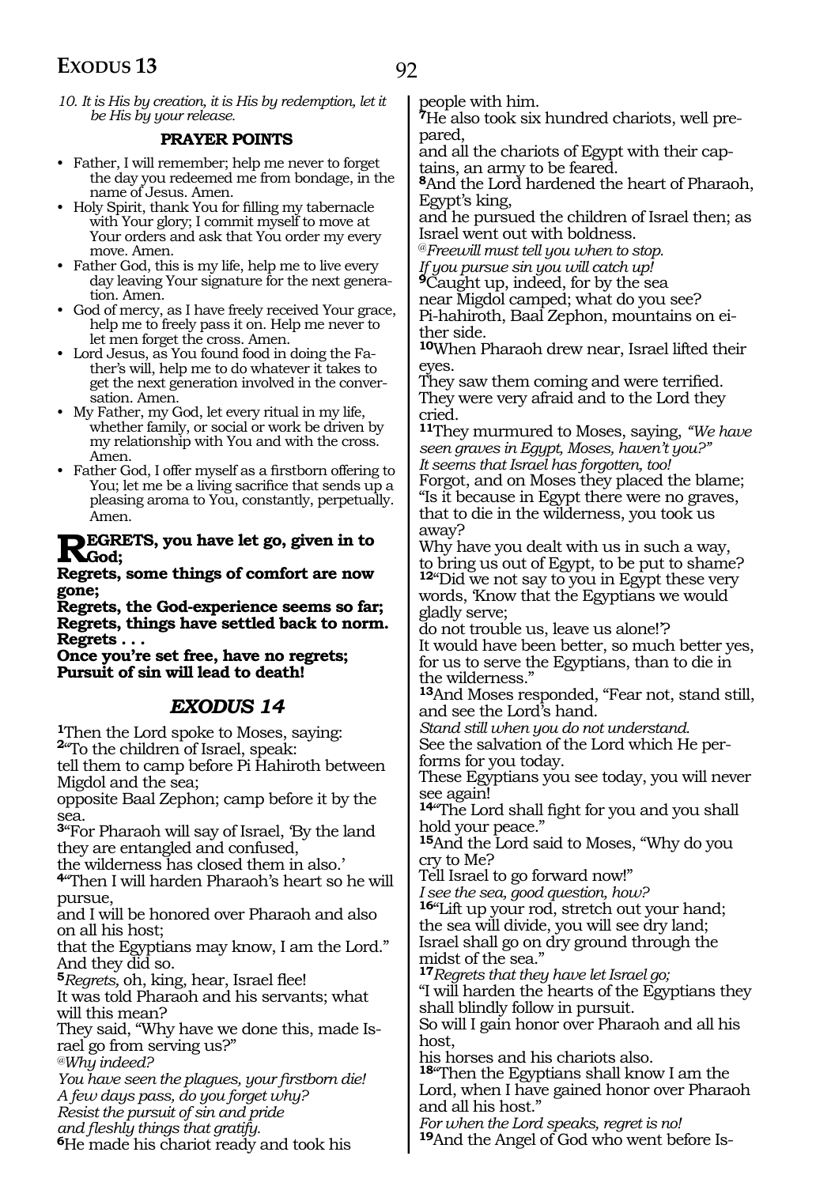*10. It is His by creation, it is His by redemption, let it be His by your release.*

**PRAYER POINTS**

- Father, I will remember; help me never to forget the day you redeemed me from bondage, in the name of Jesus. Amen.
- Holy Spirit, thank You for filling my tabernacle with Your glory; I commit myself to move at Your orders and ask that You order my every move. Amen.
- Father God, this is my life, help me to live every day leaving Your signature for the next generation. Amen.
- God of mercy, as I have freely received Your grace, help me to freely pass it on. Help me never to let men forget the cross. Amen.
- Lord Jesus, as You found food in doing the Father's will, help me to do whatever it takes to get the next generation involved in the conversation. Amen.
- My Father, my God, let every ritual in my life, whether family, or social or work be driven by my relationship with You and with the cross. Amen.
- Father God, I offer myself as a firstborn offering to You; let me be a living sacrifice that sends up a pleasing aroma to You, constantly, perpetually. Amen.

**REGRETS, you have let go, given in to God;**
**Regrets, some things of comfort are now gone;**
**Regrets, the God-experience seems so far;**
**Regrets, things have settled back to norm.**
**Regrets . . .**
**Once you're set free, have no regrets;**
**Pursuit of sin will lead to death!**

## *EXODUS 14*

**1**Then the Lord spoke to Moses, saying:
**2**"To the children of Israel, speak:
tell them to camp before Pi Hahiroth between Migdol and the sea;
opposite Baal Zephon; camp before it by the sea.
**3**"For Pharaoh will say of Israel, 'By the land they are entangled and confused,
the wilderness has closed them in also.'
**4**"Then I will harden Pharaoh's heart so he will pursue,
and I will be honored over Pharaoh and also on all his host;
that the Egyptians may know, I am the Lord."
And they did so.
**5***Regrets,* oh, king, hear, Israel flee!
It was told Pharaoh and his servants; what will this mean?
They said, "Why have we done this, made Israel go from serving us?"
*@Why indeed?*
*You have seen the plagues, your firstborn die!*
*A few days pass, do you forget why?*
*Resist the pursuit of sin and pride*
*and fleshly things that gratify.*
**6**He made his chariot ready and took his people with him.
**7**He also took six hundred chariots, well prepared,
and all the chariots of Egypt with their captains, an army to be feared.
**8**And the Lord hardened the heart of Pharaoh, Egypt's king,
and he pursued the children of Israel then; as Israel went out with boldness.
*@Freewill must tell you when to stop.*
*If you pursue sin you will catch up!*
**9**Caught up, indeed, for by the sea
near Migdol camped; what do you see?
Pi-hahiroth, Baal Zephon, mountains on either side.
**10**When Pharaoh drew near, Israel lifted their eyes.
They saw them coming and were terrified.
They were very afraid and to the Lord they cried.
**11**They murmured to Moses, saying, *"We have seen graves in Egypt, Moses, haven't you?"*
*It seems that Israel has forgotten, too!*
Forgot, and on Moses they placed the blame;
"Is it because in Egypt there were no graves, that to die in the wilderness, you took us away?
Why have you dealt with us in such a way,
to bring us out of Egypt, to be put to shame?
**12**"Did we not say to you in Egypt these very words, 'Know that the Egyptians we would gladly serve;
do not trouble us, leave us alone!'?
It would have been better, so much better yes, for us to serve the Egyptians, than to die in the wilderness."
**13**And Moses responded, "Fear not, stand still, and see the Lord's hand.
*Stand still when you do not understand.*
See the salvation of the Lord which He performs for you today.
These Egyptians you see today, you will never see again!
**14**"The Lord shall fight for you and you shall hold your peace."
**15**And the Lord said to Moses, "Why do you cry to Me?
Tell Israel to go forward now!"
*I see the sea, good question, how?*
**16**"Lift up your rod, stretch out your hand;
the sea will divide, you will see dry land;
Israel shall go on dry ground through the midst of the sea."
**17***Regrets that they have let Israel go;*
"I will harden the hearts of the Egyptians they shall blindly follow in pursuit.
So will I gain honor over Pharaoh and all his host,
his horses and his chariots also.
**18**"Then the Egyptians shall know I am the Lord, when I have gained honor over Pharaoh and all his host."
*For when the Lord speaks, regret is no!*
**19**And the Angel of God who went before Is-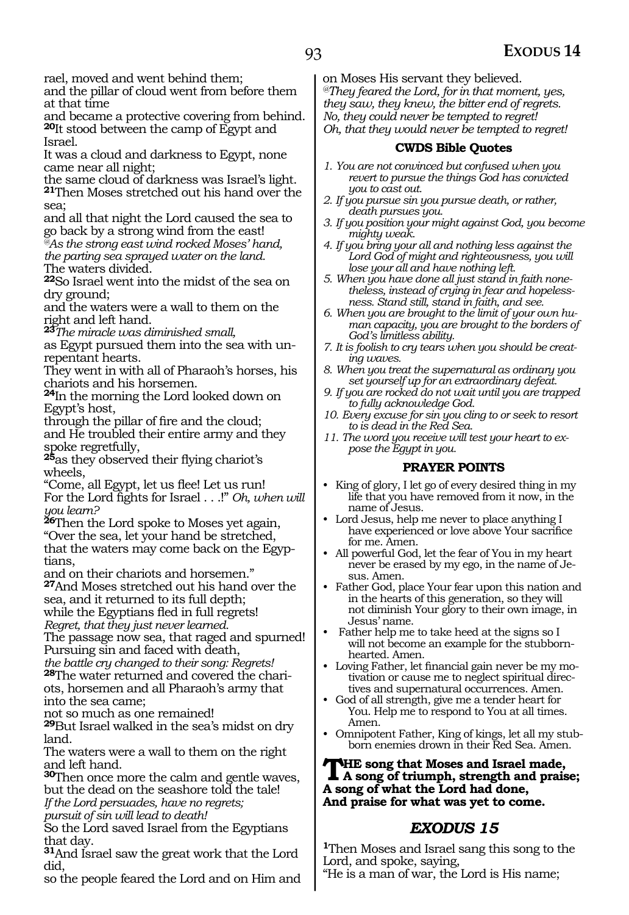rael, moved and went behind them;
and the pillar of cloud went from before them at that time
and became a protective covering from behind.
**20**It stood between the camp of Egypt and Israel.
It was a cloud and darkness to Egypt, none came near all night;
the same cloud of darkness was Israel's light.
**21**Then Moses stretched out his hand over the sea;
and all that night the Lord caused the sea to go back by a strong wind from the east!
*@As the strong east wind rocked Moses' hand, the parting sea sprayed water on the land.*
The waters divided.
**22**So Israel went into the midst of the sea on dry ground;
and the waters were a wall to them on the right and left hand.
**23***The miracle was diminished small,*
as Egypt pursued them into the sea with unrepentant hearts.
They went in with all of Pharaoh's horses, his chariots and his horsemen.
**24**In the morning the Lord looked down on Egypt's host,
through the pillar of fire and the cloud;
and He troubled their entire army and they spoke regretfully,
**25**as they observed their flying chariot's wheels,
"Come, all Egypt, let us flee! Let us run!
For the Lord fights for Israel . . .!" *Oh, when will you learn?*
**26**Then the Lord spoke to Moses yet again,
"Over the sea, let your hand be stretched,
that the waters may come back on the Egyptians,
and on their chariots and horsemen."
**27**And Moses stretched out his hand over the sea, and it returned to its full depth;
while the Egyptians fled in full regrets!
*Regret, that they just never learned.*
The passage now sea, that raged and spurned!
Pursuing sin and faced with death,
*the battle cry changed to their song: Regrets!*
**28**The water returned and covered the chariots, horsemen and all Pharaoh's army that into the sea came;
not so much as one remained!
**29**But Israel walked in the sea's midst on dry land.
The waters were a wall to them on the right and left hand.
**30**Then once more the calm and gentle waves,
but the dead on the seashore told the tale!
*If the Lord persuades, have no regrets;*
*pursuit of sin will lead to death!*
So the Lord saved Israel from the Egyptians that day.
**31**And Israel saw the great work that the Lord did,
so the people feared the Lord and on Him and on Moses His servant they believed.
*@They feared the Lord, for in that moment, yes, they saw, they knew, the bitter end of regrets.*
*No, they could never be tempted to regret!*
*Oh, that they would never be tempted to regret!*

### CWDS Bible Quotes

1. *You are not convinced but confused when you revert to pursue the things God has convicted you to cast out.*
2. *If you pursue sin you pursue death, or rather, death pursues you.*
3. *If you position your might against God, you become mighty weak.*
4. *If you bring your all and nothing less against the Lord God of might and righteousness, you will lose your all and have nothing left.*
5. *When you have done all just stand in faith nonetheless, instead of crying in fear and hopelessness. Stand still, stand in faith, and see.*
6. *When you are brought to the limit of your own human capacity, you are brought to the borders of God's limitless ability.*
7. *It is foolish to cry tears when you should be creating waves.*
8. *When you treat the supernatural as ordinary you set yourself up for an extraordinary defeat.*
9. *If you are rocked do not wait until you are trapped to fully acknowledge God.*
10. *Every excuse for sin you cling to or seek to resort to is dead in the Red Sea.*
11. *The word you receive will test your heart to expose the Egypt in you.*

### PRAYER POINTS

- King of glory, I let go of every desired thing in my life that you have removed from it now, in the name of Jesus.
- Lord Jesus, help me never to place anything I have experienced or love above Your sacrifice for me. Amen.
- All powerful God, let the fear of You in my heart never be erased by my ego, in the name of Jesus. Amen.
- Father God, place Your fear upon this nation and in the hearts of this generation, so they will not diminish Your glory to their own image, in Jesus' name.
- Father help me to take heed at the signs so I will not become an example for the stubborn-hearted. Amen.
- Loving Father, let financial gain never be my motivation or cause me to neglect spiritual directives and supernatural occurrences. Amen.
- God of all strength, give me a tender heart for You. Help me to respond to You at all times. Amen.
- Omnipotent Father, King of kings, let all my stubborn enemies drown in their Red Sea. Amen.

**THE song that Moses and Israel made,**
**A song of triumph, strength and praise;**
**A song of what the Lord had done,**
**And praise for what was yet to come.**

## *EXODUS 15*

**1**Then Moses and Israel sang this song to the Lord, and spoke, saying,
"He is a man of war, the Lord is His name;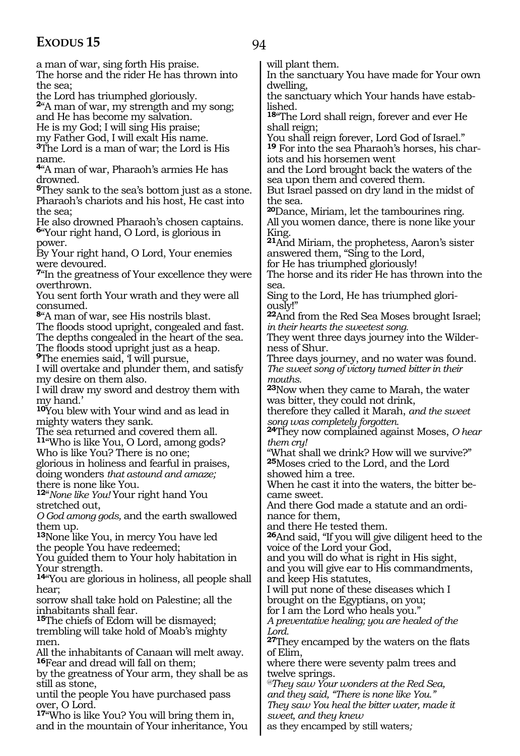a man of war, sing forth His praise.
The horse and the rider He has thrown into the sea;
the Lord has triumphed gloriously.
**2**"A man of war, my strength and my song;
and He has become my salvation.
He is my God; I will sing His praise;
my Father God, I will exalt His name.
**3**The Lord is a man of war; the Lord is His name.
**4**"A man of war, Pharaoh's armies He has drowned.
**5**They sank to the sea's bottom just as a stone.
Pharaoh's chariots and his host, He cast into the sea;
He also drowned Pharaoh's chosen captains.
**6**"Your right hand, O Lord, is glorious in power.
By Your right hand, O Lord, Your enemies were devoured.
**7**"In the greatness of Your excellence they were overthrown.
You sent forth Your wrath and they were all consumed.
**8**"A man of war, see His nostrils blast.
The floods stood upright, congealed and fast.
The depths congealed in the heart of the sea.
The floods stood upright just as a heap.
**9**The enemies said, 'I will pursue,
I will overtake and plunder them, and satisfy my desire on them also.
I will draw my sword and destroy them with my hand.'
**10**You blew with Your wind and as lead in mighty waters they sank.
The sea returned and covered them all.
**11**"Who is like You, O Lord, among gods?
Who is like You? There is no one;
glorious in holiness and fearful in praises,
doing wonders *that astound and amaze;*
there is none like You.
**12**"*None like You!* Your right hand You stretched out,
*O God among gods,* and the earth swallowed them up.
**13**None like You, in mercy You have led
the people You have redeemed;
You guided them to Your holy habitation in Your strength.
**14**"You are glorious in holiness, all people shall hear;
sorrow shall take hold on Palestine; all the inhabitants shall fear.
**15**The chiefs of Edom will be dismayed;
trembling will take hold of Moab's mighty men.
All the inhabitants of Canaan will melt away.
**16**Fear and dread will fall on them;
by the greatness of Your arm, they shall be as still as stone,
until the people You have purchased pass over, O Lord.
**17**"Who is like You? You will bring them in,
and in the mountain of Your inheritance, You will plant them.
In the sanctuary You have made for Your own dwelling,
the sanctuary which Your hands have established.
**18**"The Lord shall reign, forever and ever He shall reign;
You shall reign forever, Lord God of Israel."
**19** For into the sea Pharaoh's horses, his chariots and his horsemen went
and the Lord brought back the waters of the sea upon them and covered them.
But Israel passed on dry land in the midst of the sea.
**20**Dance, Miriam, let the tambourines ring.
All you women dance, there is none like your King.
**21**And Miriam, the prophetess, Aaron's sister answered them, "Sing to the Lord,
for He has triumphed gloriously!
The horse and its rider He has thrown into the sea.
Sing to the Lord, He has triumphed gloriously!"
**22**And from the Red Sea Moses brought Israel;
*in their hearts the sweetest song.*
They went three days journey into the Wilderness of Shur.
Three days journey, and no water was found.
*The sweet song of victory turned bitter in their mouths.*
**23**Now when they came to Marah, the water was bitter, they could not drink,
therefore they called it Marah, *and the sweet song was completely forgotten.*
**24**They now complained against Moses, *O hear them cry!*
"What shall we drink? How will we survive?"
**25**Moses cried to the Lord, and the Lord showed him a tree.
When he cast it into the waters, the bitter became sweet.
And there God made a statute and an ordinance for them,
and there He tested them.
**26**And said, "If you will give diligent heed to the voice of the Lord your God,
and you will do what is right in His sight,
and you will give ear to His commandments,
and keep His statutes,
I will put none of these diseases which I brought on the Egyptians, on you;
for I am the Lord who heals you."
*A preventative healing; you are healed of the Lord.*
**27**They encamped by the waters on the flats of Elim,
where there were seventy palm trees and twelve springs.
*@They saw Your wonders at the Red Sea,*
*and they said, "There is none like You."*
*They saw You heal the bitter water, made it sweet, and they knew*
as they encamped by still waters*;*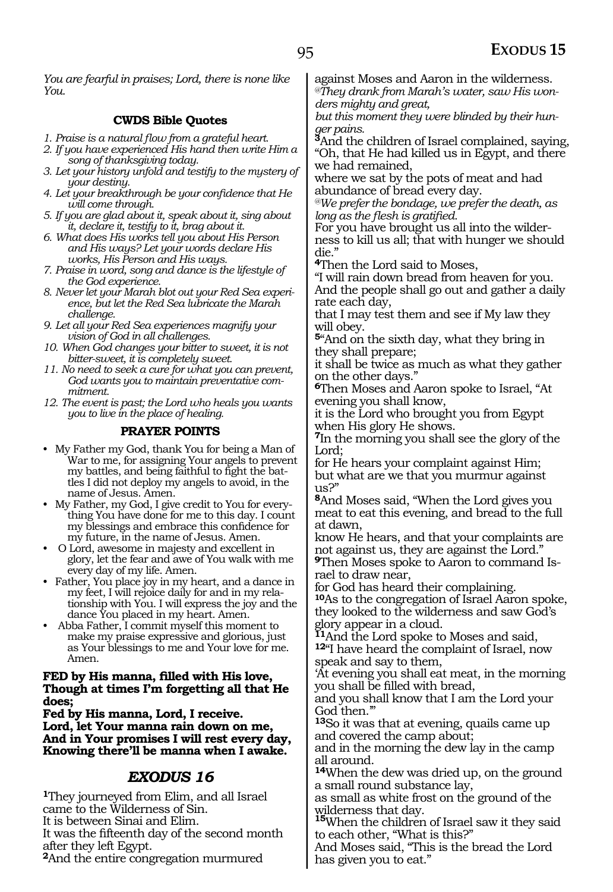*You are fearful in praises; Lord, there is none like You.*

### CWDS Bible Quotes

1. *Praise is a natural flow from a grateful heart.*
2. *If you have experienced His hand then write Him a song of thanksgiving today.*
3. *Let your history unfold and testify to the mystery of your destiny.*
4. *Let your breakthrough be your confidence that He will come through.*
5. *If you are glad about it, speak about it, sing about it, declare it, testify to it, brag about it.*
6. *What does His works tell you about His Person and His ways? Let your words declare His works, His Person and His ways.*
7. *Praise in word, song and dance is the lifestyle of the God experience.*
8. *Never let your Marah blot out your Red Sea experience, but let the Red Sea lubricate the Marah challenge.*
9. *Let all your Red Sea experiences magnify your vision of God in all challenges.*
10. *When God changes your bitter to sweet, it is not bitter-sweet, it is completely sweet.*
11. *No need to seek a cure for what you can prevent, God wants you to maintain preventative commitment.*
12. *The event is past; the Lord who heals you wants you to live in the place of healing.*

### PRAYER POINTS

- My Father my God, thank You for being a Man of War to me, for assigning Your angels to prevent my battles, and being faithful to fight the battles I did not deploy my angels to avoid, in the name of Jesus. Amen.
- My Father, my God, I give credit to You for everything You have done for me to this day. I count my blessings and embrace this confidence for my future, in the name of Jesus. Amen.
- O Lord, awesome in majesty and excellent in glory, let the fear and awe of You walk with me every day of my life. Amen.
- Father, You place joy in my heart, and a dance in my feet, I will rejoice daily for and in my relationship with You. I will express the joy and the dance You placed in my heart. Amen.
- Abba Father, I commit myself this moment to make my praise expressive and glorious, just as Your blessings to me and Your love for me. Amen.

**FED by His manna, filled with His love,**
**Though at times I'm forgetting all that He does;**
**Fed by His manna, Lord, I receive.**
**Lord, let Your manna rain down on me,**
**And in Your promises I will rest every day,**
**Knowing there'll be manna when I awake.**

## *EXODUS 16*

**1**They journeyed from Elim, and all Israel came to the Wilderness of Sin.
It is between Sinai and Elim.
It was the fifteenth day of the second month after they left Egypt.
**2**And the entire congregation murmured against Moses and Aaron in the wilderness.
*@They drank from Marah's water, saw His wonders mighty and great,*
*but this moment they were blinded by their hunger pains.*
**3**And the children of Israel complained, saying, "Oh, that He had killed us in Egypt, and there we had remained,
where we sat by the pots of meat and had abundance of bread every day.
*@We prefer the bondage, we prefer the death, as long as the flesh is gratified.*
For you have brought us all into the wilderness to kill us all; that with hunger we should die."
**4**Then the Lord said to Moses,
"I will rain down bread from heaven for you.
And the people shall go out and gather a daily rate each day,
that I may test them and see if My law they will obey.
**5**"And on the sixth day, what they bring in they shall prepare;
it shall be twice as much as what they gather on the other days."
**6**Then Moses and Aaron spoke to Israel, "At evening you shall know,
it is the Lord who brought you from Egypt when His glory He shows.
**7**In the morning you shall see the glory of the Lord;
for He hears your complaint against Him;
but what are we that you murmur against us?"
**8**And Moses said, "When the Lord gives you meat to eat this evening, and bread to the full at dawn,
know He hears, and that your complaints are not against us, they are against the Lord."
**9**Then Moses spoke to Aaron to command Israel to draw near,
for God has heard their complaining.
**10**As to the congregation of Israel Aaron spoke, they looked to the wilderness and saw God's glory appear in a cloud.
**11**And the Lord spoke to Moses and said,
**12**"I have heard the complaint of Israel, now speak and say to them,
'At evening you shall eat meat, in the morning you shall be filled with bread,
and you shall know that I am the Lord your God then.'"
**13**So it was that at evening, quails came up and covered the camp about;
and in the morning the dew lay in the camp all around.
**14**When the dew was dried up, on the ground a small round substance lay,
as small as white frost on the ground of the wilderness that day.
**15**When the children of Israel saw it they said to each other, "What is this?"
And Moses said, "This is the bread the Lord has given you to eat."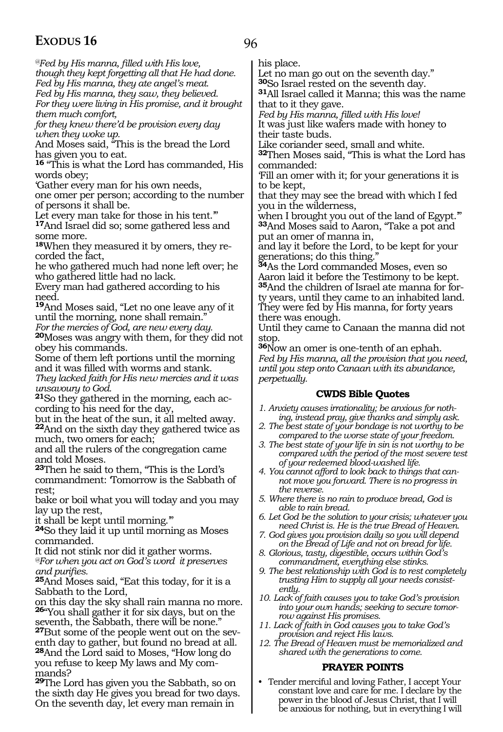*@Fed by His manna, filled with His love,*
*though they kept forgetting all that He had done.*
*Fed by His manna, they ate angel's meat.*
*Fed by His manna, they saw, they believed.*
*For they were living in His promise, and it brought them much comfort,*
*for they knew there'd be provision every day when they woke up.*
And Moses said, "This is the bread the Lord has given you to eat.
**16** "This is what the Lord has commanded, His words obey;
'Gather every man for his own needs,
one omer per person; according to the number of persons it shall be.
Let every man take for those in his tent.'"
**17**And Israel did so; some gathered less and some more.
**18**When they measured it by omers, they recorded the fact,
he who gathered much had none left over; he who gathered little had no lack.
Every man had gathered according to his need.
**19**And Moses said, "Let no one leave any of it until the morning, none shall remain."
*For the mercies of God, are new every day.*
**20**Moses was angry with them, for they did not obey his commands.
Some of them left portions until the morning and it was filled with worms and stank.
*They lacked faith for His new mercies and it was unsavoury to God.*
**21**So they gathered in the morning, each according to his need for the day,
but in the heat of the sun, it all melted away.
**22**And on the sixth day they gathered twice as much, two omers for each;
and all the rulers of the congregation came and told Moses.
**23**Then he said to them, "This is the Lord's commandment: 'Tomorrow is the Sabbath of rest;
bake or boil what you will today and you may lay up the rest,
it shall be kept until morning.'"
**24**So they laid it up until morning as Moses commanded.
It did not stink nor did it gather worms.
*@For when you act on God's word it preserves and purifies.*
**25**And Moses said, "Eat this today, for it is a Sabbath to the Lord,
on this day the sky shall rain manna no more.
**26**"You shall gather it for six days, but on the seventh, the Sabbath, there will be none."
**27**But some of the people went out on the seventh day to gather, but found no bread at all.
**28**And the Lord said to Moses, "How long do you refuse to keep My laws and My commands?
**29**The Lord has given you the Sabbath, so on the sixth day He gives you bread for two days.
On the seventh day, let every man remain in his place.
Let no man go out on the seventh day."
**30**So Israel rested on the seventh day.
**31**All Israel called it Manna; this was the name that to it they gave.
*Fed by His manna, filled with His love!*
It was just like wafers made with honey to their taste buds.
Like coriander seed, small and white.
**32**Then Moses said, "This is what the Lord has commanded:
'Fill an omer with it; for your generations it is to be kept,
that they may see the bread with which I fed you in the wilderness,
when I brought you out of the land of Egypt.'"
**33**And Moses said to Aaron, "Take a pot and put an omer of manna in,
and lay it before the Lord, to be kept for your generations; do this thing."
**34**As the Lord commanded Moses, even so Aaron laid it before the Testimony to be kept.
**35**And the children of Israel ate manna for forty years, until they came to an inhabited land.
They were fed by His manna, for forty years there was enough.
Until they came to Canaan the manna did not stop.
**36**Now an omer is one-tenth of an ephah.
*Fed by His manna, all the provision that you need, until you step onto Canaan with its abundance, perpetually.*

### CWDS Bible Quotes

1. *Anxiety causes irrationality; be anxious for nothing, instead pray, give thanks and simply ask.*
2. *The best state of your bondage is not worthy to be compared to the worse state of your freedom.*
3. *The best state of your life in sin is not worthy to be compared with the period of the most severe test of your redeemed blood-washed life.*
4. *You cannot afford to look back to things that cannot move you forward. There is no progress in the reverse.*
5. *Where there is no rain to produce bread, God is able to rain bread.*
6. *Let God be the solution to your crisis; whatever you need Christ is. He is the true Bread of Heaven.*
7. *God gives you provision daily so you will depend on the Bread of Life and not on bread for life.*
8. *Glorious, tasty, digestible, occurs within God's commandment, everything else stinks.*
9. *The best relationship with God is to rest completely trusting Him to supply all your needs consistently.*
10. *Lack of faith causes you to take God's provision into your own hands; seeking to secure tomorrow against His promises.*
11. *Lack of faith in God causes you to take God's provision and reject His laws.*
12. *The Bread of Heaven must be memorialized and shared with the generations to come.*

### PRAYER POINTS

- Tender merciful and loving Father, I accept Your constant love and care for me. I declare by the power in the blood of Jesus Christ, that I will be anxious for nothing, but in everything I will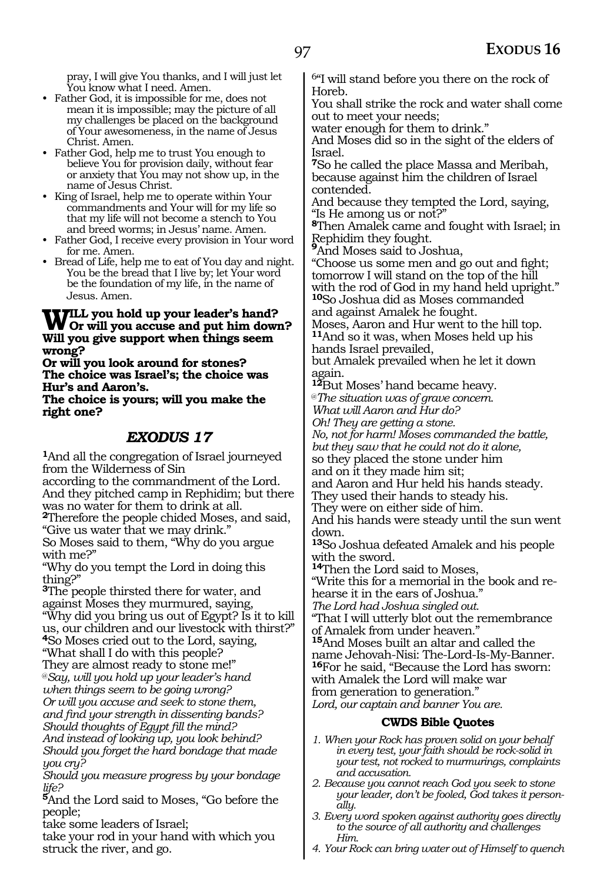pray, I will give You thanks, and I will just let You know what I need. Amen.

- Father God, it is impossible for me, does not mean it is impossible; may the picture of all my challenges be placed on the background of Your awesomeness, in the name of Jesus Christ. Amen.
- Father God, help me to trust You enough to believe You for provision daily, without fear or anxiety that You may not show up, in the name of Jesus Christ.
- King of Israel, help me to operate within Your commandments and Your will for my life so that my life will not become a stench to You and breed worms; in Jesus' name. Amen.
- Father God, I receive every provision in Your word for me. Amen.
- Bread of Life, help me to eat of You day and night. You be the bread that I live by; let Your word be the foundation of my life, in the name of Jesus. Amen.

**WILL you hold up your leader's hand? Or will you accuse and put him down? Will you give support when things seem wrong?**
**Or will you look around for stones?**
**The choice was Israel's; the choice was Hur's and Aaron's.**
**The choice is yours; will you make the right one?**

## *EXODUS 17*

**1**And all the congregation of Israel journeyed from the Wilderness of Sin
according to the commandment of the Lord.
And they pitched camp in Rephidim; but there was no water for them to drink at all.
**2**Therefore the people chided Moses, and said, "Give us water that we may drink."
So Moses said to them, "Why do you argue with me?"
"Why do you tempt the Lord in doing this thing?"
**3**The people thirsted there for water, and against Moses they murmured, saying,
"Why did you bring us out of Egypt? Is it to kill us, our children and our livestock with thirst?"
**4**So Moses cried out to the Lord, saying,
"What shall I do with this people?
They are almost ready to stone me!"
*@Say, will you hold up your leader's hand*
*when things seem to be going wrong?*
*Or will you accuse and seek to stone them,*
*and find your strength in dissenting bands?*
*Should thoughts of Egypt fill the mind?*
*And instead of looking up, you look behind?*
*Should you forget the hard bondage that made you cry?*
*Should you measure progress by your bondage life?*
**5**And the Lord said to Moses, "Go before the people;
take some leaders of Israel;
take your rod in your hand with which you struck the river, and go.
**6**"I will stand before you there on the rock of Horeb.
You shall strike the rock and water shall come out to meet your needs;
water enough for them to drink."
And Moses did so in the sight of the elders of Israel.
**7**So he called the place Massa and Meribah, because against him the children of Israel contended.
And because they tempted the Lord, saying, "Is He among us or not?"
**8**Then Amalek came and fought with Israel; in Rephidim they fought.
**9**And Moses said to Joshua,
"Choose us some men and go out and fight;
tomorrow I will stand on the top of the hill with the rod of God in my hand held upright."
**10**So Joshua did as Moses commanded
and against Amalek he fought.
Moses, Aaron and Hur went to the hill top.
**11**And so it was, when Moses held up his hands Israel prevailed,
but Amalek prevailed when he let it down again.
**12**But Moses' hand became heavy.
*@The situation was of grave concern.*
*What will Aaron and Hur do?*
*Oh! They are getting a stone.*
*No, not for harm! Moses commanded the battle,*
*but they saw that he could not do it alone,*
so they placed the stone under him
and on it they made him sit;
and Aaron and Hur held his hands steady.
They used their hands to steady his.
They were on either side of him.
And his hands were steady until the sun went down.
**13**So Joshua defeated Amalek and his people with the sword.
**14**Then the Lord said to Moses,
"Write this for a memorial in the book and rehearse it in the ears of Joshua."
*The Lord had Joshua singled out.*
"That I will utterly blot out the remembrance of Amalek from under heaven."
**15**And Moses built an altar and called the name Jehovah-Nisi: The-Lord-Is-My-Banner.
**16**For he said, "Because the Lord has sworn:
with Amalek the Lord will make war
from generation to generation."
*Lord, our captain and banner You are.*

### CWDS Bible Quotes

1. *When your Rock has proven solid on your behalf in every test, your faith should be rock-solid in your test, not rocked to murmurings, complaints and accusation.*
2. *Because you cannot reach God you seek to stone your leader, don't be fooled, God takes it personally.*
3. *Every word spoken against authority goes directly to the source of all authority and challenges Him.*
4. *Your Rock can bring water out of Himself to quench*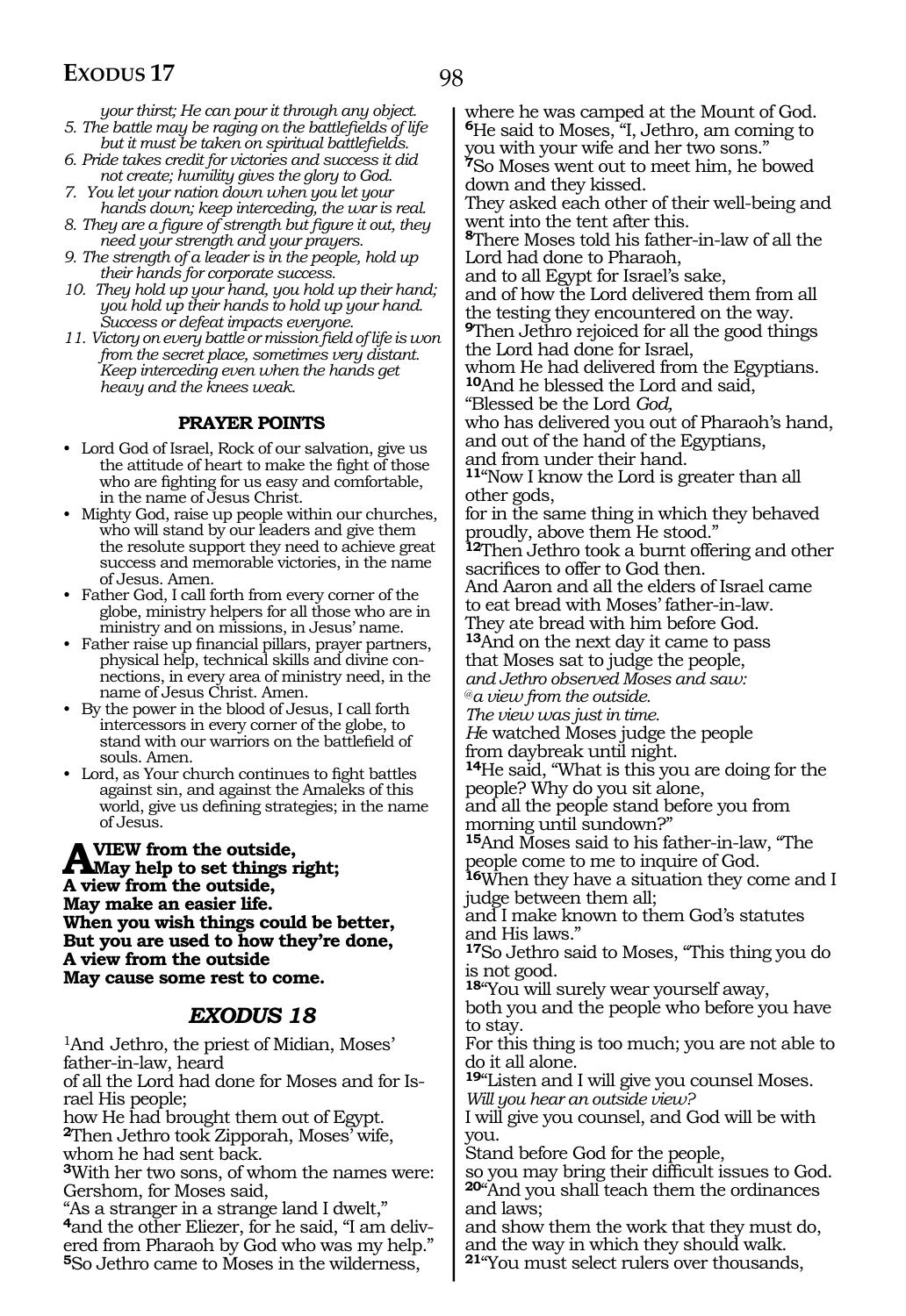*your thirst; He can pour it through any object.*

5. *The battle may be raging on the battlefields of life but it must be taken on spiritual battlefields.*
6. *Pride takes credit for victories and success it did not create; humility gives the glory to God.*
7. *You let your nation down when you let your hands down; keep interceding, the war is real.*
8. *They are a figure of strength but figure it out, they need your strength and your prayers.*
9. *The strength of a leader is in the people, hold up their hands for corporate success.*
10. *They hold up your hand, you hold up their hand; you hold up their hands to hold up your hand. Success or defeat impacts everyone.*
11. *Victory on every battle or mission field of life is won from the secret place, sometimes very distant. Keep interceding even when the hands get heavy and the knees weak.*

**PRAYER POINTS**

- Lord God of Israel, Rock of our salvation, give us the attitude of heart to make the fight of those who are fighting for us easy and comfortable, in the name of Jesus Christ.
- Mighty God, raise up people within our churches, who will stand by our leaders and give them the resolute support they need to achieve great success and memorable victories, in the name of Jesus. Amen.
- Father God, I call forth from every corner of the globe, ministry helpers for all those who are in ministry and on missions, in Jesus' name.
- Father raise up financial pillars, prayer partners, physical help, technical skills and divine connections, in every area of ministry need, in the name of Jesus Christ. Amen.
- By the power in the blood of Jesus, I call forth intercessors in every corner of the globe, to stand with our warriors on the battlefield of souls. Amen.
- Lord, as Your church continues to fight battles against sin, and against the Amaleks of this world, give us defining strategies; in the name of Jesus.

**A VIEW from the outside,**
**May help to set things right;**
**A view from the outside,**
**May make an easier life.**
**When you wish things could be better,**
**But you are used to how they're done,**
**A view from the outside**
**May cause some rest to come.**

## *EXODUS 18*

[1]And Jethro, the priest of Midian, Moses' father-in-law, heard
of all the Lord had done for Moses and for Israel His people;
how He had brought them out of Egypt.
**2**Then Jethro took Zipporah, Moses' wife, whom he had sent back.
**3**With her two sons, of whom the names were: Gershom, for Moses said,
"As a stranger in a strange land I dwelt,"
**4**and the other Eliezer, for he said, "I am delivered from Pharaoh by God who was my help."
**5**So Jethro came to Moses in the wilderness,
where he was camped at the Mount of God.
**6**He said to Moses, "I, Jethro, am coming to you with your wife and her two sons."
**7**So Moses went out to meet him, he bowed down and they kissed.
They asked each other of their well-being and went into the tent after this.
**8**There Moses told his father-in-law of all the Lord had done to Pharaoh,
and to all Egypt for Israel's sake,
and of how the Lord delivered them from all the testing they encountered on the way.
**9**Then Jethro rejoiced for all the good things the Lord had done for Israel,
whom He had delivered from the Egyptians.
**10**And he blessed the Lord and said,
"Blessed be the Lord *God,*
who has delivered you out of Pharaoh's hand,
and out of the hand of the Egyptians,
and from under their hand.
**11**"Now I know the Lord is greater than all other gods,
for in the same thing in which they behaved proudly, above them He stood."
**12**Then Jethro took a burnt offering and other sacrifices to offer to God then.
And Aaron and all the elders of Israel came to eat bread with Moses' father-in-law.
They ate bread with him before God.
**13**And on the next day it came to pass
that Moses sat to judge the people,
*and Jethro observed Moses and saw:*
*@a view from the outside.*
*The view was just in time.*
*He* watched Moses judge the people
from daybreak until night.
**14**He said, "What is this you are doing for the people? Why do you sit alone,
and all the people stand before you from morning until sundown?"
**15**And Moses said to his father-in-law, "The people come to me to inquire of God.
**16**When they have a situation they come and I judge between them all;
and I make known to them God's statutes and His laws."
**17**So Jethro said to Moses, "This thing you do is not good.
**18**"You will surely wear yourself away,
both you and the people who before you have to stay.
For this thing is too much; you are not able to do it all alone.
**19**"Listen and I will give you counsel Moses.
*Will you hear an outside view?*
I will give you counsel, and God will be with you.
Stand before God for the people,
so you may bring their difficult issues to God.
**20**"And you shall teach them the ordinances and laws;
and show them the work that they must do,
and the way in which they should walk.
**21**"You must select rulers over thousands,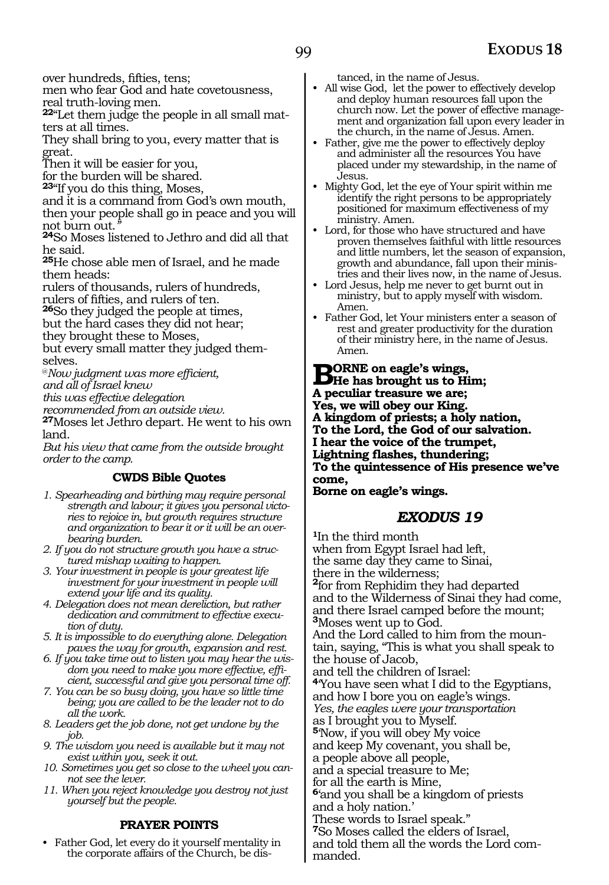over hundreds, fifties, tens;
men who fear God and hate covetousness,
real truth-loving men.
**22**"Let them judge the people in all small matters at all times.
They shall bring to you, every matter that is great.
Then it will be easier for you,
for the burden will be shared.
**23**"If you do this thing, Moses,
and it is a command from God's own mouth,
then your people shall go in peace and you will not burn out."
**24**So Moses listened to Jethro and did all that he said.
**25**He chose able men of Israel, and he made them heads:
rulers of thousands, rulers of hundreds,
rulers of fifties, and rulers of ten.
**26**So they judged the people at times,
but the hard cases they did not hear;
they brought these to Moses,
but every small matter they judged themselves.
*@Now judgment was more efficient,*
*and all of Israel knew*
*this was effective delegation*
*recommended from an outside view.*
**27**Moses let Jethro depart. He went to his own land.
*But his view that came from the outside brought order to the camp.*

### CWDS Bible Quotes

1. *Spearheading and birthing may require personal strength and labour; it gives you personal victories to rejoice in, but growth requires structure and organization to bear it or it will be an overbearing burden.*
2. *If you do not structure growth you have a structured mishap waiting to happen.*
3. *Your investment in people is your greatest life investment for your investment in people will extend your life and its quality.*
4. *Delegation does not mean dereliction, but rather dedication and commitment to effective execution of duty.*
5. *It is impossible to do everything alone. Delegation paves the way for growth, expansion and rest.*
6. *If you take time out to listen you may hear the wisdom you need to make you more effective, efficient, successful and give you personal time off.*
7. *You can be so busy doing, you have so little time being; you are called to be the leader not to do all the work.*
8. *Leaders get the job done, not get undone by the job.*
9. *The wisdom you need is available but it may not exist within you, seek it out.*
10. *Sometimes you get so close to the wheel you cannot see the lever.*
11. *When you reject knowledge you destroy not just yourself but the people.*

### PRAYER POINTS

- Father God, let every do it yourself mentality in the corporate affairs of the Church, be distanced, in the name of Jesus.
- All wise God, let the power to effectively develop and deploy human resources fall upon the church now. Let the power of effective management and organization fall upon every leader in the church, in the name of Jesus. Amen.
- Father, give me the power to effectively deploy and administer all the resources You have placed under my stewardship, in the name of Jesus.
- Mighty God, let the eye of Your spirit within me identify the right persons to be appropriately positioned for maximum effectiveness of my ministry. Amen.
- Lord, for those who have structured and have proven themselves faithful with little resources and little numbers, let the season of expansion, growth and abundance, fall upon their ministries and their lives now, in the name of Jesus.
- Lord Jesus, help me never to get burnt out in ministry, but to apply myself with wisdom. Amen.
- Father God, let Your ministers enter a season of rest and greater productivity for the duration of their ministry here, in the name of Jesus. Amen.

**BORNE on eagle's wings,**
**He has brought us to Him;**
**A peculiar treasure we are;**
**Yes, we will obey our King.**
**A kingdom of priests; a holy nation,**
**To the Lord, the God of our salvation.**
**I hear the voice of the trumpet,**
**Lightning flashes, thundering;**
**To the quintessence of His presence we've come,**
**Borne on eagle's wings.**

## *EXODUS 19*

**1**In the third month
when from Egypt Israel had left,
the same day they came to Sinai,
there in the wilderness;
**2**for from Rephidim they had departed
and to the Wilderness of Sinai they had come,
and there Israel camped before the mount;
**3**Moses went up to God.
And the Lord called to him from the mountain, saying, "This is what you shall speak to the house of Jacob,
and tell the children of Israel:
**4**'You have seen what I did to the Egyptians,
and how I bore you on eagle's wings.
*Yes, the eagles were your transportation*
as I brought you to Myself.
**5**'Now, if you will obey My voice
and keep My covenant, you shall be,
a people above all people,
and a special treasure to Me;
for all the earth is Mine,
**6**'and you shall be a kingdom of priests
and a holy nation.'
These words to Israel speak."
**7**So Moses called the elders of Israel,
and told them all the words the Lord commanded.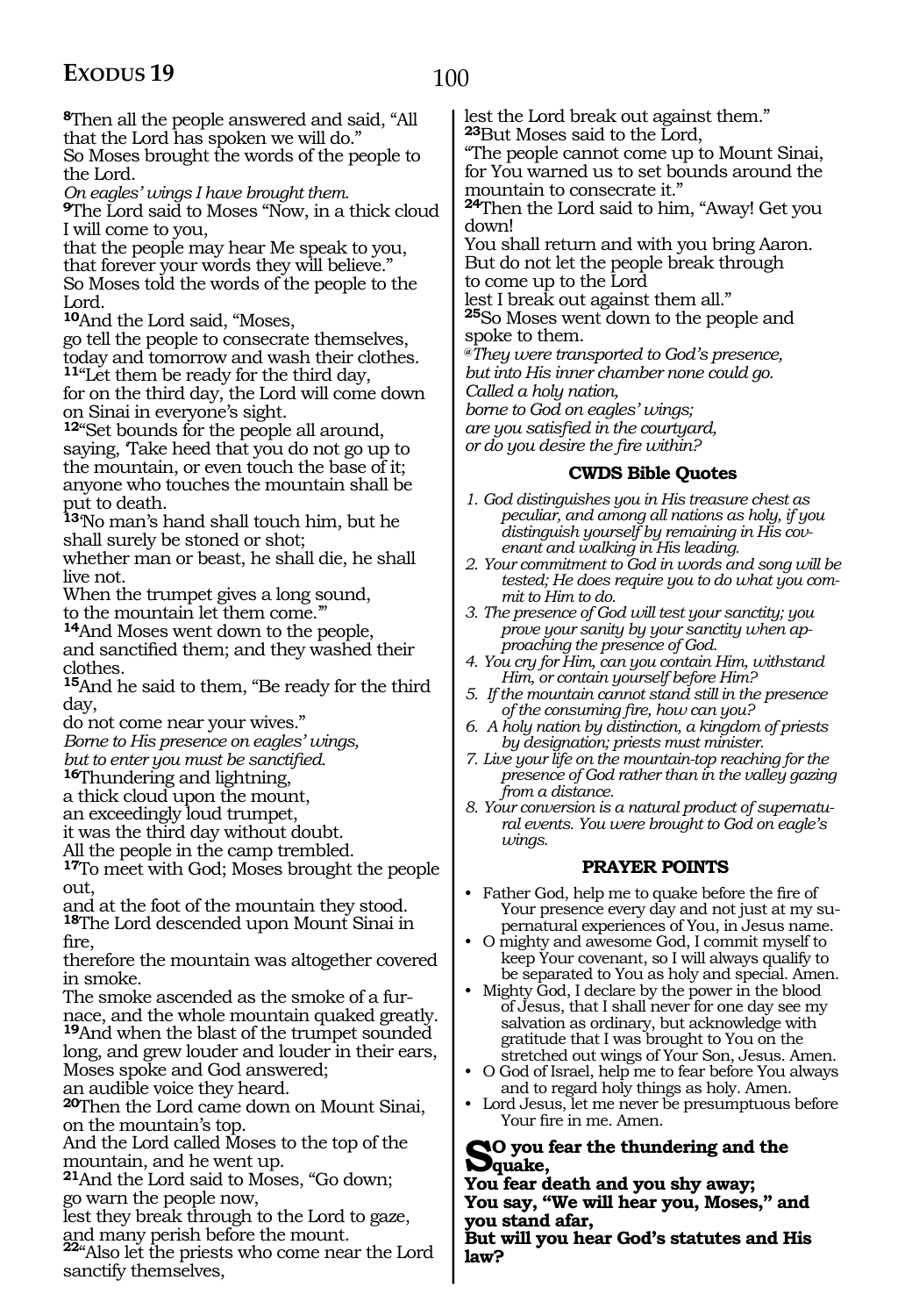**8**Then all the people answered and said, "All that the Lord has spoken we will do."
So Moses brought the words of the people to the Lord.
*On eagles' wings I have brought them.*
**9**The Lord said to Moses "Now, in a thick cloud I will come to you,
that the people may hear Me speak to you, that forever your words they will believe."
So Moses told the words of the people to the Lord.
**10**And the Lord said, "Moses,
go tell the people to consecrate themselves, today and tomorrow and wash their clothes.
**11**"Let them be ready for the third day,
for on the third day, the Lord will come down on Sinai in everyone's sight.
**12**"Set bounds for the people all around,
saying, 'Take heed that you do not go up to the mountain, or even touch the base of it; anyone who touches the mountain shall be put to death.
**13**'No man's hand shall touch him, but he shall surely be stoned or shot;
whether man or beast, he shall die, he shall live not.
When the trumpet gives a long sound,
to the mountain let them come.'"
**14**And Moses went down to the people,
and sanctified them; and they washed their clothes.
**15**And he said to them, "Be ready for the third day,
do not come near your wives."
*Borne to His presence on eagles' wings,*
*but to enter you must be sanctified.*
**16**Thundering and lightning,
a thick cloud upon the mount,
an exceedingly loud trumpet,
it was the third day without doubt.
All the people in the camp trembled.
**17**To meet with God; Moses brought the people out,
and at the foot of the mountain they stood.
**18**The Lord descended upon Mount Sinai in fire,
therefore the mountain was altogether covered in smoke.
The smoke ascended as the smoke of a furnace, and the whole mountain quaked greatly.
**19**And when the blast of the trumpet sounded long, and grew louder and louder in their ears,
Moses spoke and God answered;
an audible voice they heard.
**20**Then the Lord came down on Mount Sinai,
on the mountain's top.
And the Lord called Moses to the top of the mountain, and he went up.
**21**And the Lord said to Moses, "Go down;
go warn the people now,
lest they break through to the Lord to gaze,
and many perish before the mount.
**22**"Also let the priests who come near the Lord sanctify themselves,
lest the Lord break out against them."
**23**But Moses said to the Lord,
"The people cannot come up to Mount Sinai,
for You warned us to set bounds around the mountain to consecrate it."
**24**Then the Lord said to him, "Away! Get you down!
You shall return and with you bring Aaron.
But do not let the people break through
to come up to the Lord
lest I break out against them all."
**25**So Moses went down to the people and spoke to them.
*@They were transported to God's presence,*
*but into His inner chamber none could go.*
*Called a holy nation,*
*borne to God on eagles' wings;*
*are you satisfied in the courtyard,*
*or do you desire the fire within?*

### CWDS Bible Quotes

1. *God distinguishes you in His treasure chest as peculiar, and among all nations as holy, if you distinguish yourself by remaining in His covenant and walking in His leading.*
2. *Your commitment to God in words and song will be tested; He does require you to do what you commit to Him to do.*
3. *The presence of God will test your sanctity; you prove your sanity by your sanctity when approaching the presence of God.*
4. *You cry for Him, can you contain Him, withstand Him, or contain yourself before Him?*
5. *If the mountain cannot stand still in the presence of the consuming fire, how can you?*
6. *A holy nation by distinction, a kingdom of priests by designation; priests must minister.*
7. *Live your life on the mountain-top reaching for the presence of God rather than in the valley gazing from a distance.*
8. *Your conversion is a natural product of supernatural events. You were brought to God on eagle's wings.*

### PRAYER POINTS

- Father God, help me to quake before the fire of Your presence every day and not just at my supernatural experiences of You, in Jesus name.
- O mighty and awesome God, I commit myself to keep Your covenant, so I will always qualify to be separated to You as holy and special. Amen.
- Mighty God, I declare by the power in the blood of Jesus, that I shall never for one day see my salvation as ordinary, but acknowledge with gratitude that I was brought to You on the stretched out wings of Your Son, Jesus. Amen.
- O God of Israel, help me to fear before You always and to regard holy things as holy. Amen.
- Lord Jesus, let me never be presumptuous before Your fire in me. Amen.

**So you fear the thundering and the quake,**
**You fear death and you shy away;**
**You say, "We will hear you, Moses," and you stand afar,**
**But will you hear God's statutes and His law?**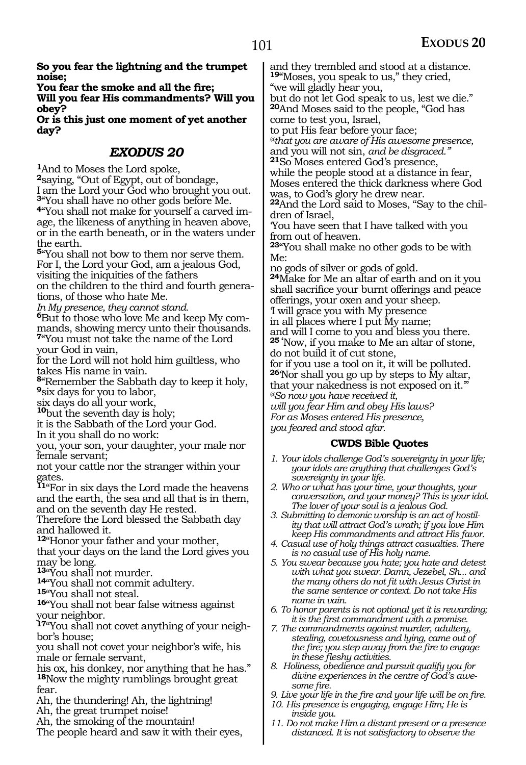**So you fear the lightning and the trumpet noise;**
**You fear the smoke and all the fire;**
**Will you fear His commandments? Will you obey?**
**Or is this just one moment of yet another day?**

## *EXODUS 20*

**1**And to Moses the Lord spoke,
**2**saying, "Out of Egypt, out of bondage,
I am the Lord your God who brought you out.
**3**"You shall have no other gods before Me.
**4**"You shall not make for yourself a carved image, the likeness of anything in heaven above, or in the earth beneath, or in the waters under the earth.
**5**"You shall not bow to them nor serve them.
For I, the Lord your God, am a jealous God,
visiting the iniquities of the fathers
on the children to the third and fourth generations, of those who hate Me.
*In My presence, they cannot stand.*
**6**But to those who love Me and keep My commands, showing mercy unto their thousands.
**7**"You must not take the name of the Lord your God in vain,
for the Lord will not hold him guiltless, who takes His name in vain.
**8**"Remember the Sabbath day to keep it holy,
**9**six days for you to labor,
six days do all your work,
**10**but the seventh day is holy;
it is the Sabbath of the Lord your God.
In it you shall do no work:
you, your son, your daughter, your male nor female servant;
not your cattle nor the stranger within your gates.
**11**"For in six days the Lord made the heavens and the earth, the sea and all that is in them, and on the seventh day He rested.
Therefore the Lord blessed the Sabbath day and hallowed it.
**12**"Honor your father and your mother,
that your days on the land the Lord gives you may be long.
**13**"You shall not murder.
**14**"You shall not commit adultery.
**15**"You shall not steal.
**16**"You shall not bear false witness against your neighbor.
**17**"You shall not covet anything of your neighbor's house;
you shall not covet your neighbor's wife, his male or female servant,
his ox, his donkey, nor anything that he has."
**18**Now the mighty rumblings brought great fear.
Ah, the thundering! Ah, the lightning!
Ah, the great trumpet noise!
Ah, the smoking of the mountain!
The people heard and saw it with their eyes,
and they trembled and stood at a distance.
**19**"Moses, you speak to us," they cried,
"we will gladly hear you,
but do not let God speak to us, lest we die."
**20**And Moses said to the people, "God has come to test you, Israel,
to put His fear before your face;
*@that you are aware of His awesome presence,*
and you will not sin, *and be disgraced."*
**21**So Moses entered God's presence,
while the people stood at a distance in fear,
Moses entered the thick darkness where God was, to God's glory he drew near.
**22**And the Lord said to Moses, "Say to the children of Israel,
'You have seen that I have talked with you from out of heaven.
**23**"You shall make no other gods to be with Me:
no gods of silver or gods of gold.
**24**Make for Me an altar of earth and on it you shall sacrifice your burnt offerings and peace offerings, your oxen and your sheep.
'I will grace you with My presence
in all places where I put My name;
and will I come to you and bless you there.
**25** 'Now, if you make to Me an altar of stone,
do not build it of cut stone,
for if you use a tool on it, it will be polluted.
**26**'Nor shall you go up by steps to My altar,
that your nakedness is not exposed on it.'"
*@So now you have received it,*
*will you fear Him and obey His laws?*
*For as Moses entered His presence,*
*you feared and stood afar.*

### CWDS Bible Quotes

1. *Your idols challenge God's sovereignty in your life; your idols are anything that challenges God's sovereignty in your life.*
2. *Who or what has your time, your thoughts, your conversation, and your money? This is your idol. The lover of your soul is a jealous God.*
3. *Submitting to demonic worship is an act of hostility that will attract God's wrath; if you love Him keep His commandments and attract His favor.*
4. *Casual use of holy things attract casualties. There is no casual use of His holy name.*
5. *You swear because you hate; you hate and detest with what you swear. Damn, Jezebel, Sh... and the many others do not fit with Jesus Christ in the same sentence or context. Do not take His name in vain.*
6. *To honor parents is not optional yet it is rewarding; it is the first commandment with a promise.*
7. *The commandments against murder, adultery, stealing, covetousness and lying, came out of the fire; you step away from the fire to engage in these fleshy activities.*
8. *Holiness, obedience and pursuit qualify you for divine experiences in the centre of God's awesome fire.*
9. *Live your life in the fire and your life will be on fire.*
10. *His presence is engaging, engage Him; He is inside you.*
11. *Do not make Him a distant present or a presence distanced. It is not satisfactory to observe the*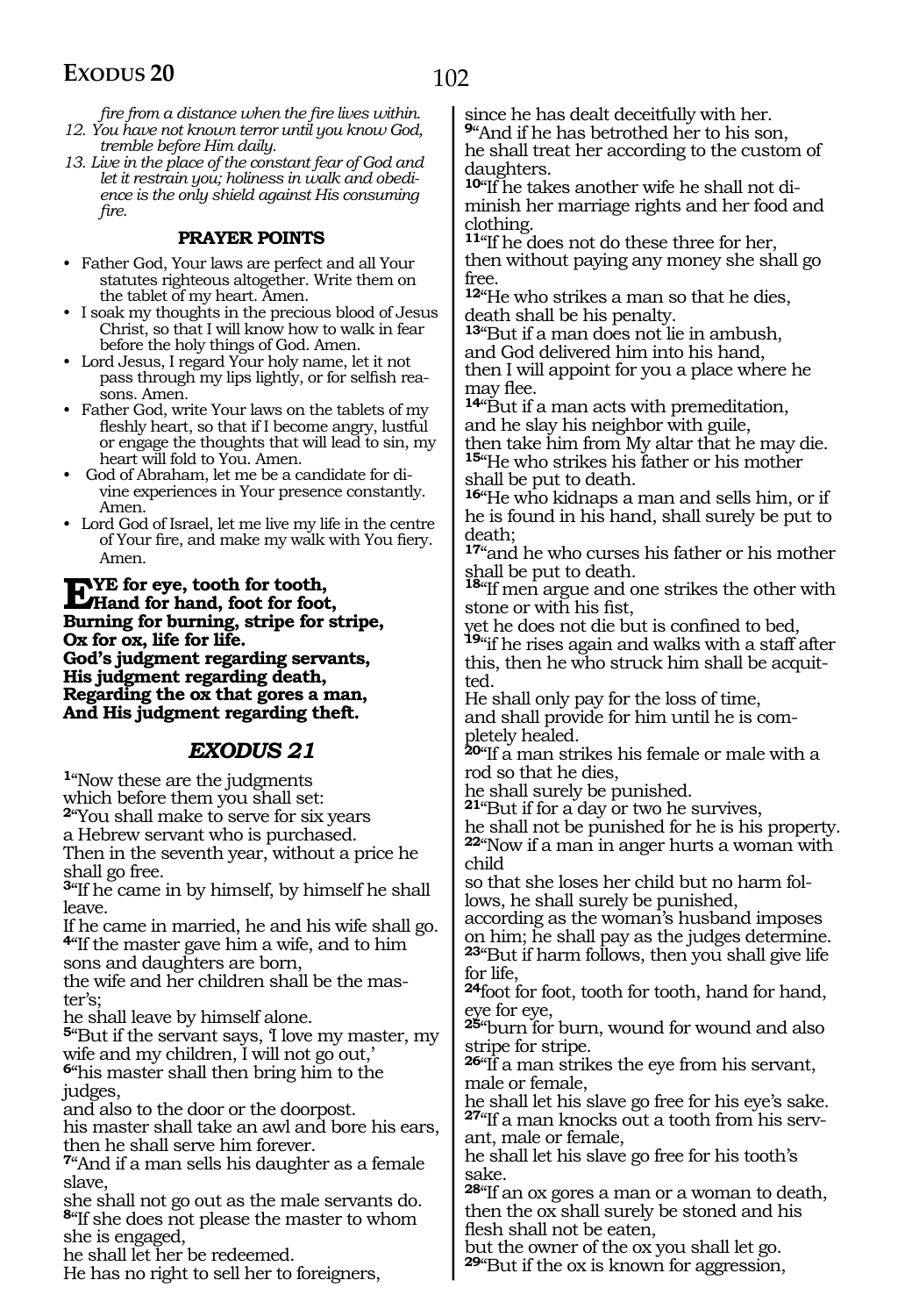*fire from a distance when the fire lives within.*

12. *You have not known terror until you know God, tremble before Him daily.*
13. *Live in the place of the constant fear of God and let it restrain you; holiness in walk and obedience is the only shield against His consuming fire.*

**PRAYER POINTS**

- Father God, Your laws are perfect and all Your statutes righteous altogether. Write them on the tablet of my heart. Amen.
- I soak my thoughts in the precious blood of Jesus Christ, so that I will know how to walk in fear before the holy things of God. Amen.
- Lord Jesus, I regard Your holy name, let it not pass through my lips lightly, or for selfish reasons. Amen.
- Father God, write Your laws on the tablets of my fleshly heart, so that if I become angry, lustful or engage the thoughts that will lead to sin, my heart will fold to You. Amen.
- God of Abraham, let me be a candidate for divine experiences in Your presence constantly. Amen.
- Lord God of Israel, let me live my life in the centre of Your fire, and make my walk with You fiery. Amen.

**EYE for eye, tooth for tooth,**
**Hand for hand, foot for foot,**
**Burning for burning, stripe for stripe,**
**Ox for ox, life for life.**
**God's judgment regarding servants,**
**His judgment regarding death,**
**Regarding the ox that gores a man,**
**And His judgment regarding theft.**

## *EXODUS 21*

**1**"Now these are the judgments
which before them you shall set:
**2**"You shall make to serve for six years
a Hebrew servant who is purchased.
Then in the seventh year, without a price he shall go free.
**3**"If he came in by himself, by himself he shall leave.
If he came in married, he and his wife shall go.
**4**"If the master gave him a wife, and to him sons and daughters are born,
the wife and her children shall be the master's;
he shall leave by himself alone.
**5**"But if the servant says, 'I love my master, my wife and my children, I will not go out,'
**6**"his master shall then bring him to the judges,
and also to the door or the doorpost.
his master shall take an awl and bore his ears, then he shall serve him forever.
**7**"And if a man sells his daughter as a female slave,
she shall not go out as the male servants do.
**8**"If she does not please the master to whom she is engaged,
he shall let her be redeemed.
He has no right to sell her to foreigners,
since he has dealt deceitfully with her.
**9**"And if he has betrothed her to his son,
he shall treat her according to the custom of daughters.
**10**"If he takes another wife he shall not diminish her marriage rights and her food and clothing.
**11**"If he does not do these three for her,
then without paying any money she shall go free.
**12**"He who strikes a man so that he dies,
death shall be his penalty.
**13**"But if a man does not lie in ambush,
and God delivered him into his hand,
then I will appoint for you a place where he may flee.
**14**"But if a man acts with premeditation,
and he slay his neighbor with guile,
then take him from My altar that he may die.
**15**"He who strikes his father or his mother
shall be put to death.
**16**"He who kidnaps a man and sells him, or if he is found in his hand, shall surely be put to death;
**17**"and he who curses his father or his mother shall be put to death.
**18**"If men argue and one strikes the other with stone or with his fist,
yet he does not die but is confined to bed,
**19**"if he rises again and walks with a staff after this, then he who struck him shall be acquitted.
He shall only pay for the loss of time,
and shall provide for him until he is completely healed.
**20**"If a man strikes his female or male with a rod so that he dies,
he shall surely be punished.
**21**"But if for a day or two he survives,
he shall not be punished for he is his property.
**22**"Now if a man in anger hurts a woman with child
so that she loses her child but no harm follows, he shall surely be punished,
according as the woman's husband imposes on him; he shall pay as the judges determine.
**23**"But if harm follows, then you shall give life for life,
**24**foot for foot, tooth for tooth, hand for hand, eye for eye,
**25**"burn for burn, wound for wound and also stripe for stripe.
**26**"If a man strikes the eye from his servant, male or female,
he shall let his slave go free for his eye's sake.
**27**"If a man knocks out a tooth from his servant, male or female,
he shall let his slave go free for his tooth's sake.
**28**"If an ox gores a man or a woman to death,
then the ox shall surely be stoned and his flesh shall not be eaten,
but the owner of the ox you shall let go.
**29**"But if the ox is known for aggression,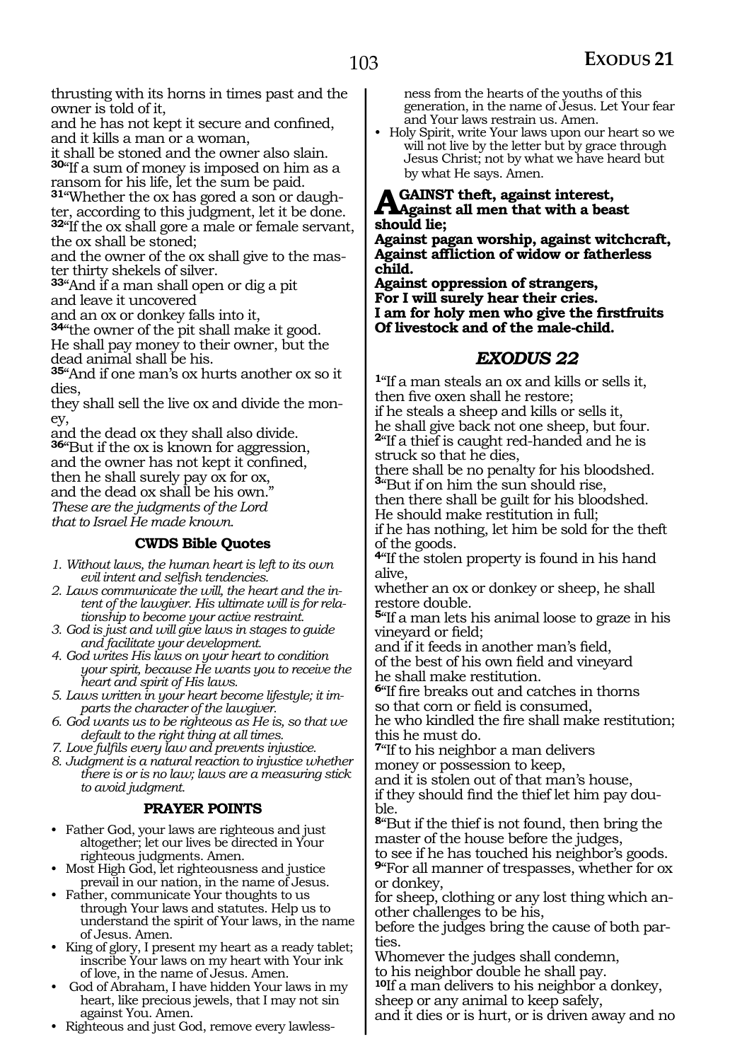thrusting with its horns in times past and the owner is told of it,
and he has not kept it secure and confined, and it kills a man or a woman,
it shall be stoned and the owner also slain.
30"If a sum of money is imposed on him as a ransom for his life, let the sum be paid.
31"Whether the ox has gored a son or daughter, according to this judgment, let it be done.
32"If the ox shall gore a male or female servant, the ox shall be stoned;
and the owner of the ox shall give to the master thirty shekels of silver.
33"And if a man shall open or dig a pit
and leave it uncovered
and an ox or donkey falls into it,
34"the owner of the pit shall make it good.
He shall pay money to their owner, but the dead animal shall be his.
35"And if one man's ox hurts another ox so it dies,
they shall sell the live ox and divide the money,
and the dead ox they shall also divide.
36"But if the ox is known for aggression,
and the owner has not kept it confined,
then he shall surely pay ox for ox,
and the dead ox shall be his own."
*These are the judgments of the Lord*
*that to Israel He made known.*

### CWDS Bible Quotes

1. *Without laws, the human heart is left to its own evil intent and selfish tendencies.*
2. *Laws communicate the will, the heart and the intent of the lawgiver. His ultimate will is for relationship to become your active restraint.*
3. *God is just and will give laws in stages to guide and facilitate your development.*
4. *God writes His laws on your heart to condition your spirit, because He wants you to receive the heart and spirit of His laws.*
5. *Laws written in your heart become lifestyle; it imparts the character of the lawgiver.*
6. *God wants us to be righteous as He is, so that we default to the right thing at all times.*
7. *Love fulfils every law and prevents injustice.*
8. *Judgment is a natural reaction to injustice whether there is or is no law; laws are a measuring stick to avoid judgment.*

### PRAYER POINTS

- Father God, your laws are righteous and just altogether; let our lives be directed in Your righteous judgments. Amen.
- Most High God, let righteousness and justice prevail in our nation, in the name of Jesus.
- Father, communicate Your thoughts to us through Your laws and statutes. Help us to understand the spirit of Your laws, in the name of Jesus. Amen.
- King of glory, I present my heart as a ready tablet; inscribe Your laws on my heart with Your ink of love, in the name of Jesus. Amen.
- God of Abraham, I have hidden Your laws in my heart, like precious jewels, that I may not sin against You. Amen.
- Righteous and just God, remove every lawlessness from the hearts of the youths of this generation, in the name of Jesus. Let Your fear and Your laws restrain us. Amen.
- Holy Spirit, write Your laws upon our heart so we will not live by the letter but by grace through Jesus Christ; not by what we have heard but by what He says. Amen.

**AGAINST theft, against interest,**
**Against all men that with a beast should lie;**
**Against pagan worship, against witchcraft,**
**Against affliction of widow or fatherless child.**
**Against oppression of strangers,**
**For I will surely hear their cries.**
**I am for holy men who give the firstfruits**
**Of livestock and of the male-child.**

## *EXODUS 22*

1"If a man steals an ox and kills or sells it,
then five oxen shall he restore;
if he steals a sheep and kills or sells it,
he shall give back not one sheep, but four.
2"If a thief is caught red-handed and he is struck so that he dies,
there shall be no penalty for his bloodshed.
3"But if on him the sun should rise,
then there shall be guilt for his bloodshed.
He should make restitution in full;
if he has nothing, let him be sold for the theft of the goods.
4"If the stolen property is found in his hand alive,
whether an ox or donkey or sheep, he shall restore double.
5"If a man lets his animal loose to graze in his vineyard or field;
and if it feeds in another man's field,
of the best of his own field and vineyard
he shall make restitution.
6"If fire breaks out and catches in thorns
so that corn or field is consumed,
he who kindled the fire shall make restitution;
this he must do.
7"If to his neighbor a man delivers
money or possession to keep,
and it is stolen out of that man's house,
if they should find the thief let him pay double.
8"But if the thief is not found, then bring the master of the house before the judges,
to see if he has touched his neighbor's goods.
9"For all manner of trespasses, whether for ox or donkey,
for sheep, clothing or any lost thing which another challenges to be his,
before the judges bring the cause of both parties.
Whomever the judges shall condemn,
to his neighbor double he shall pay.
10If a man delivers to his neighbor a donkey,
sheep or any animal to keep safely,
and it dies or is hurt, or is driven away and no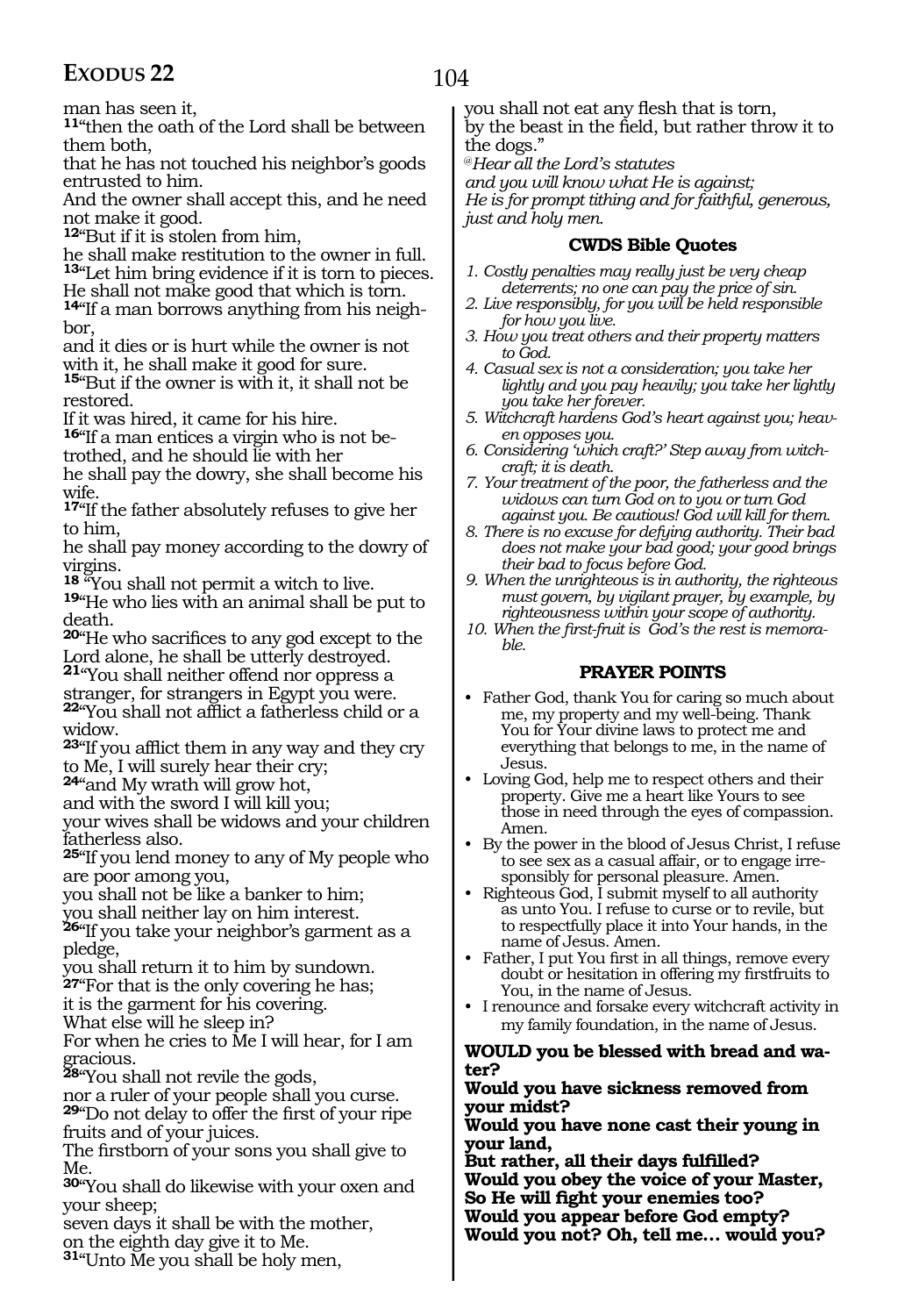man has seen it,

**11**"then the oath of the Lord shall be between them both,
that he has not touched his neighbor's goods entrusted to him.
And the owner shall accept this, and he need not make it good.

**12**"But if it is stolen from him,
he shall make restitution to the owner in full.

**13**"Let him bring evidence if it is torn to pieces.
He shall not make good that which is torn.

**14**"If a man borrows anything from his neighbor,
and it dies or is hurt while the owner is not with it, he shall make it good for sure.

**15**"But if the owner is with it, it shall not be restored.
If it was hired, it came for his hire.

**16**"If a man entices a virgin who is not betrothed, and he should lie with her
he shall pay the dowry, she shall become his wife.

**17**"If the father absolutely refuses to give her to him,
he shall pay money according to the dowry of virgins.

**18** "You shall not permit a witch to live.

**19**"He who lies with an animal shall be put to death.

**20**"He who sacrifices to any god except to the Lord alone, he shall be utterly destroyed.

**21**"You shall neither offend nor oppress a stranger, for strangers in Egypt you were.

**22**"You shall not afflict a fatherless child or a widow.

**23**"If you afflict them in any way and they cry to Me, I will surely hear their cry;

**24**"and My wrath will grow hot,
and with the sword I will kill you;
your wives shall be widows and your children fatherless also.

**25**"If you lend money to any of My people who are poor among you,
you shall not be like a banker to him;
you shall neither lay on him interest.

**26**"If you take your neighbor's garment as a pledge,
you shall return it to him by sundown.

**27**"For that is the only covering he has;
it is the garment for his covering.
What else will he sleep in?
For when he cries to Me I will hear, for I am gracious.

**28**"You shall not revile the gods,
nor a ruler of your people shall you curse.

**29**"Do not delay to offer the first of your ripe fruits and of your juices.
The firstborn of your sons you shall give to Me.

**30**"You shall do likewise with your oxen and your sheep;
seven days it shall be with the mother,
on the eighth day give it to Me.

**31**"Unto Me you shall be holy men,
you shall not eat any flesh that is torn,
by the beast in the field, but rather throw it to the dogs."

*@Hear all the Lord's statutes*
*and you will know what He is against;*
*He is for prompt tithing and for faithful, generous, just and holy men.*

### CWDS Bible Quotes

1. *Costly penalties may really just be very cheap deterrents; no one can pay the price of sin.*
2. *Live responsibly, for you will be held responsible for how you live.*
3. *How you treat others and their property matters to God.*
4. *Casual sex is not a consideration; you take her lightly and you pay heavily; you take her lightly you take her forever.*
5. *Witchcraft hardens God's heart against you; heaven opposes you.*
6. *Considering 'which craft?' Step away from witchcraft; it is death.*
7. *Your treatment of the poor, the fatherless and the widows can turn God on to you or turn God against you. Be cautious! God will kill for them.*
8. *There is no excuse for defying authority. Their bad does not make your bad good; your good brings their bad to focus before God.*
9. *When the unrighteous is in authority, the righteous must govern, by vigilant prayer, by example, by righteousness within your scope of authority.*
10. *When the first-fruit is God's the rest is memorable.*

### PRAYER POINTS

- Father God, thank You for caring so much about me, my property and my well-being. Thank You for Your divine laws to protect me and everything that belongs to me, in the name of Jesus.
- Loving God, help me to respect others and their property. Give me a heart like Yours to see those in need through the eyes of compassion. Amen.
- By the power in the blood of Jesus Christ, I refuse to see sex as a casual affair, or to engage irresponsibly for personal pleasure. Amen.
- Righteous God, I submit myself to all authority as unto You. I refuse to curse or to revile, but to respectfully place it into Your hands, in the name of Jesus. Amen.
- Father, I put You first in all things, remove every doubt or hesitation in offering my firstfruits to You, in the name of Jesus.
- I renounce and forsake every witchcraft activity in my family foundation, in the name of Jesus.

**WOULD you be blessed with bread and water?**
**Would you have sickness removed from your midst?**
**Would you have none cast their young in your land,**
**But rather, all their days fulfilled?**
**Would you obey the voice of your Master,**
**So He will fight your enemies too?**
**Would you appear before God empty?**
**Would you not? Oh, tell me… would you?**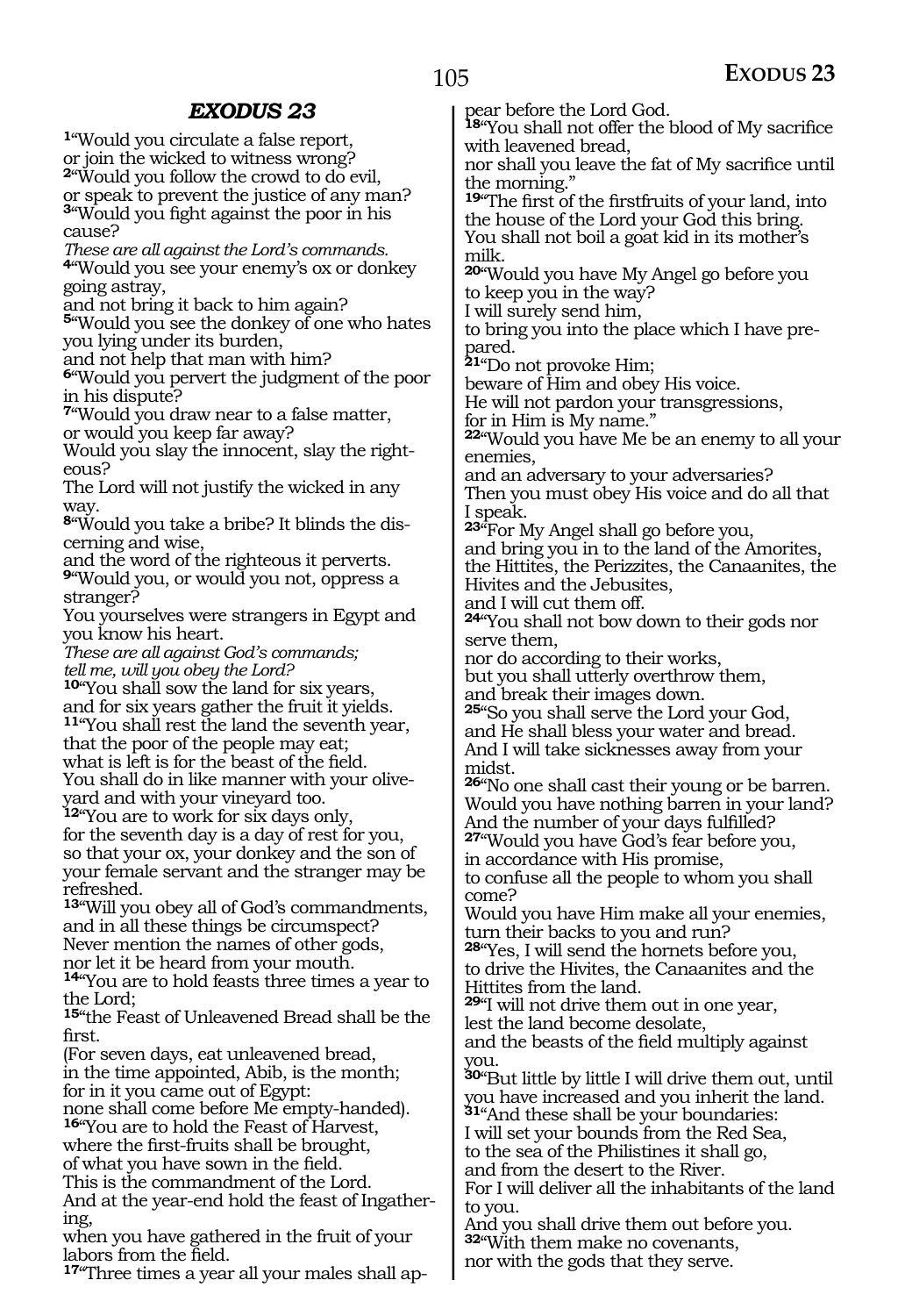## *EXODUS 23*

**1**"Would you circulate a false report,
or join the wicked to witness wrong?
**2**"Would you follow the crowd to do evil,
or speak to prevent the justice of any man?
**3**"Would you fight against the poor in his cause?
*These are all against the Lord's commands.*
**4**"Would you see your enemy's ox or donkey going astray,
and not bring it back to him again?
**5**"Would you see the donkey of one who hates you lying under its burden,
and not help that man with him?
**6**"Would you pervert the judgment of the poor in his dispute?
**7**"Would you draw near to a false matter,
or would you keep far away?
Would you slay the innocent, slay the righteous?
The Lord will not justify the wicked in any way.
**8**"Would you take a bribe? It blinds the discerning and wise,
and the word of the righteous it perverts.
**9**"Would you, or would you not, oppress a stranger?
You yourselves were strangers in Egypt and you know his heart.
*These are all against God's commands;*
*tell me, will you obey the Lord?*
**10**"You shall sow the land for six years,
and for six years gather the fruit it yields.
**11**"You shall rest the land the seventh year,
that the poor of the people may eat;
what is left is for the beast of the field.
You shall do in like manner with your olive-yard and with your vineyard too.
**12**"You are to work for six days only,
for the seventh day is a day of rest for you,
so that your ox, your donkey and the son of your female servant and the stranger may be refreshed.
**13**"Will you obey all of God's commandments,
and in all these things be circumspect?
Never mention the names of other gods,
nor let it be heard from your mouth.
**14**"You are to hold feasts three times a year to the Lord;
**15**"the Feast of Unleavened Bread shall be the first.
(For seven days, eat unleavened bread,
in the time appointed, Abib, is the month;
for in it you came out of Egypt:
none shall come before Me empty-handed).
**16**"You are to hold the Feast of Harvest,
where the first-fruits shall be brought,
of what you have sown in the field.
This is the commandment of the Lord.
And at the year-end hold the feast of Ingathering,
when you have gathered in the fruit of your labors from the field.
**17**"Three times a year all your males shall appear before the Lord God.
**18**"You shall not offer the blood of My sacrifice with leavened bread,
nor shall you leave the fat of My sacrifice until the morning."
**19**"The first of the firstfruits of your land, into the house of the Lord your God this bring.
You shall not boil a goat kid in its mother's milk.
**20**"Would you have My Angel go before you
to keep you in the way?
I will surely send him,
to bring you into the place which I have prepared.
**21**"Do not provoke Him;
beware of Him and obey His voice.
He will not pardon your transgressions,
for in Him is My name."
**22**"Would you have Me be an enemy to all your enemies,
and an adversary to your adversaries?
Then you must obey His voice and do all that I speak.
**23**"For My Angel shall go before you,
and bring you in to the land of the Amorites,
the Hittites, the Perizzites, the Canaanites, the Hivites and the Jebusites,
and I will cut them off.
**24**"You shall not bow down to their gods nor serve them,
nor do according to their works,
but you shall utterly overthrow them,
and break their images down.
**25**"So you shall serve the Lord your God,
and He shall bless your water and bread.
And I will take sicknesses away from your midst.
**26**"No one shall cast their young or be barren.
Would you have nothing barren in your land?
And the number of your days fulfilled?
**27**"Would you have God's fear before you,
in accordance with His promise,
to confuse all the people to whom you shall come?
Would you have Him make all your enemies,
turn their backs to you and run?
**28**"Yes, I will send the hornets before you,
to drive the Hivites, the Canaanites and the Hittites from the land.
**29**"I will not drive them out in one year,
lest the land become desolate,
and the beasts of the field multiply against you.
**30**"But little by little I will drive them out, until you have increased and you inherit the land.
**31**"And these shall be your boundaries:
I will set your bounds from the Red Sea,
to the sea of the Philistines it shall go,
and from the desert to the River.
For I will deliver all the inhabitants of the land to you.
And you shall drive them out before you.
**32**"With them make no covenants,
nor with the gods that they serve.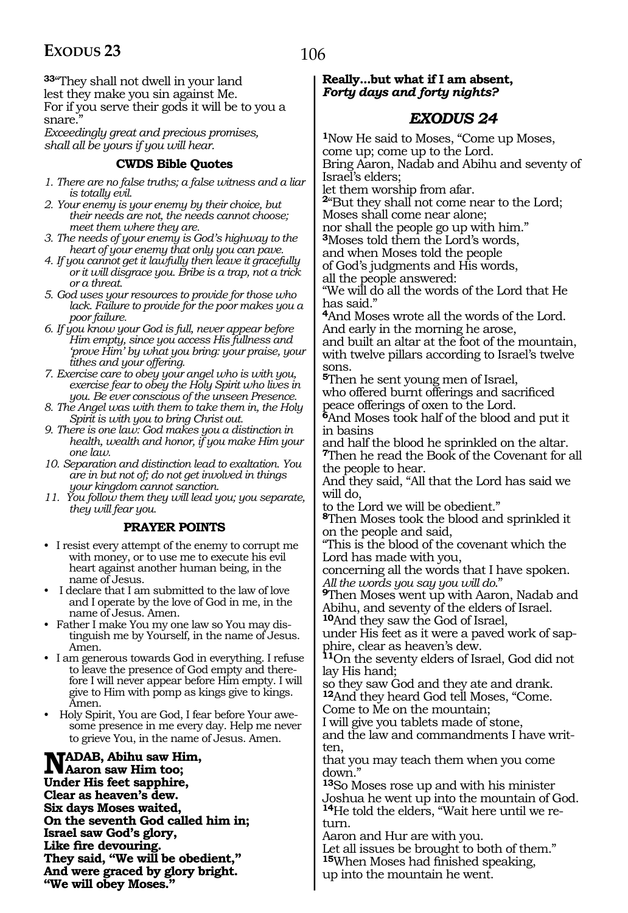**33**"They shall not dwell in your land
lest they make you sin against Me.
For if you serve their gods it will be to you a snare."
*Exceedingly great and precious promises,*
*shall all be yours if you will hear.*

### CWDS Bible Quotes

*1. There are no false truths; a false witness and a liar is totally evil.*
*2. Your enemy is your enemy by their choice, but their needs are not, the needs cannot choose; meet them where they are.*
*3. The needs of your enemy is God's highway to the heart of your enemy that only you can pave.*
*4. If you cannot get it lawfully then leave it gracefully or it will disgrace you. Bribe is a trap, not a trick or a threat.*
*5. God uses your resources to provide for those who lack. Failure to provide for the poor makes you a poor failure.*
*6. If you know your God is full, never appear before Him empty, since you access His fullness and 'prove Him' by what you bring: your praise, your tithes and your offering.*
*7. Exercise care to obey your angel who is with you, exercise fear to obey the Holy Spirit who lives in you. Be ever conscious of the unseen Presence.*
*8. The Angel was with them to take them in, the Holy Spirit is with you to bring Christ out.*
*9. There is one law: God makes you a distinction in health, wealth and honor, if you make Him your one law.*
*10. Separation and distinction lead to exaltation. You are in but not of; do not get involved in things your kingdom cannot sanction.*
*11. You follow them they will lead you; you separate, they will fear you.*

### PRAYER POINTS

- I resist every attempt of the enemy to corrupt me with money, or to use me to execute his evil heart against another human being, in the name of Jesus.
- I declare that I am submitted to the law of love and I operate by the love of God in me, in the name of Jesus. Amen.
- Father I make You my one law so You may distinguish me by Yourself, in the name of Jesus. Amen.
- I am generous towards God in everything. I refuse to leave the presence of God empty and therefore I will never appear before Him empty. I will give to Him with pomp as kings give to kings. Amen.
- Holy Spirit, You are God, I fear before Your awesome presence in me every day. Help me never to grieve You, in the name of Jesus. Amen.

**NADAB, Abihu saw Him,**
**Aaron saw Him too;**
**Under His feet sapphire,**
**Clear as heaven's dew.**
**Six days Moses waited,**
**On the seventh God called him in;**
**Israel saw God's glory,**
**Like fire devouring.**
**They said, "We will be obedient,"**
**And were graced by glory bright.**
**"We will obey Moses."**
**Really…but what if I am absent,**
***Forty days and forty nights?***

## EXODUS 24

**1**Now He said to Moses, "Come up Moses, come up; come up to the Lord.
Bring Aaron, Nadab and Abihu and seventy of Israel's elders;
let them worship from afar.
**2**"But they shall not come near to the Lord;
Moses shall come near alone;
nor shall the people go up with him."
**3**Moses told them the Lord's words,
and when Moses told the people
of God's judgments and His words,
all the people answered:
"We will do all the words of the Lord that He has said."
**4**And Moses wrote all the words of the Lord.
And early in the morning he arose,
and built an altar at the foot of the mountain,
with twelve pillars according to Israel's twelve sons.
**5**Then he sent young men of Israel,
who offered burnt offerings and sacrificed peace offerings of oxen to the Lord.
**6**And Moses took half of the blood and put it in basins
and half the blood he sprinkled on the altar.
**7**Then he read the Book of the Covenant for all the people to hear.
And they said, "All that the Lord has said we will do,
to the Lord we will be obedient."
**8**Then Moses took the blood and sprinkled it on the people and said,
"This is the blood of the covenant which the Lord has made with you,
concerning all the words that I have spoken.
*All the words you say you will do.*"
**9**Then Moses went up with Aaron, Nadab and Abihu, and seventy of the elders of Israel.
**10**And they saw the God of Israel,
under His feet as it were a paved work of sapphire, clear as heaven's dew.
**11**On the seventy elders of Israel, God did not lay His hand;
so they saw God and they ate and drank.
**12**And they heard God tell Moses, "Come.
Come to Me on the mountain;
I will give you tablets made of stone,
and the law and commandments I have written,
that you may teach them when you come down."
**13**So Moses rose up and with his minister Joshua he went up into the mountain of God.
**14**He told the elders, "Wait here until we return.
Aaron and Hur are with you.
Let all issues be brought to both of them."
**15**When Moses had finished speaking,
up into the mountain he went.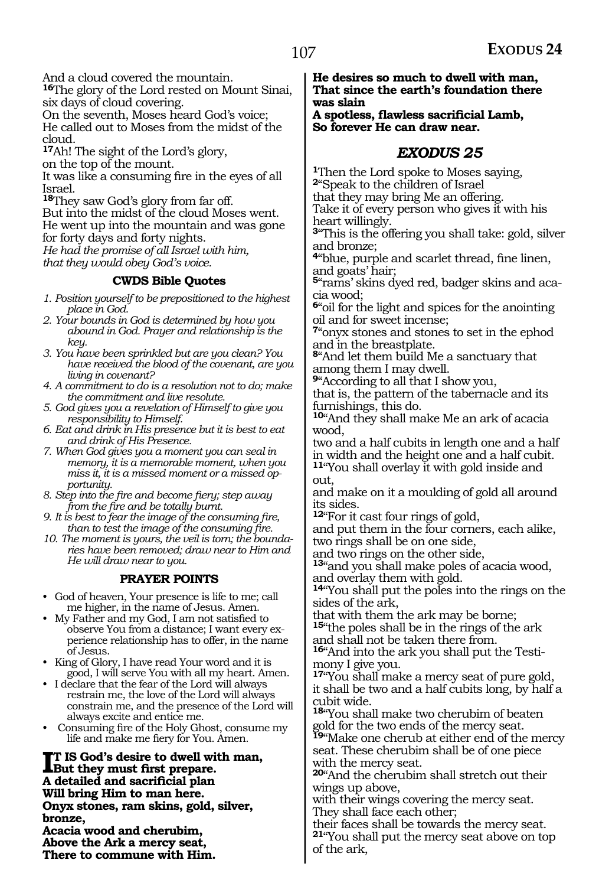And a cloud covered the mountain.
[16]The glory of the Lord rested on Mount Sinai, six days of cloud covering.
On the seventh, Moses heard God's voice;
He called out to Moses from the midst of the cloud.
[17]Ah! The sight of the Lord's glory,
on the top of the mount.
It was like a consuming fire in the eyes of all Israel.
[18]They saw God's glory from far off.
But into the midst of the cloud Moses went.
He went up into the mountain and was gone for forty days and forty nights.
*He had the promise of all Israel with him, that they would obey God's voice.*

### CWDS Bible Quotes

1. *Position yourself to be prepositioned to the highest place in God.*
2. *Your bounds in God is determined by how you abound in God. Prayer and relationship is the key.*
3. *You have been sprinkled but are you clean? You have received the blood of the covenant, are you living in covenant?*
4. *A commitment to do is a resolution not to do; make the commitment and live resolute.*
5. *God gives you a revelation of Himself to give you responsibility to Himself.*
6. *Eat and drink in His presence but it is best to eat and drink of His Presence.*
7. *When God gives you a moment you can seal in memory, it is a memorable moment, when you miss it, it is a missed moment or a missed opportunity.*
8. *Step into the fire and become fiery; step away from the fire and be totally burnt.*
9. *It is best to fear the image of the consuming fire, than to test the image of the consuming fire.*
10. *The moment is yours, the veil is torn; the boundaries have been removed; draw near to Him and He will draw near to you.*

### PRAYER POINTS

- God of heaven, Your presence is life to me; call me higher, in the name of Jesus. Amen.
- My Father and my God, I am not satisfied to observe You from a distance; I want every experience relationship has to offer, in the name of Jesus.
- King of Glory, I have read Your word and it is good, I will serve You with all my heart. Amen.
- I declare that the fear of the Lord will always restrain me, the love of the Lord will always constrain me, and the presence of the Lord will always excite and entice me.
- Consuming fire of the Holy Ghost, consume my life and make me fiery for You. Amen.

**IT IS God's desire to dwell with man,**
**But they must first prepare.**
**A detailed and sacrificial plan**
**Will bring Him to man here.**
**Onyx stones, ram skins, gold, silver, bronze,**
**Acacia wood and cherubim,**
**Above the Ark a mercy seat,**
**There to commune with Him.**
**He desires so much to dwell with man,**
**That since the earth's foundation there was slain**
**A spotless, flawless sacrificial Lamb,**
**So forever He can draw near.**

## EXODUS 25

[1]Then the Lord spoke to Moses saying,
[2]"Speak to the children of Israel
that they may bring Me an offering.
Take it of every person who gives it with his heart willingly.
[3]"This is the offering you shall take: gold, silver and bronze;
[4]"blue, purple and scarlet thread, fine linen, and goats' hair;
[5]"rams' skins dyed red, badger skins and acacia wood;
[6]"oil for the light and spices for the anointing oil and for sweet incense;
[7]"onyx stones and stones to set in the ephod and in the breastplate.
[8]"And let them build Me a sanctuary that among them I may dwell.
[9]"According to all that I show you,
that is, the pattern of the tabernacle and its furnishings, this do.
[10]"And they shall make Me an ark of acacia wood,
two and a half cubits in length one and a half in width and the height one and a half cubit.
[11]"You shall overlay it with gold inside and out,
and make on it a moulding of gold all around its sides.
[12]"For it cast four rings of gold,
and put them in the four corners, each alike,
two rings shall be on one side,
and two rings on the other side,
[13]"and you shall make poles of acacia wood,
and overlay them with gold.
[14]"You shall put the poles into the rings on the sides of the ark,
that with them the ark may be borne;
[15]"the poles shall be in the rings of the ark
and shall not be taken there from.
[16]"And into the ark you shall put the Testimony I give you.
[17]"You shall make a mercy seat of pure gold,
it shall be two and a half cubits long, by half a cubit wide.
[18]"You shall make two cherubim of beaten gold for the two ends of the mercy seat.
[19]"Make one cherub at either end of the mercy seat. These cherubim shall be of one piece with the mercy seat.
[20]"And the cherubim shall stretch out their wings up above,
with their wings covering the mercy seat.
They shall face each other;
their faces shall be towards the mercy seat.
[21]"You shall put the mercy seat above on top of the ark,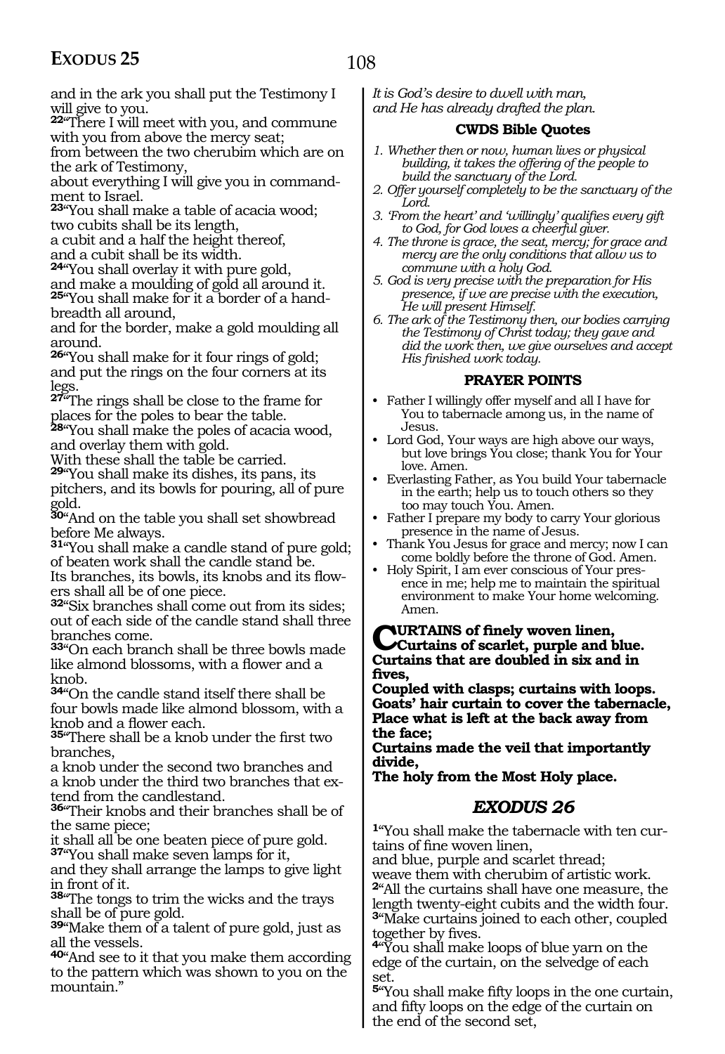and in the ark you shall put the Testimony I will give to you.

**22**"There I will meet with you, and commune with you from above the mercy seat;
from between the two cherubim which are on the ark of Testimony,
about everything I will give you in commandment to Israel.

**23**"You shall make a table of acacia wood;
two cubits shall be its length,
a cubit and a half the height thereof,
and a cubit shall be its width.

**24**"You shall overlay it with pure gold,
and make a moulding of gold all around it.

**25**"You shall make for it a border of a handbreadth all around,
and for the border, make a gold moulding all around.

**26**"You shall make for it four rings of gold;
and put the rings on the four corners at its legs.

**27**"The rings shall be close to the frame for places for the poles to bear the table.

**28**"You shall make the poles of acacia wood,
and overlay them with gold.
With these shall the table be carried.

**29**"You shall make its dishes, its pans, its pitchers, and its bowls for pouring, all of pure gold.

**30**"And on the table you shall set showbread before Me always.

**31**"You shall make a candle stand of pure gold;
of beaten work shall the candle stand be.
Its branches, its bowls, its knobs and its flowers shall all be of one piece.

**32**"Six branches shall come out from its sides;
out of each side of the candle stand shall three branches come.

**33**"On each branch shall be three bowls made like almond blossoms, with a flower and a knob.

**34**"On the candle stand itself there shall be four bowls made like almond blossom, with a knob and a flower each.

**35**"There shall be a knob under the first two branches,
a knob under the second two branches and a knob under the third two branches that extend from the candlestand.

**36**"Their knobs and their branches shall be of the same piece;
it shall all be one beaten piece of pure gold.

**37**"You shall make seven lamps for it,
and they shall arrange the lamps to give light in front of it.

**38**"The tongs to trim the wicks and the trays shall be of pure gold.

**39**"Make them of a talent of pure gold, just as all the vessels.

**40**"And see to it that you make them according to the pattern which was shown to you on the mountain."

*It is God's desire to dwell with man,*
*and He has already drafted the plan.*

### CWDS Bible Quotes

1. *Whether then or now, human lives or physical building, it takes the offering of the people to build the sanctuary of the Lord.*
2. *Offer yourself completely to be the sanctuary of the Lord.*
3. *'From the heart' and 'willingly' qualifies every gift to God, for God loves a cheerful giver.*
4. *The throne is grace, the seat, mercy; for grace and mercy are the only conditions that allow us to commune with a holy God.*
5. *God is very precise with the preparation for His presence, if we are precise with the execution, He will present Himself.*
6. *The ark of the Testimony then, our bodies carrying the Testimony of Christ today; they gave and did the work then, we give ourselves and accept His finished work today.*

### PRAYER POINTS

- Father I willingly offer myself and all I have for You to tabernacle among us, in the name of Jesus.
- Lord God, Your ways are high above our ways, but love brings You close; thank You for Your love. Amen.
- Everlasting Father, as You build Your tabernacle in the earth; help us to touch others so they too may touch You. Amen.
- Father I prepare my body to carry Your glorious presence in the name of Jesus.
- Thank You Jesus for grace and mercy; now I can come boldly before the throne of God. Amen.
- Holy Spirit, I am ever conscious of Your presence in me; help me to maintain the spiritual environment to make Your home welcoming. Amen.

**CURTAINS of finely woven linen,**
**Curtains of scarlet, purple and blue.**
**Curtains that are doubled in six and in fives,**
**Coupled with clasps; curtains with loops.**
**Goats' hair curtain to cover the tabernacle,**
**Place what is left at the back away from the face;**
**Curtains made the veil that importantly divide,**
**The holy from the Most Holy place.**

## EXODUS 26

**1**"You shall make the tabernacle with ten curtains of fine woven linen,
and blue, purple and scarlet thread;
weave them with cherubim of artistic work.

**2**"All the curtains shall have one measure, the length twenty-eight cubits and the width four.

**3**"Make curtains joined to each other, coupled together by fives.

**4**"You shall make loops of blue yarn on the edge of the curtain, on the selvedge of each set.

**5**"You shall make fifty loops in the one curtain, and fifty loops on the edge of the curtain on the end of the second set,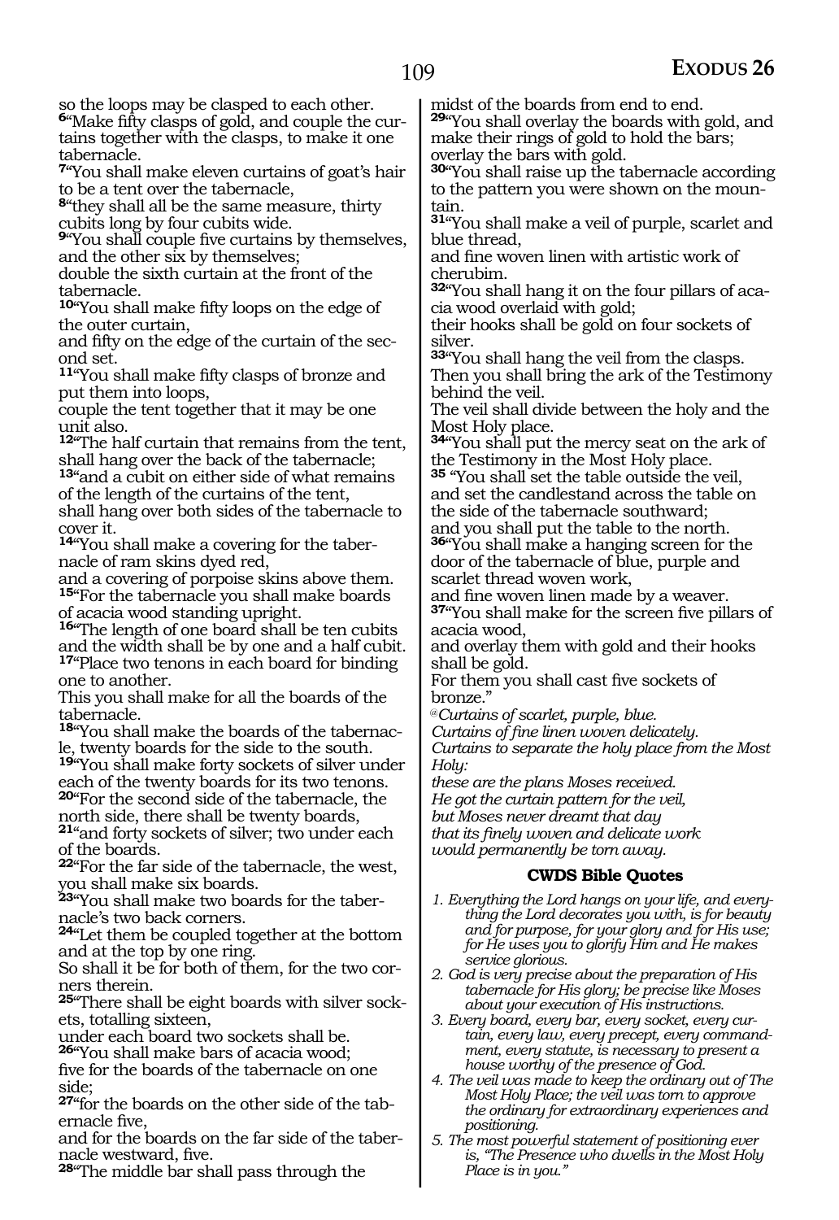so the loops may be clasped to each other.
**6**"Make fifty clasps of gold, and couple the curtains together with the clasps, to make it one tabernacle.
**7**"You shall make eleven curtains of goat's hair to be a tent over the tabernacle,
**8**"they shall all be the same measure, thirty cubits long by four cubits wide.
**9**"You shall couple five curtains by themselves, and the other six by themselves;
double the sixth curtain at the front of the tabernacle.
**10**"You shall make fifty loops on the edge of the outer curtain,
and fifty on the edge of the curtain of the second set.
**11**"You shall make fifty clasps of bronze and put them into loops,
couple the tent together that it may be one unit also.
**12**"The half curtain that remains from the tent, shall hang over the back of the tabernacle;
**13**"and a cubit on either side of what remains of the length of the curtains of the tent,
shall hang over both sides of the tabernacle to cover it.
**14**"You shall make a covering for the tabernacle of ram skins dyed red,
and a covering of porpoise skins above them.
**15**"For the tabernacle you shall make boards of acacia wood standing upright.
**16**"The length of one board shall be ten cubits and the width shall be by one and a half cubit.
**17**"Place two tenons in each board for binding one to another.
This you shall make for all the boards of the tabernacle.
**18**"You shall make the boards of the tabernacle, twenty boards for the side to the south.
**19**"You shall make forty sockets of silver under each of the twenty boards for its two tenons.
**20**"For the second side of the tabernacle, the north side, there shall be twenty boards,
**21**"and forty sockets of silver; two under each of the boards.
**22**"For the far side of the tabernacle, the west, you shall make six boards.
**23**"You shall make two boards for the tabernacle's two back corners.
**24**"Let them be coupled together at the bottom and at the top by one ring.
So shall it be for both of them, for the two corners therein.
**25**"There shall be eight boards with silver sockets, totalling sixteen,
under each board two sockets shall be.
**26**"You shall make bars of acacia wood;
five for the boards of the tabernacle on one side;
**27**"for the boards on the other side of the tabernacle five,
and for the boards on the far side of the tabernacle westward, five.
**28**"The middle bar shall pass through the midst of the boards from end to end.
**29**"You shall overlay the boards with gold, and make their rings of gold to hold the bars;
overlay the bars with gold.
**30**"You shall raise up the tabernacle according to the pattern you were shown on the mountain.
**31**"You shall make a veil of purple, scarlet and blue thread,
and fine woven linen with artistic work of cherubim.
**32**"You shall hang it on the four pillars of acacia wood overlaid with gold;
their hooks shall be gold on four sockets of silver.
**33**"You shall hang the veil from the clasps.
Then you shall bring the ark of the Testimony behind the veil.
The veil shall divide between the holy and the Most Holy place.
**34**"You shall put the mercy seat on the ark of the Testimony in the Most Holy place.
**35** "You shall set the table outside the veil,
and set the candlestand across the table on the side of the tabernacle southward;
and you shall put the table to the north.
**36**"You shall make a hanging screen for the door of the tabernacle of blue, purple and scarlet thread woven work,
and fine woven linen made by a weaver.
**37**"You shall make for the screen five pillars of acacia wood,
and overlay them with gold and their hooks shall be gold.
For them you shall cast five sockets of bronze."

@*Curtains of scarlet, purple, blue.*
*Curtains of fine linen woven delicately.*
*Curtains to separate the holy place from the Most Holy:*
*these are the plans Moses received.*
*He got the curtain pattern for the veil,*
*but Moses never dreamt that day*
*that its finely woven and delicate work*
*would permanently be torn away.*

### CWDS Bible Quotes

1. *Everything the Lord hangs on your life, and everything the Lord decorates you with, is for beauty and for purpose, for your glory and for His use; for He uses you to glorify Him and He makes service glorious.*
2. *God is very precise about the preparation of His tabernacle for His glory; be precise like Moses about your execution of His instructions.*
3. *Every board, every bar, every socket, every curtain, every law, every precept, every commandment, every statute, is necessary to present a house worthy of the presence of God.*
4. *The veil was made to keep the ordinary out of The Most Holy Place; the veil was torn to approve the ordinary for extraordinary experiences and positioning.*
5. *The most powerful statement of positioning ever is, "The Presence who dwells in the Most Holy Place is in you."*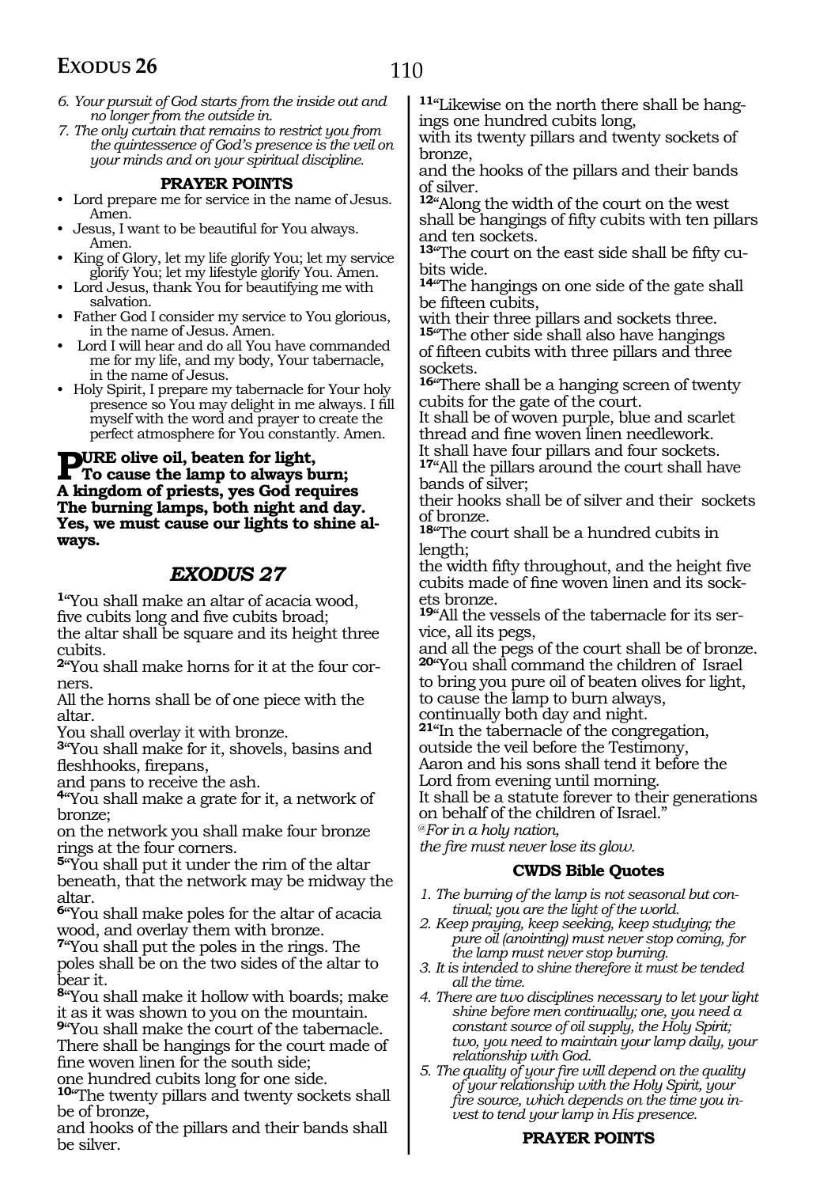6. *Your pursuit of God starts from the inside out and no longer from the outside in.*
7. *The only curtain that remains to restrict you from the quintessence of God's presence is the veil on your minds and on your spiritual discipline.*

**PRAYER POINTS**

- Lord prepare me for service in the name of Jesus. Amen.
- Jesus, I want to be beautiful for You always. Amen.
- King of Glory, let my life glorify You; let my service glorify You; let my lifestyle glorify You. Amen.
- Lord Jesus, thank You for beautifying me with salvation.
- Father God I consider my service to You glorious, in the name of Jesus. Amen.
- Lord I will hear and do all You have commanded me for my life, and my body, Your tabernacle, in the name of Jesus.
- Holy Spirit, I prepare my tabernacle for Your holy presence so You may delight in me always. I fill myself with the word and prayer to create the perfect atmosphere for You constantly. Amen.

**PURE olive oil, beaten for light,
To cause the lamp to always burn;
A kingdom of priests, yes God requires
The burning lamps, both night and day.
Yes, we must cause our lights to shine always.**

## *EXODUS 27*

[1]"You shall make an altar of acacia wood, five cubits long and five cubits broad;
the altar shall be square and its height three cubits.
[2]"You shall make horns for it at the four corners.
All the horns shall be of one piece with the altar.
You shall overlay it with bronze.
[3]"You shall make for it, shovels, basins and fleshhooks, firepans,
and pans to receive the ash.
[4]"You shall make a grate for it, a network of bronze;
on the network you shall make four bronze rings at the four corners.
[5]"You shall put it under the rim of the altar beneath, that the network may be midway the altar.
[6]"You shall make poles for the altar of acacia wood, and overlay them with bronze.
[7]"You shall put the poles in the rings. The poles shall be on the two sides of the altar to bear it.
[8]"You shall make it hollow with boards; make it as it was shown to you on the mountain.
[9]"You shall make the court of the tabernacle.
There shall be hangings for the court made of fine woven linen for the south side;
one hundred cubits long for one side.
[10]"The twenty pillars and twenty sockets shall be of bronze,
and hooks of the pillars and their bands shall be silver.
[11]"Likewise on the north there shall be hangings one hundred cubits long,
with its twenty pillars and twenty sockets of bronze,
and the hooks of the pillars and their bands of silver.
[12]"Along the width of the court on the west shall be hangings of fifty cubits with ten pillars and ten sockets.
[13]"The court on the east side shall be fifty cubits wide.
[14]"The hangings on one side of the gate shall be fifteen cubits,
with their three pillars and sockets three.
[15]"The other side shall also have hangings of fifteen cubits with three pillars and three sockets.
[16]"There shall be a hanging screen of twenty cubits for the gate of the court.
It shall be of woven purple, blue and scarlet thread and fine woven linen needlework.
It shall have four pillars and four sockets.
[17]"All the pillars around the court shall have bands of silver;
their hooks shall be of silver and their sockets of bronze.
[18]"The court shall be a hundred cubits in length;
the width fifty throughout, and the height five cubits made of fine woven linen and its sockets bronze.
[19]"All the vessels of the tabernacle for its service, all its pegs,
and all the pegs of the court shall be of bronze.
[20]"You shall command the children of Israel to bring you pure oil of beaten olives for light,
to cause the lamp to burn always,
continually both day and night.
[21]"In the tabernacle of the congregation,
outside the veil before the Testimony,
Aaron and his sons shall tend it before the Lord from evening until morning.
It shall be a statute forever to their generations on behalf of the children of Israel."
@*For in a holy nation,
the fire must never lose its glow.*

**CWDS Bible Quotes**

1. *The burning of the lamp is not seasonal but continual; you are the light of the world.*
2. *Keep praying, keep seeking, keep studying; the pure oil (anointing) must never stop coming, for the lamp must never stop burning.*
3. *It is intended to shine therefore it must be tended all the time.*
4. *There are two disciplines necessary to let your light shine before men continually; one, you need a constant source of oil supply, the Holy Spirit; two, you need to maintain your lamp daily, your relationship with God.*
5. *The quality of your fire will depend on the quality of your relationship with the Holy Spirit, your fire source, which depends on the time you invest to tend your lamp in His presence.*

**PRAYER POINTS**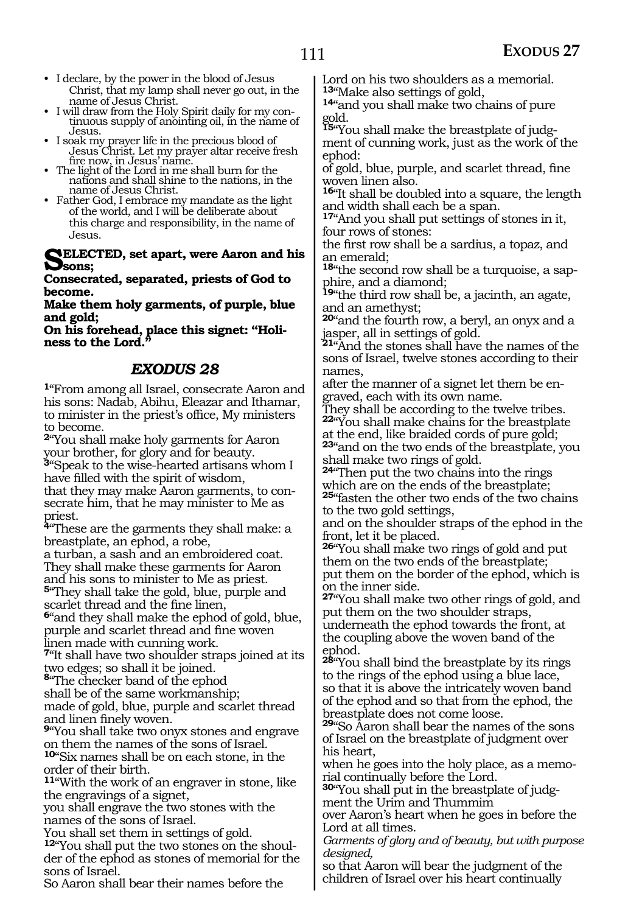- I declare, by the power in the blood of Jesus Christ, that my lamp shall never go out, in the name of Jesus Christ.
- I will draw from the Holy Spirit daily for my continuous supply of anointing oil, in the name of Jesus.
- I soak my prayer life in the precious blood of Jesus Christ. Let my prayer altar receive fresh fire now, in Jesus' name.
- The light of the Lord in me shall burn for the nations and shall shine to the nations, in the name of Jesus Christ.
- Father God, I embrace my mandate as the light of the world, and I will be deliberate about this charge and responsibility, in the name of Jesus.

**SELECTED, set apart, were Aaron and his sons;**
**Consecrated, separated, priests of God to become.**
**Make them holy garments, of purple, blue and gold;**
**On his forehead, place this signet: "Holiness to the Lord."**

## *EXODUS 28*

**1**"From among all Israel, consecrate Aaron and his sons: Nadab, Abihu, Eleazar and Ithamar, to minister in the priest's office, My ministers to become.
**2**"You shall make holy garments for Aaron your brother, for glory and for beauty.
**3**"Speak to the wise-hearted artisans whom I have filled with the spirit of wisdom,
that they may make Aaron garments, to consecrate him, that he may minister to Me as priest.
**4**"These are the garments they shall make: a breastplate, an ephod, a robe,
a turban, a sash and an embroidered coat.
They shall make these garments for Aaron and his sons to minister to Me as priest.
**5**"They shall take the gold, blue, purple and scarlet thread and the fine linen,
**6**"and they shall make the ephod of gold, blue, purple and scarlet thread and fine woven linen made with cunning work.
**7**"It shall have two shoulder straps joined at its two edges; so shall it be joined.
**8**"The checker band of the ephod
shall be of the same workmanship;
made of gold, blue, purple and scarlet thread and linen finely woven.
**9**"You shall take two onyx stones and engrave on them the names of the sons of Israel.
**10**"Six names shall be on each stone, in the order of their birth.
**11**"With the work of an engraver in stone, like the engravings of a signet,
you shall engrave the two stones with the names of the sons of Israel.
You shall set them in settings of gold.
**12**"You shall put the two stones on the shoulder of the ephod as stones of memorial for the sons of Israel.
So Aaron shall bear their names before the Lord on his two shoulders as a memorial.
**13**"Make also settings of gold,
**14**"and you shall make two chains of pure gold.
**15**"You shall make the breastplate of judgment of cunning work, just as the work of the ephod:
of gold, blue, purple, and scarlet thread, fine woven linen also.
**16**"It shall be doubled into a square, the length and width shall each be a span.
**17**"And you shall put settings of stones in it, four rows of stones:
the first row shall be a sardius, a topaz, and an emerald;
**18**"the second row shall be a turquoise, a sapphire, and a diamond;
**19**"the third row shall be, a jacinth, an agate, and an amethyst;
**20**"and the fourth row, a beryl, an onyx and a jasper, all in settings of gold.
**21**"And the stones shall have the names of the sons of Israel, twelve stones according to their names,
after the manner of a signet let them be engraved, each with its own name.
They shall be according to the twelve tribes.
**22**"You shall make chains for the breastplate at the end, like braided cords of pure gold;
**23**"and on the two ends of the breastplate, you shall make two rings of gold.
**24**"Then put the two chains into the rings which are on the ends of the breastplate;
**25**"fasten the other two ends of the two chains to the two gold settings,
and on the shoulder straps of the ephod in the front, let it be placed.
**26**"You shall make two rings of gold and put them on the two ends of the breastplate;
put them on the border of the ephod, which is on the inner side.
**27**"You shall make two other rings of gold, and put them on the two shoulder straps,
underneath the ephod towards the front, at the coupling above the woven band of the ephod.
**28**"You shall bind the breastplate by its rings to the rings of the ephod using a blue lace,
so that it is above the intricately woven band of the ephod and so that from the ephod, the breastplate does not come loose.
**29**"So Aaron shall bear the names of the sons of Israel on the breastplate of judgment over his heart,
when he goes into the holy place, as a memorial continually before the Lord.
**30**"You shall put in the breastplate of judgment the Urim and Thummim
over Aaron's heart when he goes in before the Lord at all times.
*Garments of glory and of beauty, but with purpose designed,*
so that Aaron will bear the judgment of the children of Israel over his heart continually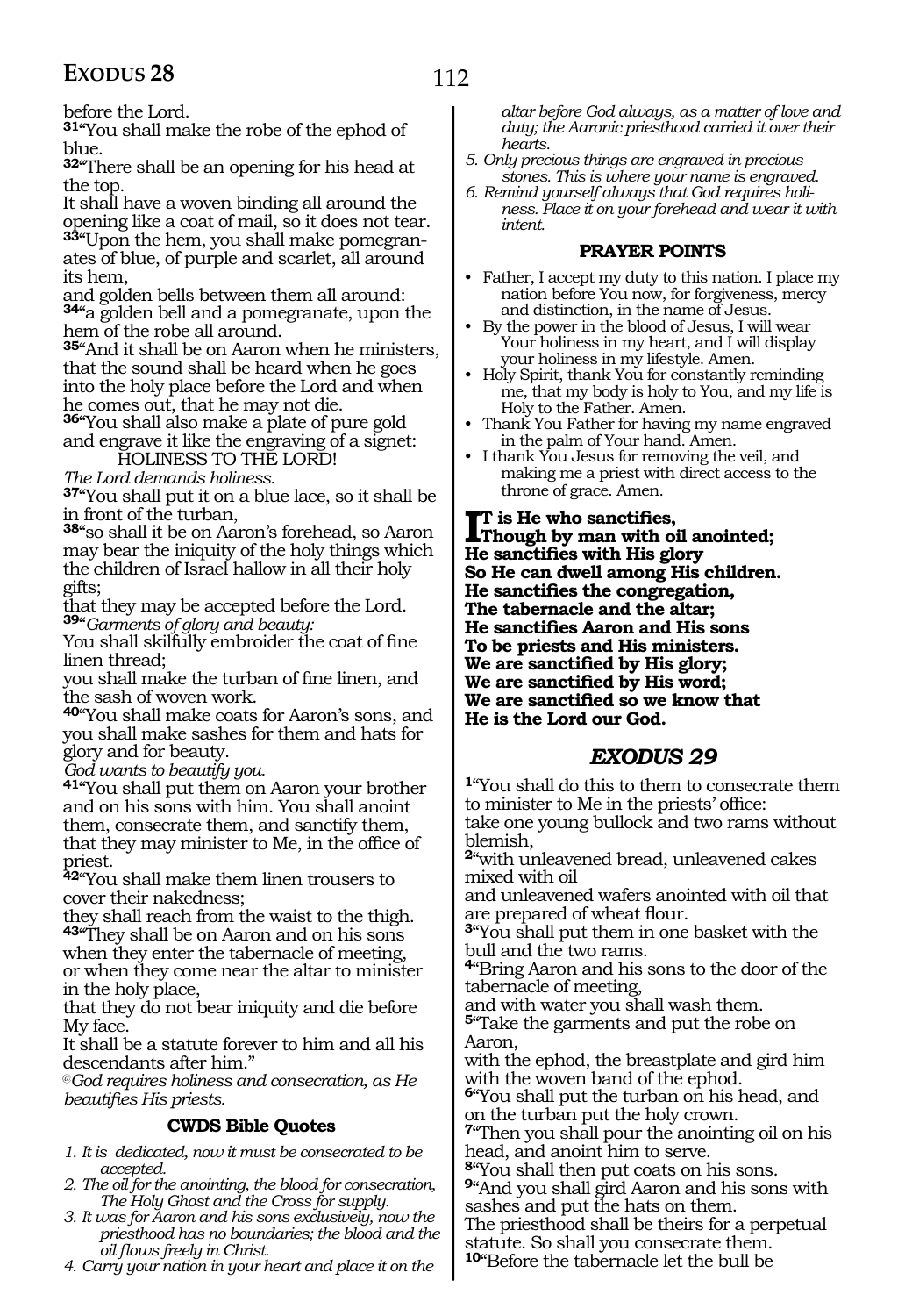before the Lord.

**31**"You shall make the robe of the ephod of blue.

**32**"There shall be an opening for his head at the top.
It shall have a woven binding all around the opening like a coat of mail, so it does not tear.

**33**"Upon the hem, you shall make pomegranates of blue, of purple and scarlet, all around its hem,
and golden bells between them all around:

**34**"a golden bell and a pomegranate, upon the hem of the robe all around.

**35**"And it shall be on Aaron when he ministers, that the sound shall be heard when he goes into the holy place before the Lord and when he comes out, that he may not die.

**36**"You shall also make a plate of pure gold and engrave it like the engraving of a signet:

HOLINESS TO THE LORD!

*The Lord demands holiness.*

**37**"You shall put it on a blue lace, so it shall be in front of the turban,

**38**"so shall it be on Aaron's forehead, so Aaron may bear the iniquity of the holy things which the children of Israel hallow in all their holy gifts;
that they may be accepted before the Lord.

**39**"*Garments of glory and beauty:*
You shall skilfully embroider the coat of fine linen thread;
you shall make the turban of fine linen, and the sash of woven work.

**40**"You shall make coats for Aaron's sons, and you shall make sashes for them and hats for glory and for beauty.

*God wants to beautify you.*

**41**"You shall put them on Aaron your brother and on his sons with him. You shall anoint them, consecrate them, and sanctify them, that they may minister to Me, in the office of priest.

**42**"You shall make them linen trousers to cover their nakedness;
they shall reach from the waist to the thigh.

**43**"They shall be on Aaron and on his sons when they enter the tabernacle of meeting, or when they come near the altar to minister in the holy place,
that they do not bear iniquity and die before My face.
It shall be a statute forever to him and all his descendants after him."

@*God requires holiness and consecration, as He beautifies His priests.*

### CWDS Bible Quotes

1. *It is dedicated, now it must be consecrated to be accepted.*
2. *The oil for the anointing, the blood for consecration, The Holy Ghost and the Cross for supply.*
3. *It was for Aaron and his sons exclusively, now the priesthood has no boundaries; the blood and the oil flows freely in Christ.*
4. *Carry your nation in your heart and place it on the altar before God always, as a matter of love and duty; the Aaronic priesthood carried it over their hearts.*
5. *Only precious things are engraved in precious stones. This is where your name is engraved.*
6. *Remind yourself always that God requires holiness. Place it on your forehead and wear it with intent.*

### PRAYER POINTS

- Father, I accept my duty to this nation. I place my nation before You now, for forgiveness, mercy and distinction, in the name of Jesus.
- By the power in the blood of Jesus, I will wear Your holiness in my heart, and I will display your holiness in my lifestyle. Amen.
- Holy Spirit, thank You for constantly reminding me, that my body is holy to You, and my life is Holy to the Father. Amen.
- Thank You Father for having my name engraved in the palm of Your hand. Amen.
- I thank You Jesus for removing the veil, and making me a priest with direct access to the throne of grace. Amen.

**It is He who sanctifies,**
**Though by man with oil anointed;**
**He sanctifies with His glory**
**So He can dwell among His children.**
**He sanctifies the congregation,**
**The tabernacle and the altar;**
**He sanctifies Aaron and His sons**
**To be priests and His ministers.**
**We are sanctified by His glory;**
**We are sanctified by His word;**
**We are sanctified so we know that**
**He is the Lord our God.**

## EXODUS 29

**1**"You shall do this to them to consecrate them to minister to Me in the priests' office:
take one young bullock and two rams without blemish,

**2**"with unleavened bread, unleavened cakes mixed with oil
and unleavened wafers anointed with oil that are prepared of wheat flour.

**3**"You shall put them in one basket with the bull and the two rams.

**4**"Bring Aaron and his sons to the door of the tabernacle of meeting,
and with water you shall wash them.

**5**"Take the garments and put the robe on Aaron,
with the ephod, the breastplate and gird him with the woven band of the ephod.

**6**"You shall put the turban on his head, and on the turban put the holy crown.

**7**"Then you shall pour the anointing oil on his head, and anoint him to serve.

**8**"You shall then put coats on his sons.

**9**"And you shall gird Aaron and his sons with sashes and put the hats on them.
The priesthood shall be theirs for a perpetual statute. So shall you consecrate them.

**10**"Before the tabernacle let the bull be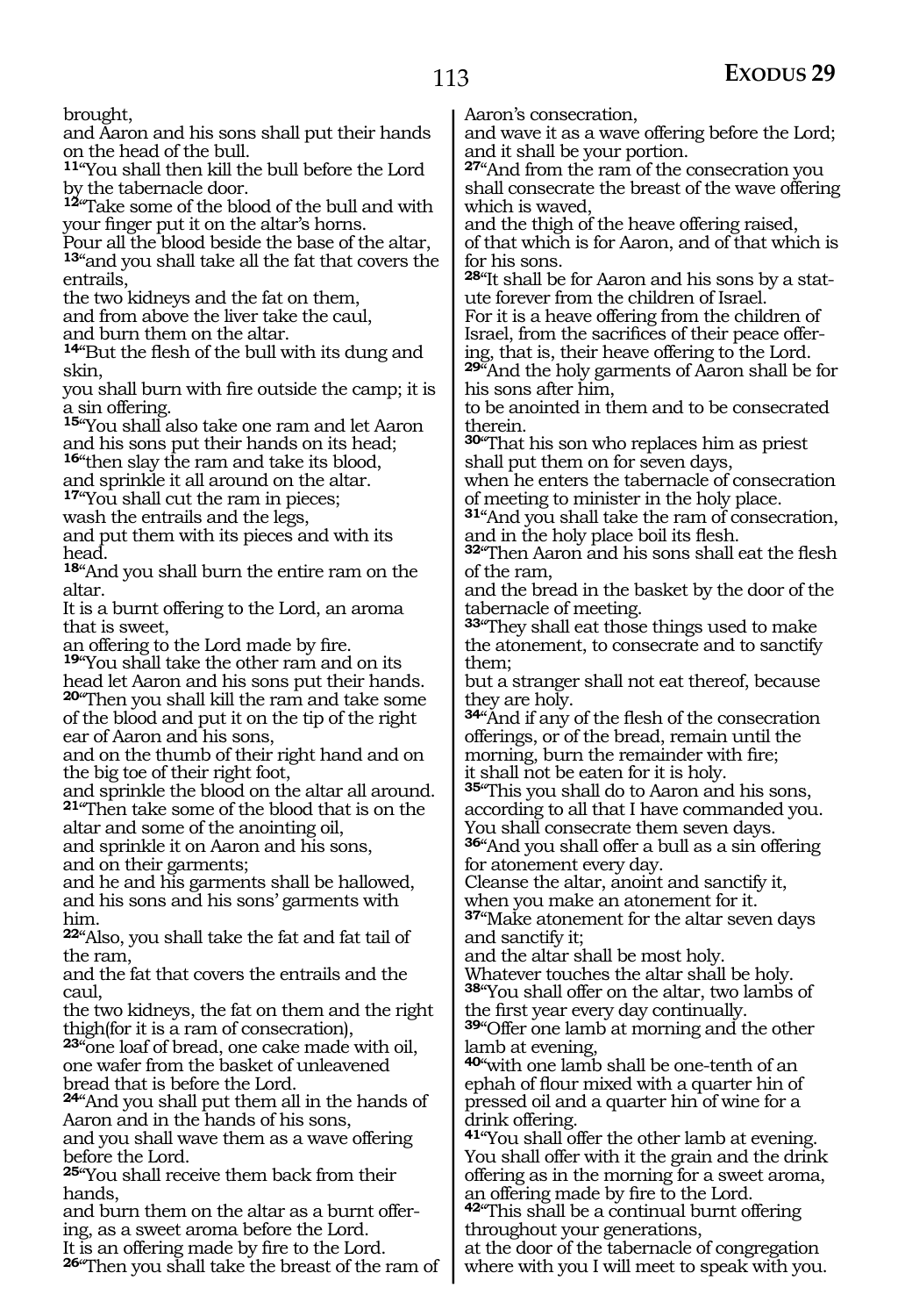brought,
and Aaron and his sons shall put their hands on the head of the bull.
**11**"You shall then kill the bull before the Lord by the tabernacle door.
**12**"Take some of the blood of the bull and with your finger put it on the altar's horns.
Pour all the blood beside the base of the altar,
**13**"and you shall take all the fat that covers the entrails,
the two kidneys and the fat on them,
and from above the liver take the caul,
and burn them on the altar.
**14**"But the flesh of the bull with its dung and skin,
you shall burn with fire outside the camp; it is a sin offering.
**15**"You shall also take one ram and let Aaron and his sons put their hands on its head;
**16**"then slay the ram and take its blood,
and sprinkle it all around on the altar.
**17**"You shall cut the ram in pieces;
wash the entrails and the legs,
and put them with its pieces and with its head.
**18**"And you shall burn the entire ram on the altar.
It is a burnt offering to the Lord, an aroma that is sweet,
an offering to the Lord made by fire.
**19**"You shall take the other ram and on its head let Aaron and his sons put their hands.
**20**"Then you shall kill the ram and take some of the blood and put it on the tip of the right ear of Aaron and his sons,
and on the thumb of their right hand and on the big toe of their right foot,
and sprinkle the blood on the altar all around.
**21**"Then take some of the blood that is on the altar and some of the anointing oil,
and sprinkle it on Aaron and his sons,
and on their garments;
and he and his garments shall be hallowed,
and his sons and his sons' garments with him.
**22**"Also, you shall take the fat and fat tail of the ram,
and the fat that covers the entrails and the caul,
the two kidneys, the fat on them and the right thigh(for it is a ram of consecration),
**23**"one loaf of bread, one cake made with oil,
one wafer from the basket of unleavened bread that is before the Lord.
**24**"And you shall put them all in the hands of Aaron and in the hands of his sons,
and you shall wave them as a wave offering before the Lord.
**25**"You shall receive them back from their hands,
and burn them on the altar as a burnt offering, as a sweet aroma before the Lord.
It is an offering made by fire to the Lord.
**26**"Then you shall take the breast of the ram of Aaron's consecration,
and wave it as a wave offering before the Lord;
and it shall be your portion.
**27**"And from the ram of the consecration you shall consecrate the breast of the wave offering which is waved,
and the thigh of the heave offering raised,
of that which is for Aaron, and of that which is for his sons.
**28**"It shall be for Aaron and his sons by a statute forever from the children of Israel.
For it is a heave offering from the children of Israel, from the sacrifices of their peace offering, that is, their heave offering to the Lord.
**29**"And the holy garments of Aaron shall be for his sons after him,
to be anointed in them and to be consecrated therein.
**30**"That his son who replaces him as priest shall put them on for seven days,
when he enters the tabernacle of consecration of meeting to minister in the holy place.
**31**"And you shall take the ram of consecration,
and in the holy place boil its flesh.
**32**"Then Aaron and his sons shall eat the flesh of the ram,
and the bread in the basket by the door of the tabernacle of meeting.
**33**"They shall eat those things used to make the atonement, to consecrate and to sanctify them;
but a stranger shall not eat thereof, because they are holy.
**34**"And if any of the flesh of the consecration offerings, or of the bread, remain until the morning, burn the remainder with fire;
it shall not be eaten for it is holy.
**35**"This you shall do to Aaron and his sons,
according to all that I have commanded you.
You shall consecrate them seven days.
**36**"And you shall offer a bull as a sin offering for atonement every day.
Cleanse the altar, anoint and sanctify it,
when you make an atonement for it.
**37**"Make atonement for the altar seven days and sanctify it;
and the altar shall be most holy.
Whatever touches the altar shall be holy.
**38**"You shall offer on the altar, two lambs of the first year every day continually.
**39**"Offer one lamb at morning and the other lamb at evening,
**40**"with one lamb shall be one-tenth of an ephah of flour mixed with a quarter hin of pressed oil and a quarter hin of wine for a drink offering.
**41**"You shall offer the other lamb at evening.
You shall offer with it the grain and the drink offering as in the morning for a sweet aroma,
an offering made by fire to the Lord.
**42**"This shall be a continual burnt offering throughout your generations,
at the door of the tabernacle of congregation where with you I will meet to speak with you.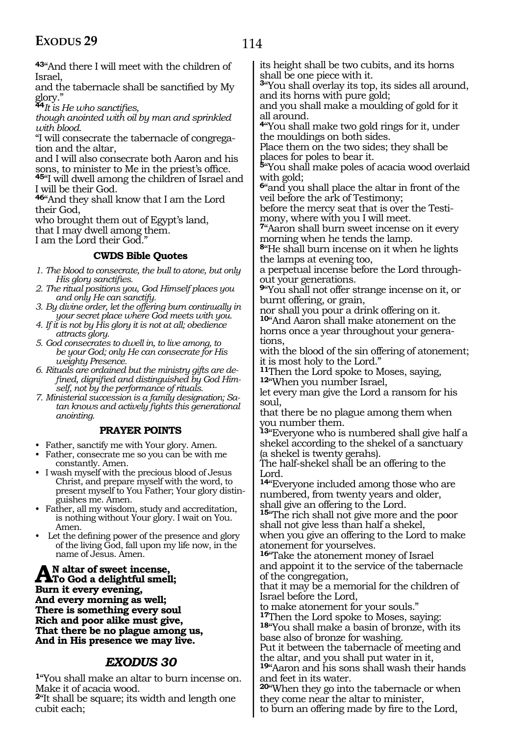**43**"And there I will meet with the children of Israel,
and the tabernacle shall be sanctified by My glory."
**44***It is He who sanctifies,*
*though anointed with oil by man and sprinkled with blood.*
"I will consecrate the tabernacle of congregation and the altar,
and I will also consecrate both Aaron and his sons, to minister to Me in the priest's office.
**45**"I will dwell among the children of Israel and I will be their God.
**46**"And they shall know that I am the Lord their God,
who brought them out of Egypt's land,
that I may dwell among them.
I am the Lord their God."

### CWDS Bible Quotes

1. *The blood to consecrate, the bull to atone, but only His glory sanctifies.*
2. *The ritual positions you, God Himself places you and only He can sanctify.*
3. *By divine order, let the offering burn continually in your secret place where God meets with you.*
4. *If it is not by His glory it is not at all; obedience attracts glory.*
5. *God consecrates to dwell in, to live among, to be your God; only He can consecrate for His weighty Presence.*
6. *Rituals are ordained but the ministry gifts are defined, dignified and distinguished by God Himself, not by the performance of rituals.*
7. *Ministerial succession is a family designation; Satan knows and actively fights this generational anointing.*

### PRAYER POINTS

- Father, sanctify me with Your glory. Amen.
- Father, consecrate me so you can be with me constantly. Amen.
- I wash myself with the precious blood of Jesus Christ, and prepare myself with the word, to present myself to You Father; Your glory distinguishes me. Amen.
- Father, all my wisdom, study and accreditation, is nothing without Your glory. I wait on You. Amen.
- Let the defining power of the presence and glory of the living God, fall upon my life now, in the name of Jesus. Amen.

**AN altar of sweet incense,**
**To God a delightful smell;**
**Burn it every evening,**
**And every morning as well;**
**There is something every soul**
**Rich and poor alike must give,**
**That there be no plague among us,**
**And in His presence we may live.**

## *EXODUS 30*

**1**"You shall make an altar to burn incense on.
Make it of acacia wood.
**2**"It shall be square; its width and length one cubit each;
its height shall be two cubits, and its horns shall be one piece with it.
**3**"You shall overlay its top, its sides all around, and its horns with pure gold;
and you shall make a moulding of gold for it all around.
**4**"You shall make two gold rings for it, under the mouldings on both sides.
Place them on the two sides; they shall be places for poles to bear it.
**5**"You shall make poles of acacia wood overlaid with gold;
**6**"and you shall place the altar in front of the veil before the ark of Testimony;
before the mercy seat that is over the Testimony, where with you I will meet.
**7**"Aaron shall burn sweet incense on it every morning when he tends the lamp.
**8**"He shall burn incense on it when he lights the lamps at evening too,
a perpetual incense before the Lord throughout your generations.
**9**"You shall not offer strange incense on it, or burnt offering, or grain,
nor shall you pour a drink offering on it.
**10**"And Aaron shall make atonement on the horns once a year throughout your generations,
with the blood of the sin offering of atonement;
it is most holy to the Lord."
**11**Then the Lord spoke to Moses, saying,
**12**"When you number Israel,
let every man give the Lord a ransom for his soul,
that there be no plague among them when you number them.
**13**"Everyone who is numbered shall give half a shekel according to the shekel of a sanctuary (a shekel is twenty gerahs).
The half-shekel shall be an offering to the Lord.
**14**"Everyone included among those who are numbered, from twenty years and older,
shall give an offering to the Lord.
**15**"The rich shall not give more and the poor shall not give less than half a shekel,
when you give an offering to the Lord to make atonement for yourselves.
**16**"Take the atonement money of Israel
and appoint it to the service of the tabernacle of the congregation,
that it may be a memorial for the children of Israel before the Lord,
to make atonement for your souls."
**17**Then the Lord spoke to Moses, saying:
**18**"You shall make a basin of bronze, with its base also of bronze for washing.
Put it between the tabernacle of meeting and the altar, and you shall put water in it,
**19**"Aaron and his sons shall wash their hands and feet in its water.
**20**"When they go into the tabernacle or when they come near the altar to minister,
to burn an offering made by fire to the Lord,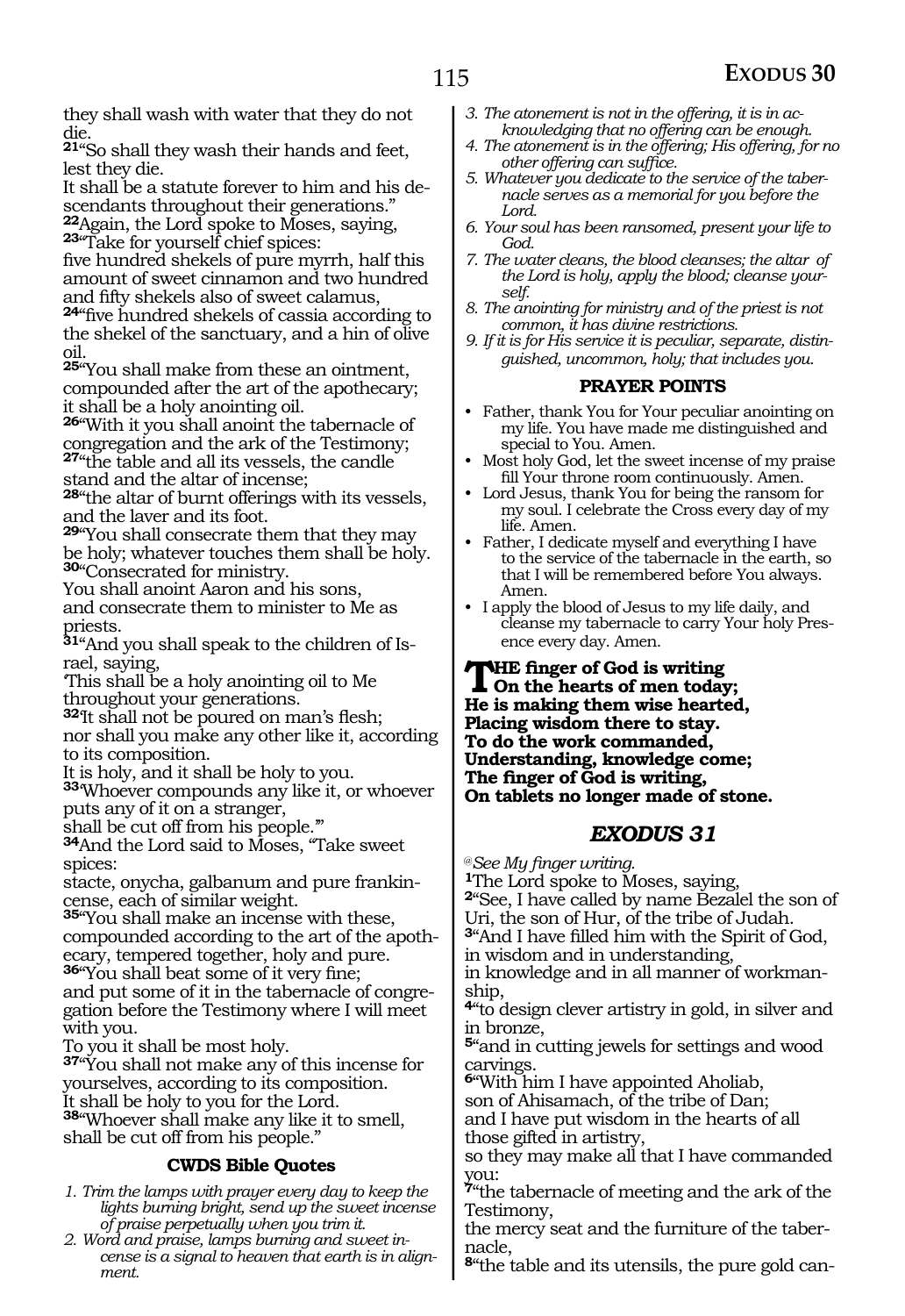they shall wash with water that they do not die.

**21**"So shall they wash their hands and feet, lest they die.
It shall be a statute forever to him and his descendants throughout their generations."

**22**Again, the Lord spoke to Moses, saying,

**23**"Take for yourself chief spices:
five hundred shekels of pure myrrh, half this amount of sweet cinnamon and two hundred and fifty shekels also of sweet calamus,

**24**"five hundred shekels of cassia according to the shekel of the sanctuary, and a hin of olive oil.

**25**"You shall make from these an ointment, compounded after the art of the apothecary; it shall be a holy anointing oil.

**26**"With it you shall anoint the tabernacle of congregation and the ark of the Testimony;

**27**"the table and all its vessels, the candle stand and the altar of incense;

**28**"the altar of burnt offerings with its vessels, and the laver and its foot.

**29**"You shall consecrate them that they may be holy; whatever touches them shall be holy.

**30**"Consecrated for ministry.
You shall anoint Aaron and his sons, and consecrate them to minister to Me as priests.

**31**"And you shall speak to the children of Israel, saying,
'This shall be a holy anointing oil to Me throughout your generations.

**32**'It shall not be poured on man's flesh; nor shall you make any other like it, according to its composition.
It is holy, and it shall be holy to you.

**33**'Whoever compounds any like it, or whoever puts any of it on a stranger,
shall be cut off from his people.'"

**34**And the Lord said to Moses, "Take sweet spices:
stacte, onycha, galbanum and pure frankincense, each of similar weight.

**35**"You shall make an incense with these, compounded according to the art of the apothecary, tempered together, holy and pure.

**36**"You shall beat some of it very fine;
and put some of it in the tabernacle of congregation before the Testimony where I will meet with you.
To you it shall be most holy.

**37**"You shall not make any of this incense for yourselves, according to its composition.
It shall be holy to you for the Lord.

**38**"Whoever shall make any like it to smell, shall be cut off from his people."

### CWDS Bible Quotes

1. *Trim the lamps with prayer every day to keep the lights burning bright, send up the sweet incense of praise perpetually when you trim it.*
2. *Word and praise, lamps burning and sweet incense is a signal to heaven that earth is in alignment.*
3. *The atonement is not in the offering, it is in acknowledging that no offering can be enough.*
4. *The atonement is in the offering; His offering, for no other offering can suffice.*
5. *Whatever you dedicate to the service of the tabernacle serves as a memorial for you before the Lord.*
6. *Your soul has been ransomed, present your life to God.*
7. *The water cleans, the blood cleanses; the altar of the Lord is holy, apply the blood; cleanse yourself.*
8. *The anointing for ministry and of the priest is not common, it has divine restrictions.*
9. *If it is for His service it is peculiar, separate, distinguished, uncommon, holy; that includes you.*

### PRAYER POINTS

- Father, thank You for Your peculiar anointing on my life. You have made me distinguished and special to You. Amen.
- Most holy God, let the sweet incense of my praise fill Your throne room continuously. Amen.
- Lord Jesus, thank You for being the ransom for my soul. I celebrate the Cross every day of my life. Amen.
- Father, I dedicate myself and everything I have to the service of the tabernacle in the earth, so that I will be remembered before You always. Amen.
- I apply the blood of Jesus to my life daily, and cleanse my tabernacle to carry Your holy Presence every day. Amen.

**THE finger of God is writing
On the hearts of men today;
He is making them wise hearted,
Placing wisdom there to stay.
To do the work commanded,
Understanding, knowledge come;
The finger of God is writing,
On tablets no longer made of stone.**

## EXODUS 31

*@See My finger writing.*

**1**The Lord spoke to Moses, saying,

**2**"See, I have called by name Bezalel the son of Uri, the son of Hur, of the tribe of Judah.

**3**"And I have filled him with the Spirit of God, in wisdom and in understanding,
in knowledge and in all manner of workmanship,

**4**"to design clever artistry in gold, in silver and in bronze,

**5**"and in cutting jewels for settings and wood carvings.

**6**"With him I have appointed Aholiab, son of Ahisamach, of the tribe of Dan;
and I have put wisdom in the hearts of all those gifted in artistry,
so they may make all that I have commanded you:

**7**"the tabernacle of meeting and the ark of the Testimony,
the mercy seat and the furniture of the tabernacle,

**8**"the table and its utensils, the pure gold can-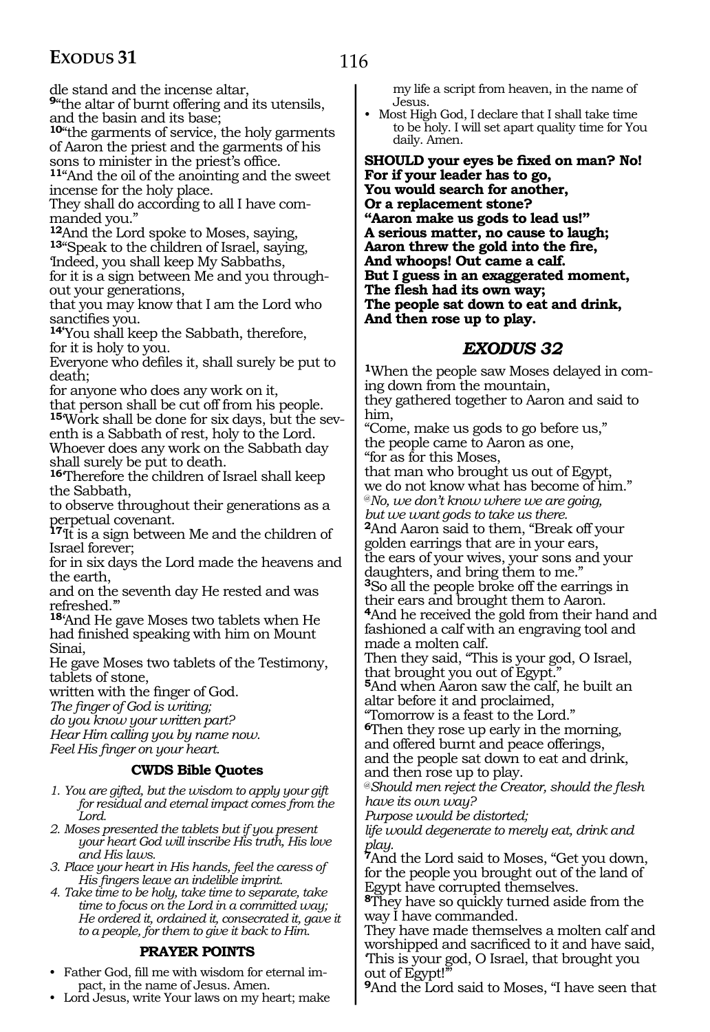dle stand and the incense altar,
**9**"the altar of burnt offering and its utensils, and the basin and its base;
**10**"the garments of service, the holy garments of Aaron the priest and the garments of his sons to minister in the priest's office.
**11**"And the oil of the anointing and the sweet incense for the holy place.
They shall do according to all I have commanded you."
**12**And the Lord spoke to Moses, saying,
**13**"Speak to the children of Israel, saying, 'Indeed, you shall keep My Sabbaths,
for it is a sign between Me and you throughout your generations,
that you may know that I am the Lord who sanctifies you.
**14**'You shall keep the Sabbath, therefore, for it is holy to you.
Everyone who defiles it, shall surely be put to death;
for anyone who does any work on it,
that person shall be cut off from his people.
**15**'Work shall be done for six days, but the seventh is a Sabbath of rest, holy to the Lord.
Whoever does any work on the Sabbath day shall surely be put to death.
**16**'Therefore the children of Israel shall keep the Sabbath,
to observe throughout their generations as a perpetual covenant.
**17**'It is a sign between Me and the children of Israel forever;
for in six days the Lord made the heavens and the earth,
and on the seventh day He rested and was refreshed.'"
**18**'And He gave Moses two tablets when He had finished speaking with him on Mount Sinai,
He gave Moses two tablets of the Testimony, tablets of stone,
written with the finger of God.
*The finger of God is writing;*
*do you know your written part?*
*Hear Him calling you by name now.*
*Feel His finger on your heart.*

### CWDS Bible Quotes

*1. You are gifted, but the wisdom to apply your gift for residual and eternal impact comes from the Lord.*
*2. Moses presented the tablets but if you present your heart God will inscribe His truth, His love and His laws.*
*3. Place your heart in His hands, feel the caress of His fingers leave an indelible imprint.*
*4. Take time to be holy, take time to separate, take time to focus on the Lord in a committed way; He ordered it, ordained it, consecrated it, gave it to a people, for them to give it back to Him.*

### PRAYER POINTS

- Father God, fill me with wisdom for eternal impact, in the name of Jesus. Amen.
- Lord Jesus, write Your laws on my heart; make my life a script from heaven, in the name of Jesus.
- Most High God, I declare that I shall take time to be holy. I will set apart quality time for You daily. Amen.

**SHOULD your eyes be fixed on man? No!**
**For if your leader has to go,**
**You would search for another,**
**Or a replacement stone?**
**"Aaron make us gods to lead us!"**
**A serious matter, no cause to laugh;**
**Aaron threw the gold into the fire,**
**And whoops! Out came a calf.**
**But I guess in an exaggerated moment,**
**The flesh had its own way;**
**The people sat down to eat and drink,**
**And then rose up to play.**

## *EXODUS 32*

**1**When the people saw Moses delayed in coming down from the mountain,
they gathered together to Aaron and said to him,
"Come, make us gods to go before us,"
the people came to Aaron as one,
"for as for this Moses,
that man who brought us out of Egypt,
we do not know what has become of him."
*@No, we don't know where we are going,*
*but we want gods to take us there.*
**2**And Aaron said to them, "Break off your golden earrings that are in your ears,
the ears of your wives, your sons and your daughters, and bring them to me."
**3**So all the people broke off the earrings in their ears and brought them to Aaron.
**4**And he received the gold from their hand and fashioned a calf with an engraving tool and made a molten calf.
Then they said, "This is your god, O Israel, that brought you out of Egypt."
**5**And when Aaron saw the calf, he built an altar before it and proclaimed,
"Tomorrow is a feast to the Lord."
**6**Then they rose up early in the morning,
and offered burnt and peace offerings,
and the people sat down to eat and drink,
and then rose up to play.
*@Should men reject the Creator, should the flesh have its own way?*
*Purpose would be distorted;*
*life would degenerate to merely eat, drink and play.*
**7**And the Lord said to Moses, "Get you down, for the people you brought out of the land of Egypt have corrupted themselves.
**8**They have so quickly turned aside from the way I have commanded.
They have made themselves a molten calf and worshipped and sacrificed to it and have said, 'This is your god, O Israel, that brought you out of Egypt!'"
**9**And the Lord said to Moses, "I have seen that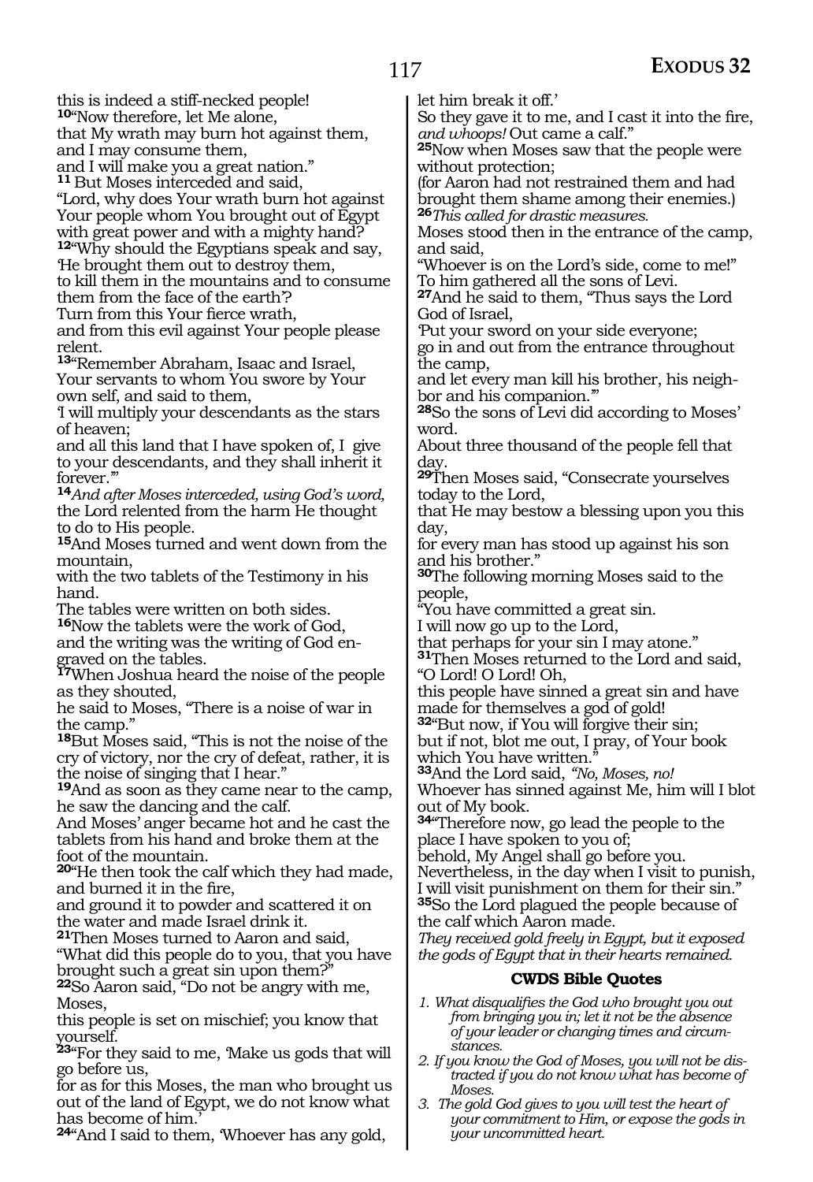this is indeed a stiff-necked people!

**10**"Now therefore, let Me alone,
that My wrath may burn hot against them,
and I may consume them,
and I will make you a great nation."

**11** But Moses interceded and said,
"Lord, why does Your wrath burn hot against Your people whom You brought out of Egypt with great power and with a mighty hand?

**12**"Why should the Egyptians speak and say,
'He brought them out to destroy them,
to kill them in the mountains and to consume them from the face of the earth'?
Turn from this Your fierce wrath,
and from this evil against Your people please relent.

**13**"Remember Abraham, Isaac and Israel,
Your servants to whom You swore by Your own self, and said to them,
'I will multiply your descendants as the stars of heaven;
and all this land that I have spoken of, I give to your descendants, and they shall inherit it forever.'"

**14***And after Moses interceded, using God's word,* the Lord relented from the harm He thought to do to His people.

**15**And Moses turned and went down from the mountain,
with the two tablets of the Testimony in his hand.
The tables were written on both sides.

**16**Now the tablets were the work of God,
and the writing was the writing of God engraved on the tables.

**17**When Joshua heard the noise of the people as they shouted,
he said to Moses, "There is a noise of war in the camp."

**18**But Moses said, "This is not the noise of the cry of victory, nor the cry of defeat, rather, it is the noise of singing that I hear."

**19**And as soon as they came near to the camp,
he saw the dancing and the calf.
And Moses' anger became hot and he cast the tablets from his hand and broke them at the foot of the mountain.

**20**"He then took the calf which they had made,
and burned it in the fire,
and ground it to powder and scattered it on the water and made Israel drink it.

**21**Then Moses turned to Aaron and said,
"What did this people do to you, that you have brought such a great sin upon them?"

**22**So Aaron said, "Do not be angry with me, Moses,
this people is set on mischief; you know that yourself.

**23**"For they said to me, 'Make us gods that will go before us,
for as for this Moses, the man who brought us out of the land of Egypt, we do not know what has become of him.'

**24**"And I said to them, 'Whoever has any gold,
let him break it off.'
So they gave it to me, and I cast it into the fire,
*and whoops!* Out came a calf."

**25**Now when Moses saw that the people were without protection;
(for Aaron had not restrained them and had brought them shame among their enemies.)

**26***This called for drastic measures.*
Moses stood then in the entrance of the camp,
and said,
"Whoever is on the Lord's side, come to me!"
To him gathered all the sons of Levi.

**27**And he said to them, "Thus says the Lord God of Israel,
'Put your sword on your side everyone;
go in and out from the entrance throughout the camp,
and let every man kill his brother, his neighbor and his companion.'"

**28**So the sons of Levi did according to Moses' word.
About three thousand of the people fell that day.

**29**Then Moses said, "Consecrate yourselves today to the Lord,
that He may bestow a blessing upon you this day,
for every man has stood up against his son and his brother."

**30**The following morning Moses said to the people,
"You have committed a great sin.
I will now go up to the Lord,
that perhaps for your sin I may atone."

**31**Then Moses returned to the Lord and said,
"O Lord! O Lord! Oh,
this people have sinned a great sin and have made for themselves a god of gold!

**32**"But now, if You will forgive their sin;
but if not, blot me out, I pray, of Your book which You have written."

**33**And the Lord said, *"No, Moses, no!*
Whoever has sinned against Me, him will I blot out of My book.

**34**"Therefore now, go lead the people to the place I have spoken to you of;
behold, My Angel shall go before you.
Nevertheless, in the day when I visit to punish,
I will visit punishment on them for their sin."

**35**So the Lord plagued the people because of the calf which Aaron made.
*They received gold freely in Egypt, but it exposed the gods of Egypt that in their hearts remained.*

### CWDS Bible Quotes

1. *What disqualifies the God who brought you out from bringing you in; let it not be the absence of your leader or changing times and circumstances.*
2. *If you know the God of Moses, you will not be distracted if you do not know what has become of Moses.*
3. *The gold God gives to you will test the heart of your commitment to Him, or expose the gods in your uncommitted heart.*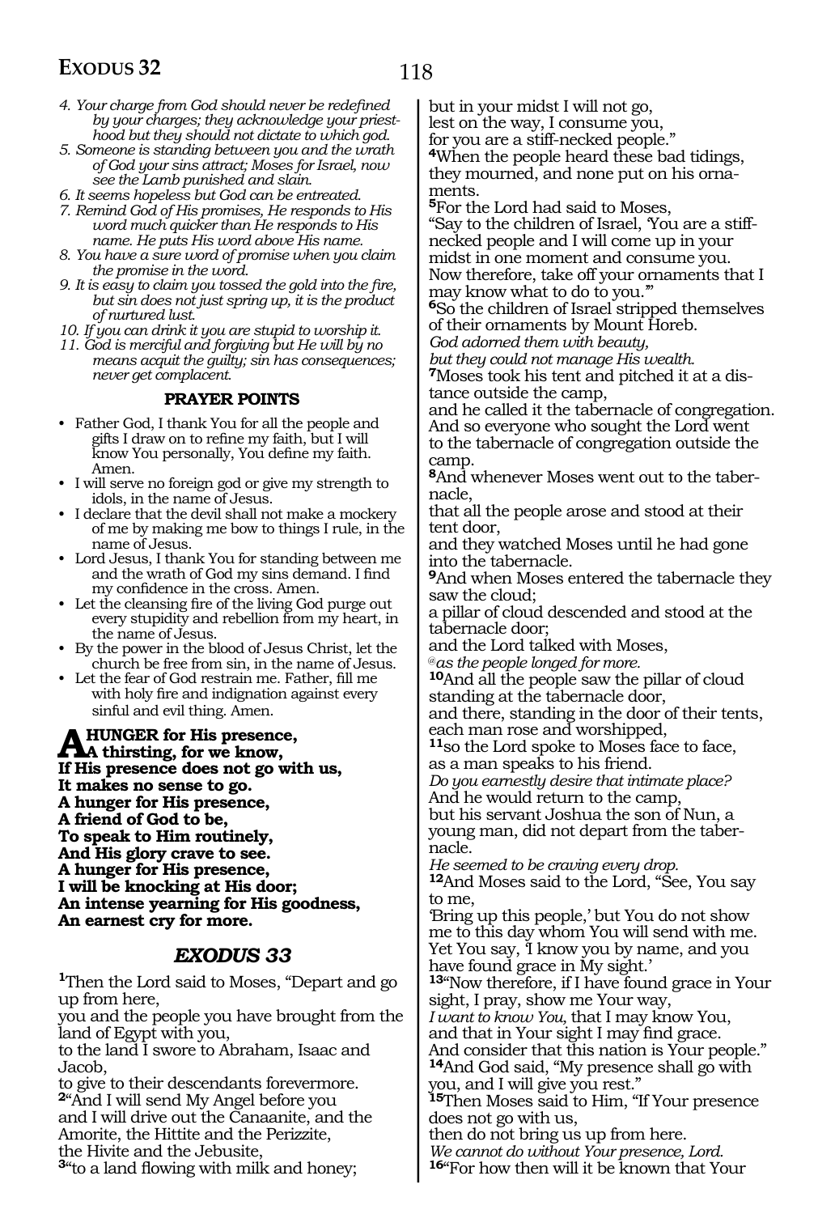*4. Your charge from God should never be redefined by your charges; they acknowledge your priesthood but they should not dictate to which god.*
*5. Someone is standing between you and the wrath of God your sins attract; Moses for Israel, now see the Lamb punished and slain.*
*6. It seems hopeless but God can be entreated.*
*7. Remind God of His promises, He responds to His word much quicker than He responds to His name. He puts His word above His name.*
*8. You have a sure word of promise when you claim the promise in the word.*
*9. It is easy to claim you tossed the gold into the fire, but sin does not just spring up, it is the product of nurtured lust.*
*10. If you can drink it you are stupid to worship it.*
*11. God is merciful and forgiving but He will by no means acquit the guilty; sin has consequences; never get complacent.*

### PRAYER POINTS

- Father God, I thank You for all the people and gifts I draw on to refine my faith, but I will know You personally, You define my faith. Amen.
- I will serve no foreign god or give my strength to idols, in the name of Jesus.
- I declare that the devil shall not make a mockery of me by making me bow to things I rule, in the name of Jesus.
- Lord Jesus, I thank You for standing between me and the wrath of God my sins demand. I find my confidence in the cross. Amen.
- Let the cleansing fire of the living God purge out every stupidity and rebellion from my heart, in the name of Jesus.
- By the power in the blood of Jesus Christ, let the church be free from sin, in the name of Jesus.
- Let the fear of God restrain me. Father, fill me with holy fire and indignation against every sinful and evil thing. Amen.

**A HUNGER for His presence,**
**A thirsting, for we know,**
**If His presence does not go with us,**
**It makes no sense to go.**
**A hunger for His presence,**
**A friend of God to be,**
**To speak to Him routinely,**
**And His glory crave to see.**
**A hunger for His presence,**
**I will be knocking at His door;**
**An intense yearning for His goodness,**
**An earnest cry for more.**

## EXODUS 33

**1**Then the Lord said to Moses, "Depart and go up from here,
you and the people you have brought from the land of Egypt with you,
to the land I swore to Abraham, Isaac and Jacob,
to give to their descendants forevermore.
**2**"And I will send My Angel before you
and I will drive out the Canaanite, and the Amorite, the Hittite and the Perizzite,
the Hivite and the Jebusite,
**3**"to a land flowing with milk and honey;
but in your midst I will not go,
lest on the way, I consume you,
for you are a stiff-necked people."
**4**When the people heard these bad tidings, they mourned, and none put on his ornaments.
**5**For the Lord had said to Moses,
"Say to the children of Israel, 'You are a stiff-necked people and I will come up in your midst in one moment and consume you.
Now therefore, take off your ornaments that I may know what to do to you.'"
**6**So the children of Israel stripped themselves of their ornaments by Mount Horeb.
*God adorned them with beauty,*
*but they could not manage His wealth.*
**7**Moses took his tent and pitched it at a distance outside the camp,
and he called it the tabernacle of congregation.
And so everyone who sought the Lord went to the tabernacle of congregation outside the camp.
**8**And whenever Moses went out to the tabernacle,
that all the people arose and stood at their tent door,
and they watched Moses until he had gone into the tabernacle.
**9**And when Moses entered the tabernacle they saw the cloud;
a pillar of cloud descended and stood at the tabernacle door;
and the Lord talked with Moses,
*@as the people longed for more.*
**10**And all the people saw the pillar of cloud standing at the tabernacle door,
and there, standing in the door of their tents, each man rose and worshipped,
**11**so the Lord spoke to Moses face to face,
as a man speaks to his friend.
*Do you earnestly desire that intimate place?*
And he would return to the camp,
but his servant Joshua the son of Nun, a young man, did not depart from the tabernacle.
*He seemed to be craving every drop.*
**12**And Moses said to the Lord, "See, You say to me,
'Bring up this people,' but You do not show me to this day whom You will send with me.
Yet You say, 'I know you by name, and you have found grace in My sight.'
**13**"Now therefore, if I have found grace in Your sight, I pray, show me Your way,
*I want to know You,* that I may know You,
and that in Your sight I may find grace.
And consider that this nation is Your people."
**14**And God said, "My presence shall go with you, and I will give you rest."
**15**Then Moses said to Him, "If Your presence does not go with us,
then do not bring us up from here.
*We cannot do without Your presence, Lord.*
**16**"For how then will it be known that Your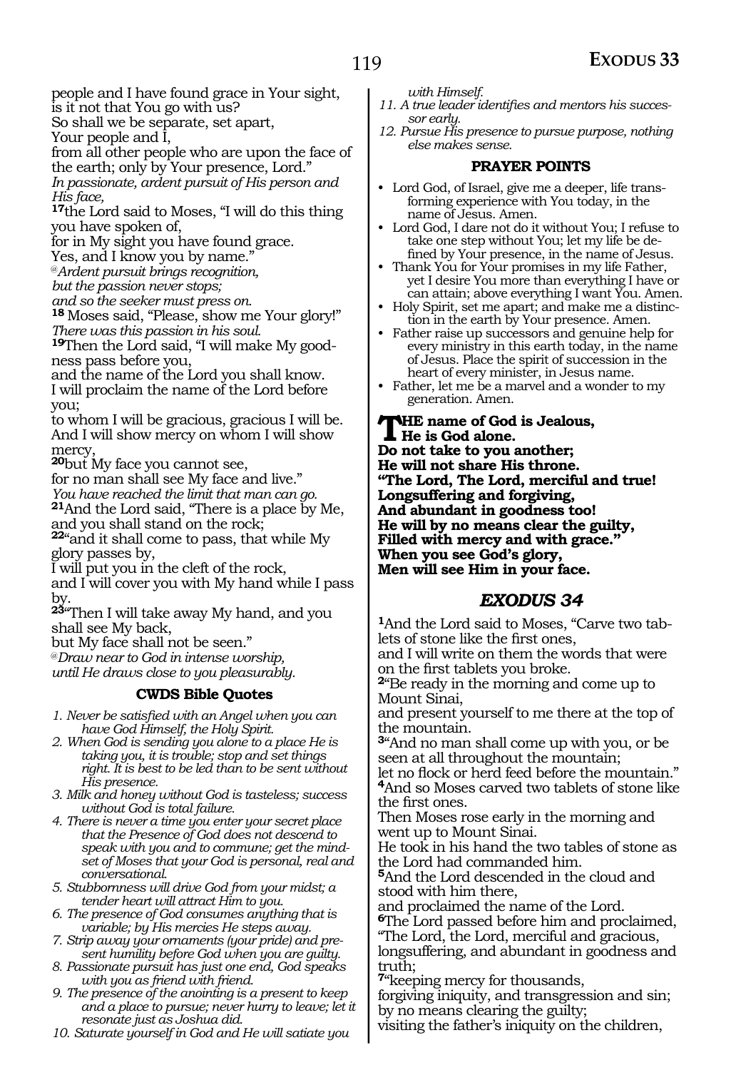people and I have found grace in Your sight,
is it not that You go with us?
So shall we be separate, set apart,
Your people and I,
from all other people who are upon the face of the earth; only by Your presence, Lord."
*In passionate, ardent pursuit of His person and His face,*

**17**the Lord said to Moses, "I will do this thing you have spoken of,
for in My sight you have found grace.
Yes, and I know you by name."
*@Ardent pursuit brings recognition,*
*but the passion never stops;*
*and so the seeker must press on.*

**18** Moses said, "Please, show me Your glory!"
*There was this passion in his soul.*

**19**Then the Lord said, "I will make My goodness pass before you,
and the name of the Lord you shall know.
I will proclaim the name of the Lord before you;
to whom I will be gracious, gracious I will be.
And I will show mercy on whom I will show mercy,

**20**but My face you cannot see,
for no man shall see My face and live."
*You have reached the limit that man can go.*

**21**And the Lord said, "There is a place by Me, and you shall stand on the rock;

**22**"and it shall come to pass, that while My glory passes by,
I will put you in the cleft of the rock,
and I will cover you with My hand while I pass by.

**23**"Then I will take away My hand, and you shall see My back,
but My face shall not be seen."
*@Draw near to God in intense worship,*
*until He draws close to you pleasurably.*

### CWDS Bible Quotes

1. *Never be satisfied with an Angel when you can have God Himself, the Holy Spirit.*
2. *When God is sending you alone to a place He is taking you, it is trouble; stop and set things right. It is best to be led than to be sent without His presence.*
3. *Milk and honey without God is tasteless; success without God is total failure.*
4. *There is never a time you enter your secret place that the Presence of God does not descend to speak with you and to commune; get the mindset of Moses that your God is personal, real and conversational.*
5. *Stubbornness will drive God from your midst; a tender heart will attract Him to you.*
6. *The presence of God consumes anything that is variable; by His mercies He steps away.*
7. *Strip away your ornaments (your pride) and present humility before God when you are guilty.*
8. *Passionate pursuit has just one end, God speaks with you as friend with friend.*
9. *The presence of the anointing is a present to keep and a place to pursue; never hurry to leave; let it resonate just as Joshua did.*
10. *Saturate yourself in God and He will satiate you with Himself.*
11. *A true leader identifies and mentors his successor early.*
12. *Pursue His presence to pursue purpose, nothing else makes sense.*

### PRAYER POINTS

- Lord God, of Israel, give me a deeper, life transforming experience with You today, in the name of Jesus. Amen.
- Lord God, I dare not do it without You; I refuse to take one step without You; let my life be defined by Your presence, in the name of Jesus.
- Thank You for Your promises in my life Father, yet I desire You more than everything I have or can attain; above everything I want You. Amen.
- Holy Spirit, set me apart; and make me a distinction in the earth by Your presence. Amen.
- Father raise up successors and genuine help for every ministry in this earth today, in the name of Jesus. Place the spirit of succession in the heart of every minister, in Jesus name.
- Father, let me be a marvel and a wonder to my generation. Amen.

**THE name of God is Jealous,**
**He is God alone.**
**Do not take to you another;**
**He will not share His throne.**
**"The Lord, The Lord, merciful and true!**
**Longsuffering and forgiving,**
**And abundant in goodness too!**
**He will by no means clear the guilty,**
**Filled with mercy and with grace."**
**When you see God's glory,**
**Men will see Him in your face.**

## *EXODUS 34*

**1**And the Lord said to Moses, "Carve two tablets of stone like the first ones,
and I will write on them the words that were on the first tablets you broke.

**2**"Be ready in the morning and come up to Mount Sinai,
and present yourself to me there at the top of the mountain.

**3**"And no man shall come up with you, or be seen at all throughout the mountain;
let no flock or herd feed before the mountain."

**4**And so Moses carved two tablets of stone like the first ones.
Then Moses rose early in the morning and went up to Mount Sinai.
He took in his hand the two tables of stone as the Lord had commanded him.

**5**And the Lord descended in the cloud and stood with him there,
and proclaimed the name of the Lord.

**6**The Lord passed before him and proclaimed,
"The Lord, the Lord, merciful and gracious,
longsuffering, and abundant in goodness and truth;

**7**"keeping mercy for thousands,
forgiving iniquity, and transgression and sin;
by no means clearing the guilty;
visiting the father's iniquity on the children,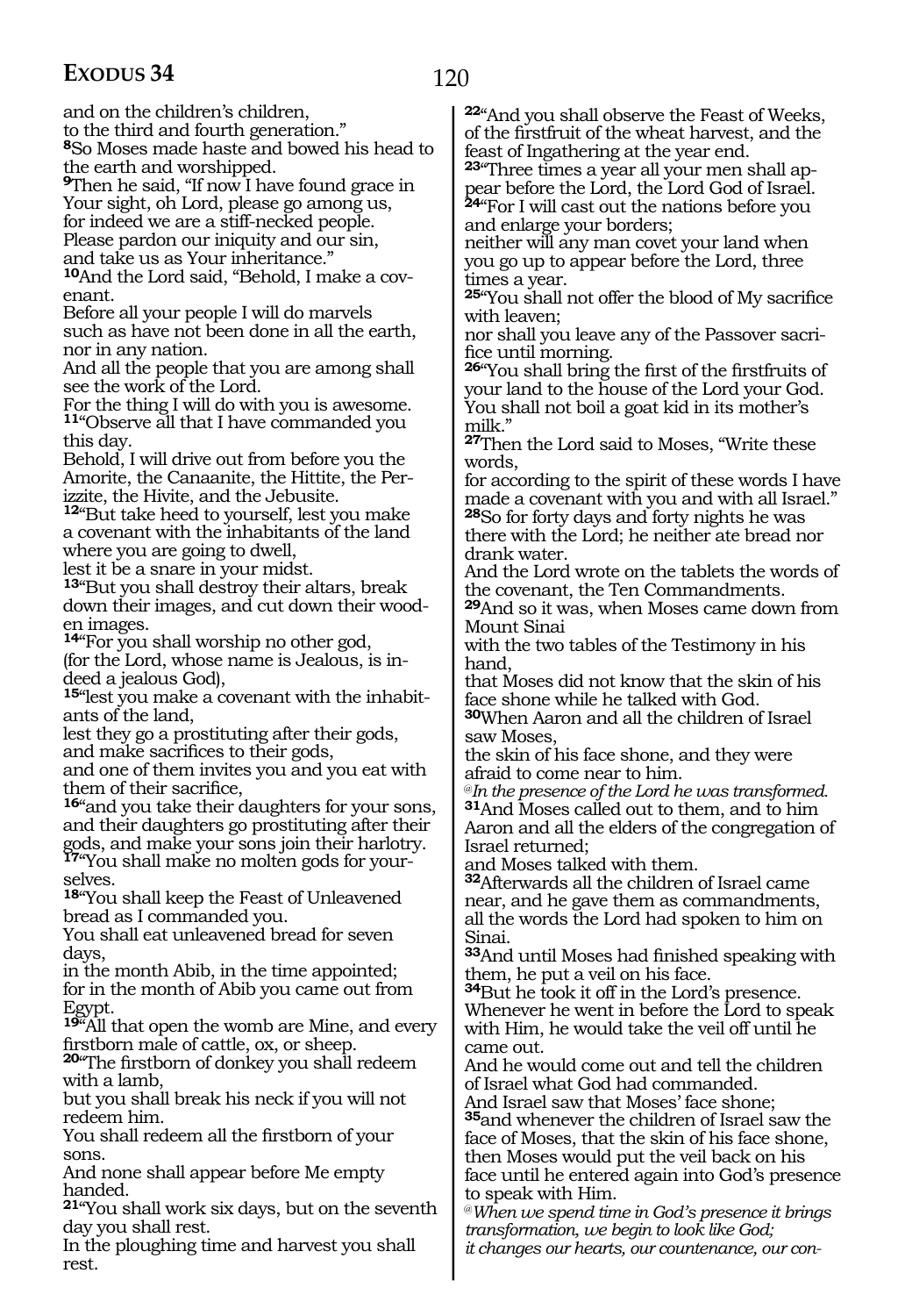and on the children's children,
to the third and fourth generation."
**8**So Moses made haste and bowed his head to the earth and worshipped.
**9**Then he said, "If now I have found grace in Your sight, oh Lord, please go among us,
for indeed we are a stiff-necked people.
Please pardon our iniquity and our sin,
and take us as Your inheritance."
**10**And the Lord said, "Behold, I make a covenant.
Before all your people I will do marvels
such as have not been done in all the earth,
nor in any nation.
And all the people that you are among shall see the work of the Lord.
For the thing I will do with you is awesome.
**11**"Observe all that I have commanded you this day.
Behold, I will drive out from before you the Amorite, the Canaanite, the Hittite, the Perizzite, the Hivite, and the Jebusite.
**12**"But take heed to yourself, lest you make a covenant with the inhabitants of the land where you are going to dwell,
lest it be a snare in your midst.
**13**"But you shall destroy their altars, break down their images, and cut down their wooden images.
**14**"For you shall worship no other god,
(for the Lord, whose name is Jealous, is indeed a jealous God),
**15**"lest you make a covenant with the inhabitants of the land,
lest they go a prostituting after their gods,
and make sacrifices to their gods,
and one of them invites you and you eat with them of their sacrifice,
**16**"and you take their daughters for your sons, and their daughters go prostituting after their gods, and make your sons join their harlotry.
**17**"You shall make no molten gods for yourselves.
**18**"You shall keep the Feast of Unleavened bread as I commanded you.
You shall eat unleavened bread for seven days,
in the month Abib, in the time appointed;
for in the month of Abib you came out from Egypt.
**19**"All that open the womb are Mine, and every firstborn male of cattle, ox, or sheep.
**20**"The firstborn of donkey you shall redeem with a lamb,
but you shall break his neck if you will not redeem him.
You shall redeem all the firstborn of your sons.
And none shall appear before Me empty handed.
**21**"You shall work six days, but on the seventh day you shall rest.
In the ploughing time and harvest you shall rest.
**22**"And you shall observe the Feast of Weeks, of the firstfruit of the wheat harvest, and the feast of Ingathering at the year end.
**23**"Three times a year all your men shall appear before the Lord, the Lord God of Israel.
**24**"For I will cast out the nations before you and enlarge your borders;
neither will any man covet your land when you go up to appear before the Lord, three times a year.
**25**"You shall not offer the blood of My sacrifice with leaven;
nor shall you leave any of the Passover sacrifice until morning.
**26**"You shall bring the first of the firstfruits of your land to the house of the Lord your God.
You shall not boil a goat kid in its mother's milk."
**27**Then the Lord said to Moses, "Write these words,
for according to the spirit of these words I have made a covenant with you and with all Israel."
**28**So for forty days and forty nights he was there with the Lord; he neither ate bread nor drank water.
And the Lord wrote on the tablets the words of the covenant, the Ten Commandments.
**29**And so it was, when Moses came down from Mount Sinai
with the two tables of the Testimony in his hand,
that Moses did not know that the skin of his face shone while he talked with God.
**30**When Aaron and all the children of Israel saw Moses,
the skin of his face shone, and they were afraid to come near to him.
@*In the presence of the Lord he was transformed.*
**31**And Moses called out to them, and to him Aaron and all the elders of the congregation of Israel returned;
and Moses talked with them.
**32**Afterwards all the children of Israel came near, and he gave them as commandments, all the words the Lord had spoken to him on Sinai.
**33**And until Moses had finished speaking with them, he put a veil on his face.
**34**But he took it off in the Lord's presence.
Whenever he went in before the Lord to speak with Him, he would take the veil off until he came out.
And he would come out and tell the children of Israel what God had commanded.
And Israel saw that Moses' face shone;
**35**and whenever the children of Israel saw the face of Moses, that the skin of his face shone, then Moses would put the veil back on his face until he entered again into God's presence to speak with Him.
@*When we spend time in God's presence it brings transformation, we begin to look like God;*
*it changes our hearts, our countenance, our con-*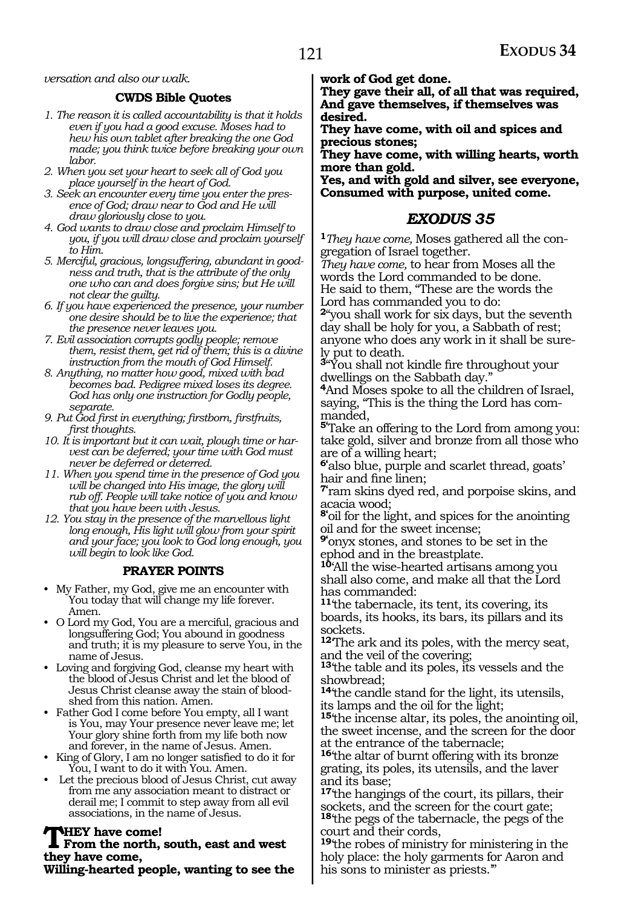*versation and also our walk.*

### CWDS Bible Quotes

1. *The reason it is called accountability is that it holds even if you had a good excuse. Moses had to hew his own tablet after breaking the one God made; you think twice before breaking your own labor.*
2. *When you set your heart to seek all of God you place yourself in the heart of God.*
3. *Seek an encounter every time you enter the presence of God; draw near to God and He will draw gloriously close to you.*
4. *God wants to draw close and proclaim Himself to you, if you will draw close and proclaim yourself to Him.*
5. *Merciful, gracious, longsuffering, abundant in goodness and truth, that is the attribute of the only one who can and does forgive sins; but He will not clear the guilty.*
6. *If you have experienced the presence, your number one desire should be to live the experience; that the presence never leaves you.*
7. *Evil association corrupts godly people; remove them, resist them, get rid of them; this is a divine instruction from the mouth of God Himself.*
8. *Anything, no matter how good, mixed with bad becomes bad. Pedigree mixed loses its degree. God has only one instruction for Godly people, separate.*
9. *Put God first in everything; firstborn, firstfruits, first thoughts.*
10. *It is important but it can wait, plough time or harvest can be deferred; your time with God must never be deferred or deterred.*
11. *When you spend time in the presence of God you will be changed into His image, the glory will rub off. People will take notice of you and know that you have been with Jesus.*
12. *You stay in the presence of the marvellous light long enough, His light will glow from your spirit and your face; you look to God long enough, you will begin to look like God.*

### PRAYER POINTS

- My Father, my God, give me an encounter with You today that will change my life forever. Amen.
- O Lord my God, You are a merciful, gracious and longsuffering God; You abound in goodness and truth; it is my pleasure to serve You, in the name of Jesus.
- Loving and forgiving God, cleanse my heart with the blood of Jesus Christ and let the blood of Jesus Christ cleanse away the stain of bloodshed from this nation. Amen.
- Father God I come before You empty, all I want is You, may Your presence never leave me; let Your glory shine forth from my life both now and forever, in the name of Jesus. Amen.
- King of Glory, I am no longer satisfied to do it for You, I want to do it with You. Amen.
- Let the precious blood of Jesus Christ, cut away from me any association meant to distract or derail me; I commit to step away from all evil associations, in the name of Jesus.

**THEY have come!**
**From the north, south, east and west they have come,**
**Willing-hearted people, wanting to see the work of God get done.**
**They gave their all, of all that was required,**
**And gave themselves, if themselves was desired.**
**They have come, with oil and spices and precious stones;**
**They have come, with willing hearts, worth more than gold.**
**Yes, and with gold and silver, see everyone,**
**Consumed with purpose, united come.**

## *EXODUS 35*

**1** *They have come,* Moses gathered all the congregation of Israel together.
*They have come,* to hear from Moses all the words the Lord commanded to be done.
He said to them, "These are the words the Lord has commanded you to do:
**2** "you shall work for six days, but the seventh day shall be holy for you, a Sabbath of rest; anyone who does any work in it shall be surely put to death.
**3** "You shall not kindle fire throughout your dwellings on the Sabbath day."
**4** And Moses spoke to all the children of Israel, saying, "This is the thing the Lord has commanded,
**5** 'Take an offering to the Lord from among you: take gold, silver and bronze from all those who are of a willing heart;
**6** 'also blue, purple and scarlet thread, goats' hair and fine linen;
**7** 'ram skins dyed red, and porpoise skins, and acacia wood;
**8** 'oil for the light, and spices for the anointing oil and for the sweet incense;
**9** 'onyx stones, and stones to be set in the ephod and in the breastplate.
**10** 'All the wise-hearted artisans among you shall also come, and make all that the Lord has commanded:
**11** 'the tabernacle, its tent, its covering, its boards, its hooks, its bars, its pillars and its sockets.
**12** 'The ark and its poles, with the mercy seat, and the veil of the covering;
**13** 'the table and its poles, its vessels and the showbread;
**14** 'the candle stand for the light, its utensils, its lamps and the oil for the light;
**15** 'the incense altar, its poles, the anointing oil, the sweet incense, and the screen for the door at the entrance of the tabernacle;
**16** 'the altar of burnt offering with its bronze grating, its poles, its utensils, and the laver and its base;
**17** 'the hangings of the court, its pillars, their sockets, and the screen for the court gate;
**18** 'the pegs of the tabernacle, the pegs of the court and their cords,
**19** 'the robes of ministry for ministering in the holy place: the holy garments for Aaron and his sons to minister as priests.'"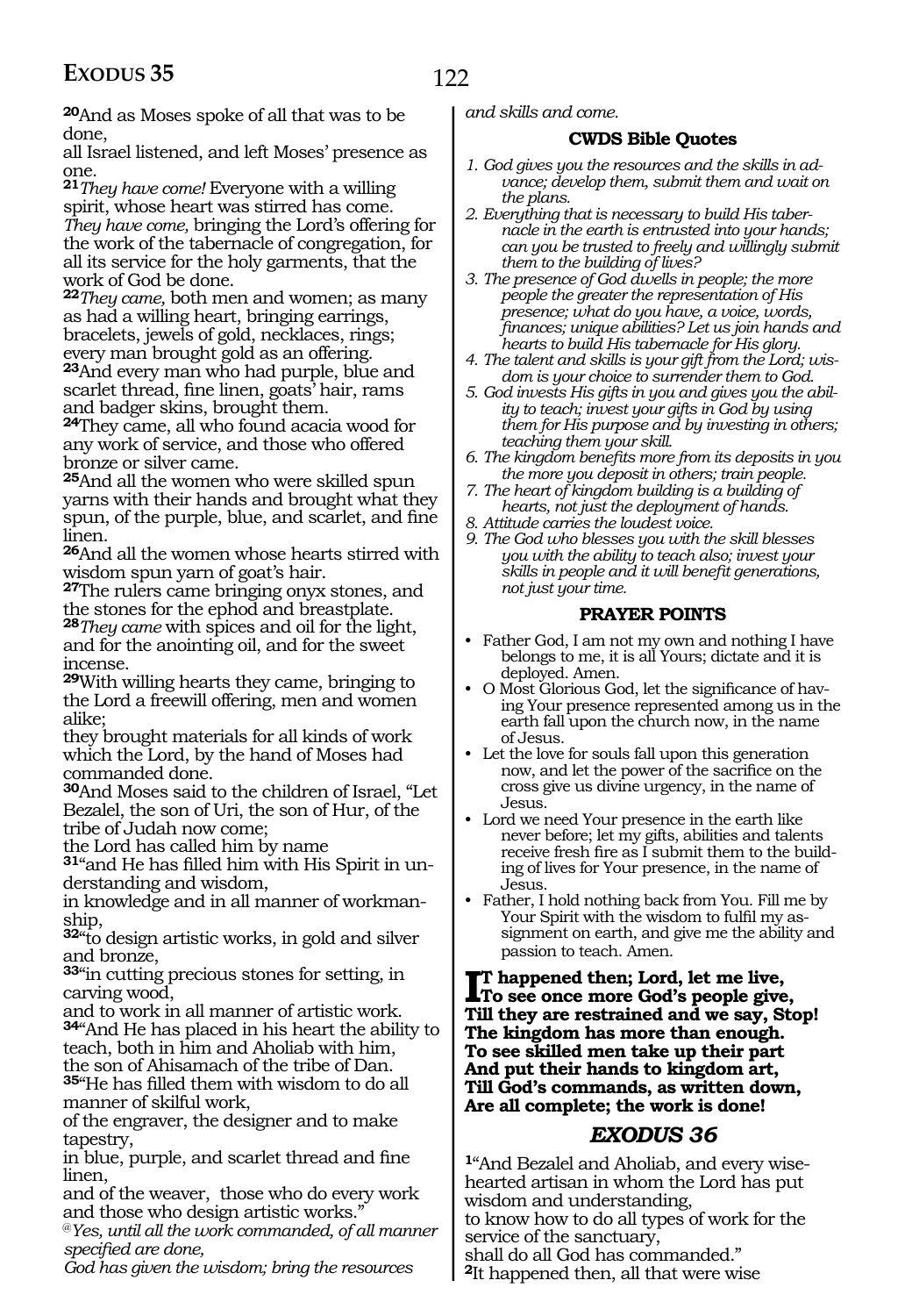**20**And as Moses spoke of all that was to be done,
all Israel listened, and left Moses' presence as one.
**21***They have come!* Everyone with a willing spirit, whose heart was stirred has come. *They have come,* bringing the Lord's offering for the work of the tabernacle of congregation, for all its service for the holy garments, that the work of God be done.
**22***They came,* both men and women; as many as had a willing heart, bringing earrings, bracelets, jewels of gold, necklaces, rings; every man brought gold as an offering.
**23**And every man who had purple, blue and scarlet thread, fine linen, goats' hair, rams and badger skins, brought them.
**24**They came, all who found acacia wood for any work of service, and those who offered bronze or silver came.
**25**And all the women who were skilled spun yarns with their hands and brought what they spun, of the purple, blue, and scarlet, and fine linen.
**26**And all the women whose hearts stirred with wisdom spun yarn of goat's hair.
**27**The rulers came bringing onyx stones, and the stones for the ephod and breastplate.
**28***They came* with spices and oil for the light, and for the anointing oil, and for the sweet incense.
**29**With willing hearts they came, bringing to the Lord a freewill offering, men and women alike;
they brought materials for all kinds of work which the Lord, by the hand of Moses had commanded done.
**30**And Moses said to the children of Israel, "Let Bezalel, the son of Uri, the son of Hur, of the tribe of Judah now come;
the Lord has called him by name
**31**"and He has filled him with His Spirit in understanding and wisdom,
in knowledge and in all manner of workmanship,
**32**"to design artistic works, in gold and silver and bronze,
**33**"in cutting precious stones for setting, in carving wood,
and to work in all manner of artistic work.
**34**"And He has placed in his heart the ability to teach, both in him and Aholiab with him,
the son of Ahisamach of the tribe of Dan.
**35**"He has filled them with wisdom to do all manner of skilful work,
of the engraver, the designer and to make tapestry,
in blue, purple, and scarlet thread and fine linen,
and of the weaver, those who do every work and those who design artistic works."
*@Yes, until all the work commanded, of all manner specified are done,*
*God has given the wisdom; bring the resources and skills and come.*

### CWDS Bible Quotes

*1. God gives you the resources and the skills in advance; develop them, submit them and wait on the plans.*
*2. Everything that is necessary to build His tabernacle in the earth is entrusted into your hands; can you be trusted to freely and willingly submit them to the building of lives?*
*3. The presence of God dwells in people; the more people the greater the representation of His presence; what do you have, a voice, words, finances; unique abilities? Let us join hands and hearts to build His tabernacle for His glory.*
*4. The talent and skills is your gift from the Lord; wisdom is your choice to surrender them to God.*
*5. God invests His gifts in you and gives you the ability to teach; invest your gifts in God by using them for His purpose and by investing in others; teaching them your skill.*
*6. The kingdom benefits more from its deposits in you the more you deposit in others; train people.*
*7. The heart of kingdom building is a building of hearts, not just the deployment of hands.*
*8. Attitude carries the loudest voice.*
*9. The God who blesses you with the skill blesses you with the ability to teach also; invest your skills in people and it will benefit generations, not just your time.*

### PRAYER POINTS

- Father God, I am not my own and nothing I have belongs to me, it is all Yours; dictate and it is deployed. Amen.
- O Most Glorious God, let the significance of having Your presence represented among us in the earth fall upon the church now, in the name of Jesus.
- Let the love for souls fall upon this generation now, and let the power of the sacrifice on the cross give us divine urgency, in the name of Jesus.
- Lord we need Your presence in the earth like never before; let my gifts, abilities and talents receive fresh fire as I submit them to the building of lives for Your presence, in the name of Jesus.
- Father, I hold nothing back from You. Fill me by Your Spirit with the wisdom to fulfil my assignment on earth, and give me the ability and passion to teach. Amen.

**IT happened then; Lord, let me live,**
**To see once more God's people give,**
**Till they are restrained and we say, Stop!**
**The kingdom has more than enough.**
**To see skilled men take up their part**
**And put their hands to kingdom art,**
**Till God's commands, as written down,**
**Are all complete; the work is done!**

## *EXODUS 36*

**1**"And Bezalel and Aholiab, and every wise-hearted artisan in whom the Lord has put wisdom and understanding,
to know how to do all types of work for the service of the sanctuary,
shall do all God has commanded."
**2**It happened then, all that were wise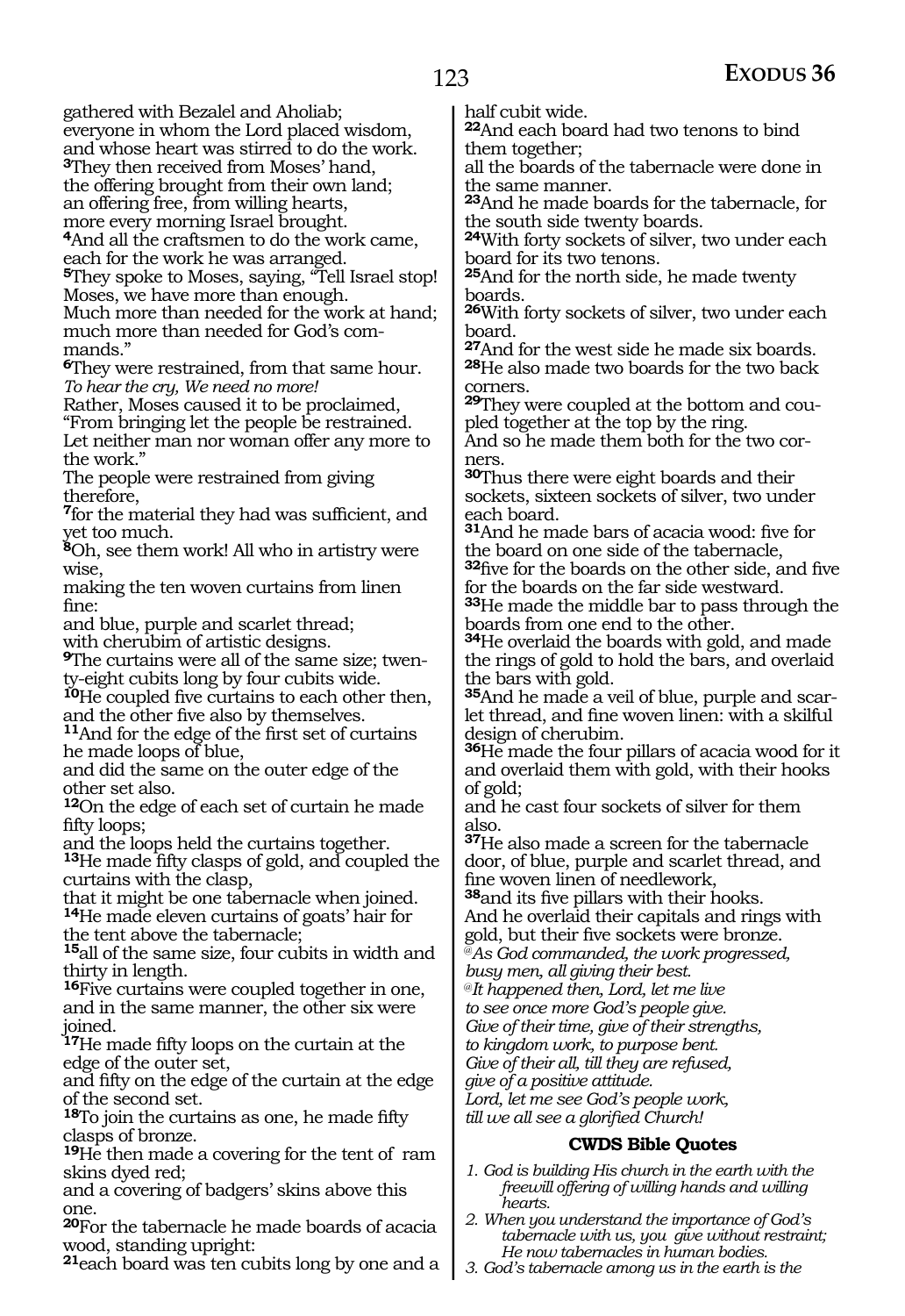gathered with Bezalel and Aholiab;
everyone in whom the Lord placed wisdom,
and whose heart was stirred to do the work.
**3**They then received from Moses' hand,
the offering brought from their own land;
an offering free, from willing hearts,
more every morning Israel brought.
**4**And all the craftsmen to do the work came,
each for the work he was arranged.
**5**They spoke to Moses, saying, "Tell Israel stop!
Moses, we have more than enough.
Much more than needed for the work at hand;
much more than needed for God's commands."
**6**They were restrained, from that same hour.
*To hear the cry, We need no more!*
Rather, Moses caused it to be proclaimed,
"From bringing let the people be restrained.
Let neither man nor woman offer any more to the work."
The people were restrained from giving therefore,
**7**for the material they had was sufficient, and yet too much.
**8**Oh, see them work! All who in artistry were wise,
making the ten woven curtains from linen fine:
and blue, purple and scarlet thread;
with cherubim of artistic designs.
**9**The curtains were all of the same size; twenty-eight cubits long by four cubits wide.
**10**He coupled five curtains to each other then,
and the other five also by themselves.
**11**And for the edge of the first set of curtains he made loops of blue,
and did the same on the outer edge of the other set also.
**12**On the edge of each set of curtain he made fifty loops;
and the loops held the curtains together.
**13**He made fifty clasps of gold, and coupled the curtains with the clasp,
that it might be one tabernacle when joined.
**14**He made eleven curtains of goats' hair for the tent above the tabernacle;
**15**all of the same size, four cubits in width and thirty in length.
**16**Five curtains were coupled together in one,
and in the same manner, the other six were joined.
**17**He made fifty loops on the curtain at the edge of the outer set,
and fifty on the edge of the curtain at the edge of the second set.
**18**To join the curtains as one, he made fifty clasps of bronze.
**19**He then made a covering for the tent of ram skins dyed red;
and a covering of badgers' skins above this one.
**20**For the tabernacle he made boards of acacia wood, standing upright:
**21**each board was ten cubits long by one and a half cubit wide.
**22**And each board had two tenons to bind them together;
all the boards of the tabernacle were done in the same manner.
**23**And he made boards for the tabernacle, for the south side twenty boards.
**24**With forty sockets of silver, two under each board for its two tenons.
**25**And for the north side, he made twenty boards.
**26**With forty sockets of silver, two under each board.
**27**And for the west side he made six boards.
**28**He also made two boards for the two back corners.
**29**They were coupled at the bottom and coupled together at the top by the ring.
And so he made them both for the two corners.
**30**Thus there were eight boards and their sockets, sixteen sockets of silver, two under each board.
**31**And he made bars of acacia wood: five for the board on one side of the tabernacle,
**32**five for the boards on the other side, and five for the boards on the far side westward.
**33**He made the middle bar to pass through the boards from one end to the other.
**34**He overlaid the boards with gold, and made the rings of gold to hold the bars, and overlaid the bars with gold.
**35**And he made a veil of blue, purple and scarlet thread, and fine woven linen: with a skilful design of cherubim.
**36**He made the four pillars of acacia wood for it and overlaid them with gold, with their hooks of gold;
and he cast four sockets of silver for them also.
**37**He also made a screen for the tabernacle door, of blue, purple and scarlet thread, and fine woven linen of needlework,
**38**and its five pillars with their hooks.
And he overlaid their capitals and rings with gold, but their five sockets were bronze.

*@As God commanded, the work progressed,*
*busy men, all giving their best.*
*@It happened then, Lord, let me live*
*to see once more God's people give.*
*Give of their time, give of their strengths,*
*to kingdom work, to purpose bent.*
*Give of their all, till they are refused,*
*give of a positive attitude.*
*Lord, let me see God's people work,*
*till we all see a glorified Church!*

### CWDS Bible Quotes

1. *God is building His church in the earth with the freewill offering of willing hands and willing hearts.*
2. *When you understand the importance of God's tabernacle with us, you give without restraint; He now tabernacles in human bodies.*
3. *God's tabernacle among us in the earth is the*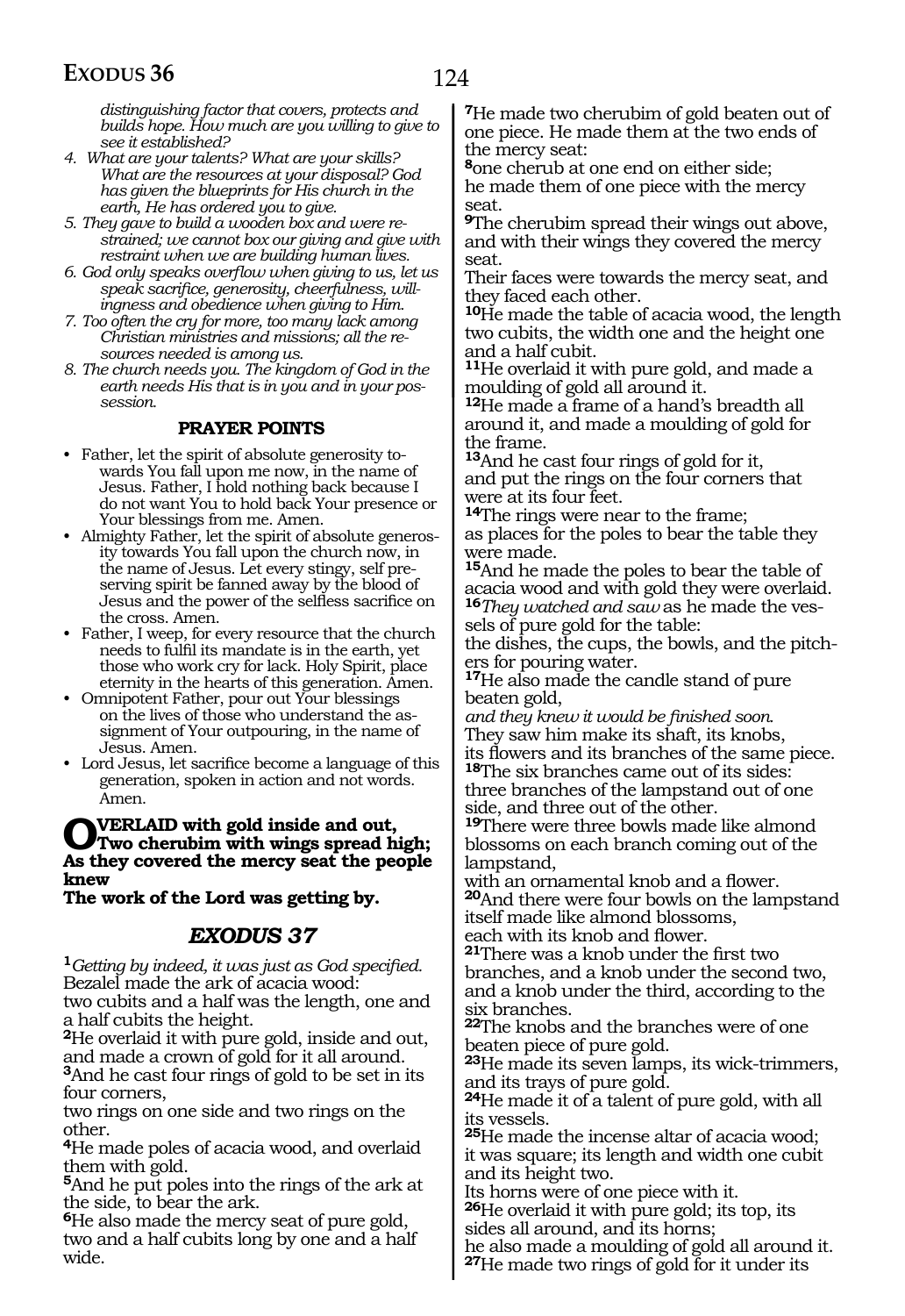*distinguishing factor that covers, protects and builds hope. How much are you willing to give to see it established?*

4. *What are your talents? What are your skills? What are the resources at your disposal? God has given the blueprints for His church in the earth, He has ordered you to give.*
5. *They gave to build a wooden box and were restrained; we cannot box our giving and give with restraint when we are building human lives.*
6. *God only speaks overflow when giving to us, let us speak sacrifice, generosity, cheerfulness, willingness and obedience when giving to Him.*
7. *Too often the cry for more, too many lack among Christian ministries and missions; all the resources needed is among us.*
8. *The church needs you. The kingdom of God in the earth needs His that is in you and in your possession.*

### PRAYER POINTS

- Father, let the spirit of absolute generosity towards You fall upon me now, in the name of Jesus. Father, I hold nothing back because I do not want You to hold back Your presence or Your blessings from me. Amen.
- Almighty Father, let the spirit of absolute generosity towards You fall upon the church now, in the name of Jesus. Let every stingy, self preserving spirit be fanned away by the blood of Jesus and the power of the selfless sacrifice on the cross. Amen.
- Father, I weep, for every resource that the church needs to fulfil its mandate is in the earth, yet those who work cry for lack. Holy Spirit, place eternity in the hearts of this generation. Amen.
- Omnipotent Father, pour out Your blessings on the lives of those who understand the assignment of Your outpouring, in the name of Jesus. Amen.
- Lord Jesus, let sacrifice become a language of this generation, spoken in action and not words. Amen.

**OVERLAID with gold inside and out,**
**Two cherubim with wings spread high;**
**As they covered the mercy seat the people knew**
**The work of the Lord was getting by.**

## EXODUS 37

[1]*Getting by indeed, it was just as God specified.*
Bezalel made the ark of acacia wood:
two cubits and a half was the length, one and a half cubits the height.
[2]He overlaid it with pure gold, inside and out, and made a crown of gold for it all around.
[3]And he cast four rings of gold to be set in its four corners,
two rings on one side and two rings on the other.
[4]He made poles of acacia wood, and overlaid them with gold.
[5]And he put poles into the rings of the ark at the side, to bear the ark.
[6]He also made the mercy seat of pure gold, two and a half cubits long by one and a half wide.
[7]He made two cherubim of gold beaten out of one piece. He made them at the two ends of the mercy seat:
[8]one cherub at one end on either side;
he made them of one piece with the mercy seat.
[9]The cherubim spread their wings out above, and with their wings they covered the mercy seat.
Their faces were towards the mercy seat, and they faced each other.
[10]He made the table of acacia wood, the length two cubits, the width one and the height one and a half cubit.
[11]He overlaid it with pure gold, and made a moulding of gold all around it.
[12]He made a frame of a hand's breadth all around it, and made a moulding of gold for the frame.
[13]And he cast four rings of gold for it,
and put the rings on the four corners that were at its four feet.
[14]The rings were near to the frame;
as places for the poles to bear the table they were made.
[15]And he made the poles to bear the table of acacia wood and with gold they were overlaid.
[16]*They watched and saw* as he made the vessels of pure gold for the table:
the dishes, the cups, the bowls, and the pitchers for pouring water.
[17]He also made the candle stand of pure beaten gold,
*and they knew it would be finished soon.*
They saw him make its shaft, its knobs,
its flowers and its branches of the same piece.
[18]The six branches came out of its sides:
three branches of the lampstand out of one side, and three out of the other.
[19]There were three bowls made like almond blossoms on each branch coming out of the lampstand,
with an ornamental knob and a flower.
[20]And there were four bowls on the lampstand itself made like almond blossoms,
each with its knob and flower.
[21]There was a knob under the first two branches, and a knob under the second two, and a knob under the third, according to the six branches.
[22]The knobs and the branches were of one beaten piece of pure gold.
[23]He made its seven lamps, its wick-trimmers, and its trays of pure gold.
[24]He made it of a talent of pure gold, with all its vessels.
[25]He made the incense altar of acacia wood;
it was square; its length and width one cubit and its height two.
Its horns were of one piece with it.
[26]He overlaid it with pure gold; its top, its sides all around, and its horns;
he also made a moulding of gold all around it.
[27]He made two rings of gold for it under its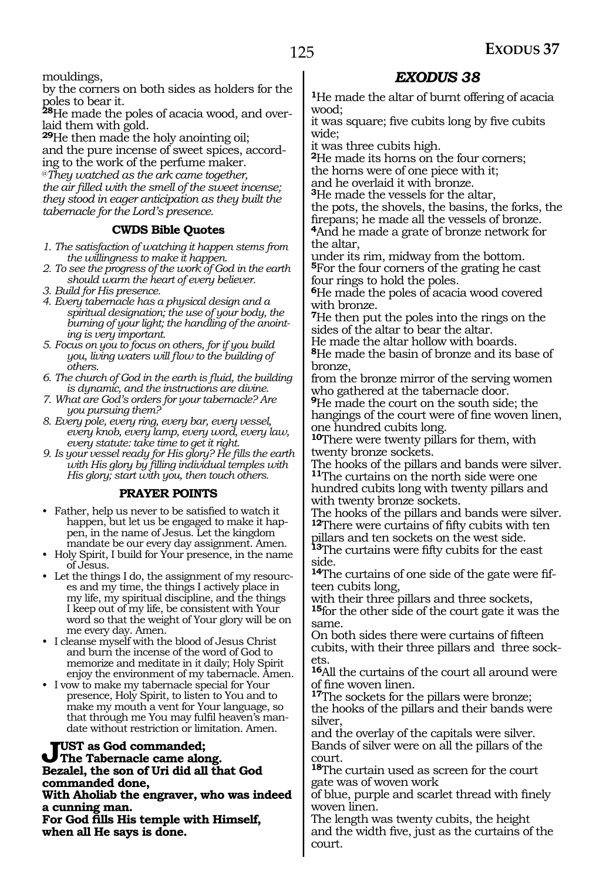mouldings,
by the corners on both sides as holders for the poles to bear it.
**28**He made the poles of acacia wood, and overlaid them with gold.
**29**He then made the holy anointing oil;
and the pure incense of sweet spices, according to the work of the perfume maker.
@*They watched as the ark came together,*
*the air filled with the smell of the sweet incense;*
*they stood in eager anticipation as they built the tabernacle for the Lord's presence.*

### CWDS Bible Quotes

1. *The satisfaction of watching it happen stems from the willingness to make it happen.*
2. *To see the progress of the work of God in the earth should warm the heart of every believer.*
3. *Build for His presence.*
4. *Every tabernacle has a physical design and a spiritual designation; the use of your body, the burning of your light; the handling of the anointing is very important.*
5. *Focus on you to focus on others, for if you build you, living waters will flow to the building of others.*
6. *The church of God in the earth is fluid, the building is dynamic, and the instructions are divine.*
7. *What are God's orders for your tabernacle? Are you pursuing them?*
8. *Every pole, every ring, every bar, every vessel, every knob, every lamp, every word, every law, every statute: take time to get it right.*
9. *Is your vessel ready for His glory? He fills the earth with His glory by filling individual temples with His glory; start with you, then touch others.*

### PRAYER POINTS

- Father, help us never to be satisfied to watch it happen, but let us be engaged to make it happen, in the name of Jesus. Let the kingdom mandate be our every day assignment. Amen.
- Holy Spirit, I build for Your presence, in the name of Jesus.
- Let the things I do, the assignment of my resources and my time, the things I actively place in my life, my spiritual discipline, and the things I keep out of my life, be consistent with Your word so that the weight of Your glory will be on me every day. Amen.
- I cleanse myself with the blood of Jesus Christ and burn the incense of the word of God to memorize and meditate in it daily; Holy Spirit enjoy the environment of my tabernacle. Amen.
- I vow to make my tabernacle special for Your presence, Holy Spirit, to listen to You and to make my mouth a vent for Your language, so that through me You may fulfil heaven's mandate without restriction or limitation. Amen.

**JUST as God commanded;**
**The Tabernacle came along.**
**Bezalel, the son of Uri did all that God commanded done,**
**With Aholiab the engraver, who was indeed a cunning man.**
**For God fills His temple with Himself, when all He says is done.**

## EXODUS 38

**1**He made the altar of burnt offering of acacia wood;
it was square; five cubits long by five cubits wide;
it was three cubits high.
**2**He made its horns on the four corners;
the horns were of one piece with it;
and he overlaid it with bronze.
**3**He made the vessels for the altar,
the pots, the shovels, the basins, the forks, the firepans; he made all the vessels of bronze.
**4**And he made a grate of bronze network for the altar,
under its rim, midway from the bottom.
**5**For the four corners of the grating he cast four rings to hold the poles.
**6**He made the poles of acacia wood covered with bronze.
**7**He then put the poles into the rings on the sides of the altar to bear the altar.
He made the altar hollow with boards.
**8**He made the basin of bronze and its base of bronze,
from the bronze mirror of the serving women who gathered at the tabernacle door.
**9**He made the court on the south side; the hangings of the court were of fine woven linen, one hundred cubits long.
**10**There were twenty pillars for them, with twenty bronze sockets.
The hooks of the pillars and bands were silver.
**11**The curtains on the north side were one hundred cubits long with twenty pillars and with twenty bronze sockets.
The hooks of the pillars and bands were silver.
**12**There were curtains of fifty cubits with ten pillars and ten sockets on the west side.
**13**The curtains were fifty cubits for the east side.
**14**The curtains of one side of the gate were fifteen cubits long,
with their three pillars and three sockets,
**15**for the other side of the court gate it was the same.
On both sides there were curtains of fifteen cubits, with their three pillars and three sockets.
**16**All the curtains of the court all around were of fine woven linen.
**17**The sockets for the pillars were bronze;
the hooks of the pillars and their bands were silver,
and the overlay of the capitals were silver.
Bands of silver were on all the pillars of the court.
**18**The curtain used as screen for the court gate was of woven work
of blue, purple and scarlet thread with finely woven linen.
The length was twenty cubits, the height and the width five, just as the curtains of the court.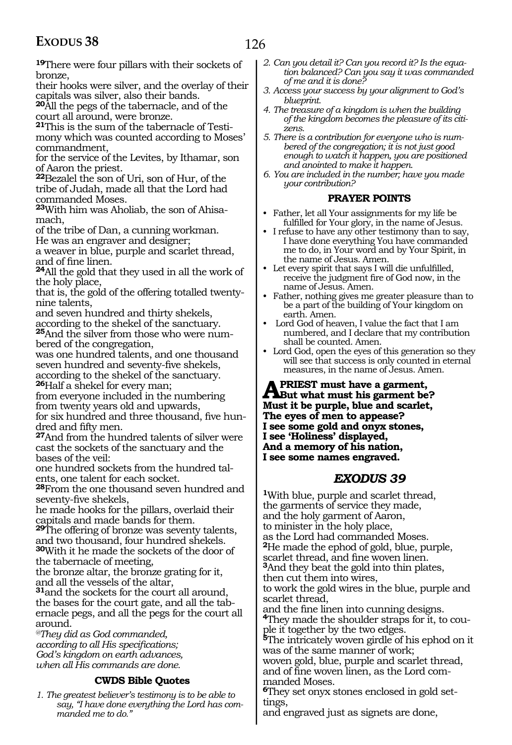[19]There were four pillars with their sockets of bronze,
their hooks were silver, and the overlay of their capitals was silver, also their bands.
[20]All the pegs of the tabernacle, and of the court all around, were bronze.
[21]This is the sum of the tabernacle of Testimony which was counted according to Moses' commandment,
for the service of the Levites, by Ithamar, son of Aaron the priest.
[22]Bezalel the son of Uri, son of Hur, of the tribe of Judah, made all that the Lord had commanded Moses.
[23]With him was Aholiab, the son of Ahisamach,
of the tribe of Dan, a cunning workman.
He was an engraver and designer;
a weaver in blue, purple and scarlet thread, and of fine linen.
[24]All the gold that they used in all the work of the holy place,
that is, the gold of the offering totalled twenty-nine talents,
and seven hundred and thirty shekels,
according to the shekel of the sanctuary.
[25]And the silver from those who were numbered of the congregation,
was one hundred talents, and one thousand seven hundred and seventy-five shekels,
according to the shekel of the sanctuary.
[26]Half a shekel for every man;
from everyone included in the numbering
from twenty years old and upwards,
for six hundred and three thousand, five hundred and fifty men.
[27]And from the hundred talents of silver were cast the sockets of the sanctuary and the bases of the veil:
one hundred sockets from the hundred talents, one talent for each socket.
[28]From the one thousand seven hundred and seventy-five shekels,
he made hooks for the pillars, overlaid their capitals and made bands for them.
[29]The offering of bronze was seventy talents,
and two thousand, four hundred shekels.
[30]With it he made the sockets of the door of the tabernacle of meeting,
the bronze altar, the bronze grating for it,
and all the vessels of the altar,
[31]and the sockets for the court all around,
the bases for the court gate, and all the tabernacle pegs, and all the pegs for the court all around.

*@They did as God commanded,*
*according to all His specifications;*
*God's kingdom on earth advances,*
*when all His commands are done.*

### CWDS Bible Quotes

1. *The greatest believer's testimony is to be able to say, "I have done everything the Lord has commanded me to do."*
2. *Can you detail it? Can you record it? Is the equation balanced? Can you say it was commanded of me and it is done?*
3. *Access your success by your alignment to God's blueprint.*
4. *The treasure of a kingdom is when the building of the kingdom becomes the pleasure of its citizens.*
5. *There is a contribution for everyone who is numbered of the congregation; it is not just good enough to watch it happen, you are positioned and anointed to make it happen.*
6. *You are included in the number; have you made your contribution?*

### PRAYER POINTS

- Father, let all Your assignments for my life be fulfilled for Your glory, in the name of Jesus.
- I refuse to have any other testimony than to say, I have done everything You have commanded me to do, in Your word and by Your Spirit, in the name of Jesus. Amen.
- Let every spirit that says I will die unfulfilled, receive the judgment fire of God now, in the name of Jesus. Amen.
- Father, nothing gives me greater pleasure than to be a part of the building of Your kingdom on earth. Amen.
- Lord God of heaven, I value the fact that I am numbered, and I declare that my contribution shall be counted. Amen.
- Lord God, open the eyes of this generation so they will see that success is only counted in eternal measures, in the name of Jesus. Amen.

**A PRIEST must have a garment,**
**But what must his garment be?**
**Must it be purple, blue and scarlet,**
**The eyes of men to appease?**
**I see some gold and onyx stones,**
**I see 'Holiness' displayed,**
**And a memory of his nation,**
**I see some names engraved.**

## *EXODUS 39*

[1]With blue, purple and scarlet thread,
the garments of service they made,
and the holy garment of Aaron,
to minister in the holy place,
as the Lord had commanded Moses.
[2]He made the ephod of gold, blue, purple, scarlet thread, and fine woven linen.
[3]And they beat the gold into thin plates,
then cut them into wires,
to work the gold wires in the blue, purple and scarlet thread,
and the fine linen into cunning designs.
[4]They made the shoulder straps for it, to couple it together by the two edges.
[5]The intricately woven girdle of his ephod on it was of the same manner of work;
woven gold, blue, purple and scarlet thread, and of fine woven linen, as the Lord commanded Moses.
[6]They set onyx stones enclosed in gold settings,
and engraved just as signets are done,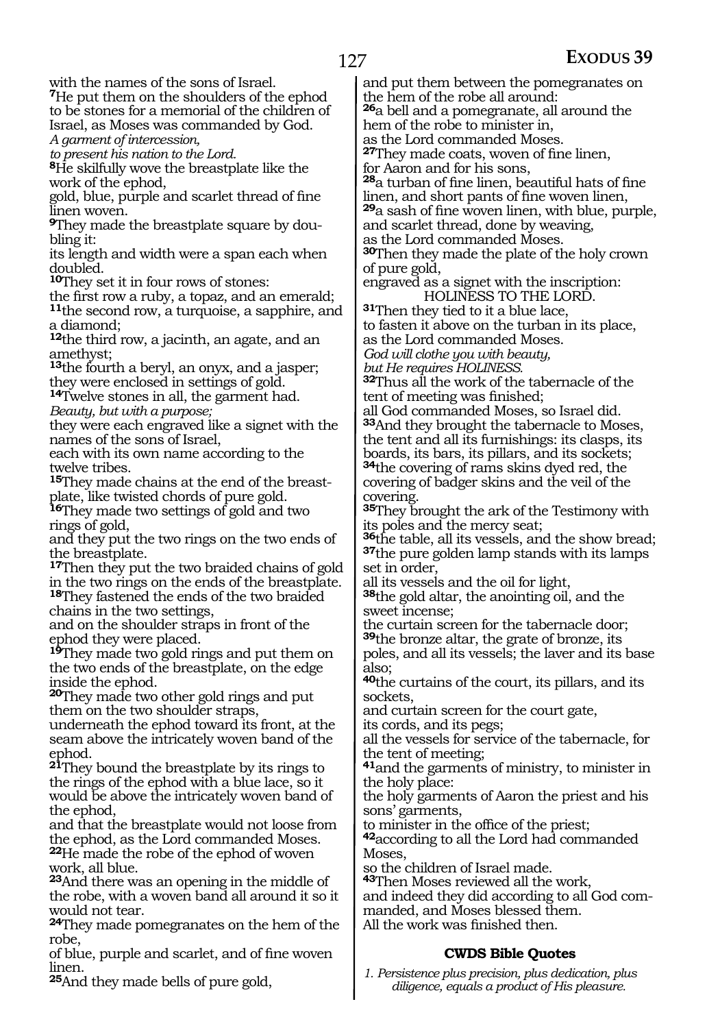with the names of the sons of Israel.
[7]He put them on the shoulders of the ephod to be stones for a memorial of the children of Israel, as Moses was commanded by God.
*A garment of intercession,*
*to present his nation to the Lord.*
[8]He skilfully wove the breastplate like the work of the ephod,
gold, blue, purple and scarlet thread of fine linen woven.
[9]They made the breastplate square by doubling it:
its length and width were a span each when doubled.
[10]They set it in four rows of stones:
the first row a ruby, a topaz, and an emerald;
[11]the second row, a turquoise, a sapphire, and a diamond;
[12]the third row, a jacinth, an agate, and an amethyst;
[13]the fourth a beryl, an onyx, and a jasper;
they were enclosed in settings of gold.
[14]Twelve stones in all, the garment had.
*Beauty, but with a purpose;*
they were each engraved like a signet with the names of the sons of Israel,
each with its own name according to the twelve tribes.
[15]They made chains at the end of the breastplate, like twisted chords of pure gold.
[16]They made two settings of gold and two rings of gold,
and they put the two rings on the two ends of the breastplate.
[17]Then they put the two braided chains of gold in the two rings on the ends of the breastplate.
[18]They fastened the ends of the two braided chains in the two settings,
and on the shoulder straps in front of the ephod they were placed.
[19]They made two gold rings and put them on the two ends of the breastplate, on the edge inside the ephod.
[20]They made two other gold rings and put them on the two shoulder straps,
underneath the ephod toward its front, at the seam above the intricately woven band of the ephod.
[21]They bound the breastplate by its rings to the rings of the ephod with a blue lace, so it would be above the intricately woven band of the ephod,
and that the breastplate would not loose from the ephod, as the Lord commanded Moses.
[22]He made the robe of the ephod of woven work, all blue.
[23]And there was an opening in the middle of the robe, with a woven band all around it so it would not tear.
[24]They made pomegranates on the hem of the robe,
of blue, purple and scarlet, and of fine woven linen.
[25]And they made bells of pure gold,
and put them between the pomegranates on the hem of the robe all around:
[26]a bell and a pomegranate, all around the hem of the robe to minister in,
as the Lord commanded Moses.
[27]They made coats, woven of fine linen,
for Aaron and for his sons,
[28]a turban of fine linen, beautiful hats of fine linen, and short pants of fine woven linen,
[29]a sash of fine woven linen, with blue, purple, and scarlet thread, done by weaving,
as the Lord commanded Moses.
[30]Then they made the plate of the holy crown of pure gold,
engraved as a signet with the inscription:
HOLINESS TO THE LORD.
[31]Then they tied to it a blue lace,
to fasten it above on the turban in its place,
as the Lord commanded Moses.
*God will clothe you with beauty,*
*but He requires HOLINESS.*
[32]Thus all the work of the tabernacle of the tent of meeting was finished;
all God commanded Moses, so Israel did.
[33]And they brought the tabernacle to Moses, the tent and all its furnishings: its clasps, its boards, its bars, its pillars, and its sockets;
[34]the covering of rams skins dyed red, the covering of badger skins and the veil of the covering.
[35]They brought the ark of the Testimony with its poles and the mercy seat;
[36]the table, all its vessels, and the show bread;
[37]the pure golden lamp stands with its lamps set in order,
all its vessels and the oil for light,
[38]the gold altar, the anointing oil, and the sweet incense;
the curtain screen for the tabernacle door;
[39]the bronze altar, the grate of bronze, its poles, and all its vessels; the laver and its base also;
[40]the curtains of the court, its pillars, and its sockets,
and curtain screen for the court gate,
its cords, and its pegs;
all the vessels for service of the tabernacle, for the tent of meeting;
[41]and the garments of ministry, to minister in the holy place:
the holy garments of Aaron the priest and his sons' garments,
to minister in the office of the priest;
[42]according to all the Lord had commanded Moses,
so the children of Israel made.
[43]Then Moses reviewed all the work,
and indeed they did according to all God commanded, and Moses blessed them.
All the work was finished then.

### CWDS Bible Quotes

*1. Persistence plus precision, plus dedication, plus diligence, equals a product of His pleasure.*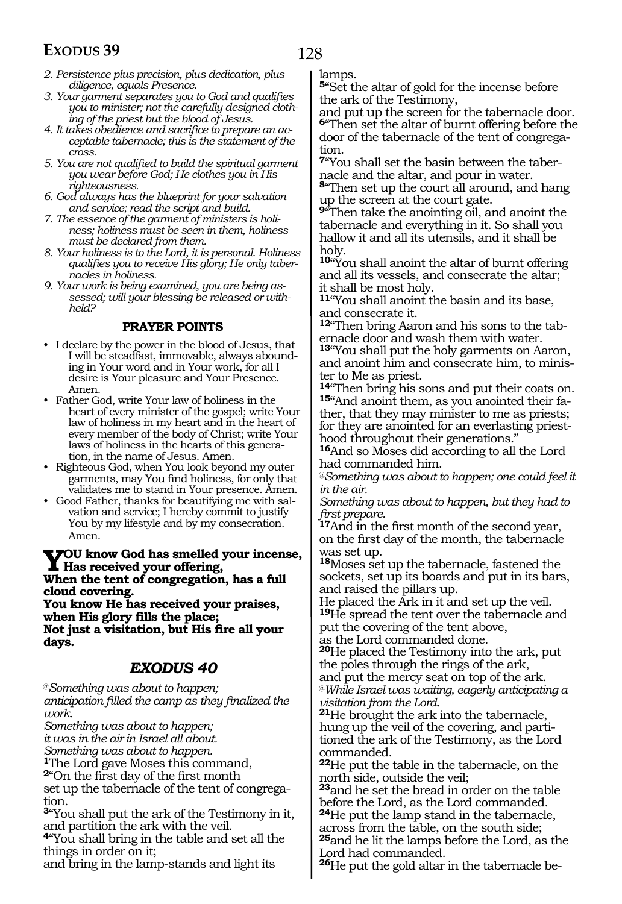*2. Persistence plus precision, plus dedication, plus diligence, equals Presence.*
*3. Your garment separates you to God and qualifies you to minister; not the carefully designed clothing of the priest but the blood of Jesus.*
*4. It takes obedience and sacrifice to prepare an acceptable tabernacle; this is the statement of the cross.*
*5. You are not qualified to build the spiritual garment you wear before God; He clothes you in His righteousness.*
*6. God always has the blueprint for your salvation and service; read the script and build.*
*7. The essence of the garment of ministers is holiness; holiness must be seen in them, holiness must be declared from them.*
*8. Your holiness is to the Lord, it is personal. Holiness qualifies you to receive His glory; He only tabernacles in holiness.*
*9. Your work is being examined, you are being assessed; will your blessing be released or withheld?*

**PRAYER POINTS**

- I declare by the power in the blood of Jesus, that I will be steadfast, immovable, always abounding in Your word and in Your work, for all I desire is Your pleasure and Your Presence. Amen.
- Father God, write Your law of holiness in the heart of every minister of the gospel; write Your law of holiness in my heart and in the heart of every member of the body of Christ; write Your laws of holiness in the hearts of this generation, in the name of Jesus. Amen.
- Righteous God, when You look beyond my outer garments, may You find holiness, for only that validates me to stand in Your presence. Amen.
- Good Father, thanks for beautifying me with salvation and service; I hereby commit to justify You by my lifestyle and by my consecration. Amen.

**YOU know God has smelled your incense, Has received your offering,**
**When the tent of congregation, has a full cloud covering.**
**You know He has received your praises, when His glory fills the place;**
**Not just a visitation, but His fire all your days.**

## *EXODUS 40*

*@Something was about to happen;*
*anticipation filled the camp as they finalized the work.*
*Something was about to happen;*
*it was in the air in Israel all about.*
*Something was about to happen.*

**1**The Lord gave Moses this command,
**2**"On the first day of the first month
set up the tabernacle of the tent of congregation.
**3**"You shall put the ark of the Testimony in it, and partition the ark with the veil.
**4**"You shall bring in the table and set all the things in order on it;
and bring in the lamp-stands and light its lamps.
**5**"Set the altar of gold for the incense before the ark of the Testimony,
and put up the screen for the tabernacle door.
**6**"Then set the altar of burnt offering before the door of the tabernacle of the tent of congregation.
**7**"You shall set the basin between the tabernacle and the altar, and pour in water.
**8**"Then set up the court all around, and hang up the screen at the court gate.
**9**"Then take the anointing oil, and anoint the tabernacle and everything in it. So shall you hallow it and all its utensils, and it shall be holy.
**10**"You shall anoint the altar of burnt offering and all its vessels, and consecrate the altar; it shall be most holy.
**11**"You shall anoint the basin and its base, and consecrate it.
**12**"Then bring Aaron and his sons to the tabernacle door and wash them with water.
**13**"You shall put the holy garments on Aaron, and anoint him and consecrate him, to minister to Me as priest.
**14**"Then bring his sons and put their coats on.
**15**"And anoint them, as you anointed their father, that they may minister to me as priests; for they are anointed for an everlasting priesthood throughout their generations."
**16**And so Moses did according to all the Lord had commanded him.

*@Something was about to happen; one could feel it in the air.*
*Something was about to happen, but they had to first prepare.*

**17**And in the first month of the second year, on the first day of the month, the tabernacle was set up.
**18**Moses set up the tabernacle, fastened the sockets, set up its boards and put in its bars, and raised the pillars up.
He placed the Ark in it and set up the veil.
**19**He spread the tent over the tabernacle and put the covering of the tent above,
as the Lord commanded done.
**20**He placed the Testimony into the ark, put the poles through the rings of the ark,
and put the mercy seat on top of the ark.

*@While Israel was waiting, eagerly anticipating a visitation from the Lord.*

**21**He brought the ark into the tabernacle, hung up the veil of the covering, and partitioned the ark of the Testimony, as the Lord commanded.
**22**He put the table in the tabernacle, on the north side, outside the veil;
**23**and he set the bread in order on the table before the Lord, as the Lord commanded.
**24**He put the lamp stand in the tabernacle, across from the table, on the south side;
**25**and he lit the lamps before the Lord, as the Lord had commanded.
**26**He put the gold altar in the tabernacle be-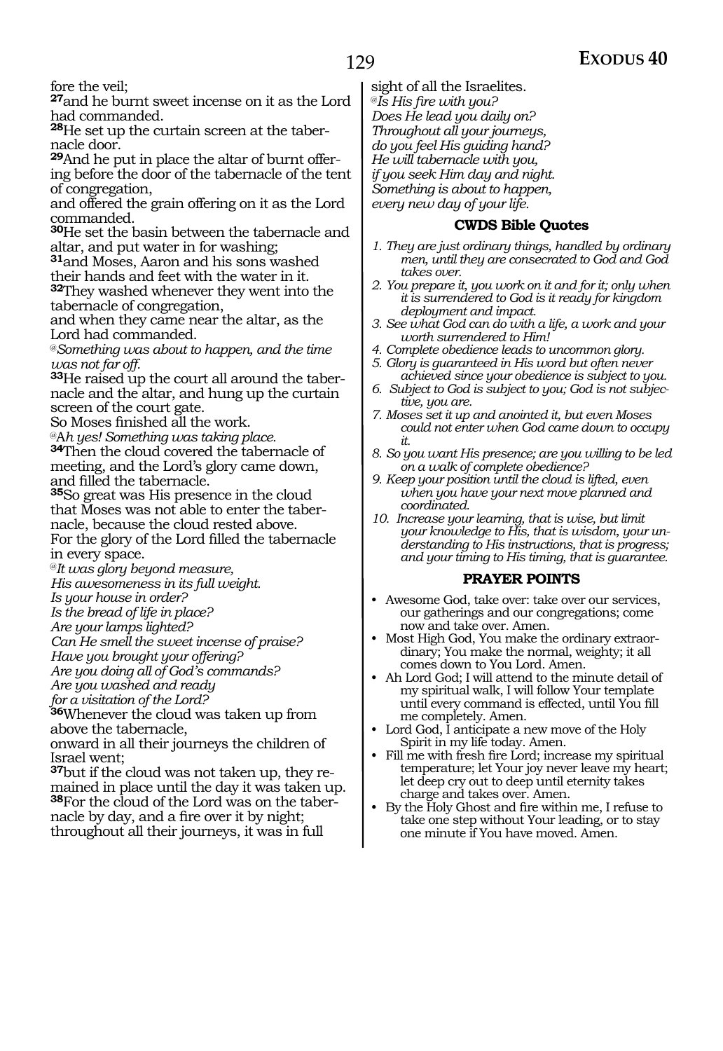fore the veil;

**27**and he burnt sweet incense on it as the Lord had commanded.

**28**He set up the curtain screen at the tabernacle door.

**29**And he put in place the altar of burnt offering before the door of the tabernacle of the tent of congregation,
and offered the grain offering on it as the Lord commanded.

**30**He set the basin between the tabernacle and altar, and put water in for washing;

**31**and Moses, Aaron and his sons washed their hands and feet with the water in it.

**32**They washed whenever they went into the tabernacle of congregation,
and when they came near the altar, as the Lord had commanded.

@*Something was about to happen, and the time was not far off.*

**33**He raised up the court all around the tabernacle and the altar, and hung up the curtain screen of the court gate.
So Moses finished all the work.

@*Ah yes! Something was taking place.*

**34**Then the cloud covered the tabernacle of meeting, and the Lord's glory came down, and filled the tabernacle.

**35**So great was His presence in the cloud that Moses was not able to enter the tabernacle, because the cloud rested above.
For the glory of the Lord filled the tabernacle in every space.

@*It was glory beyond measure,*
*His awesomeness in its full weight.*
*Is your house in order?*
*Is the bread of life in place?*
*Are your lamps lighted?*
*Can He smell the sweet incense of praise?*
*Have you brought your offering?*
*Are you doing all of God's commands?*
*Are you washed and ready*
*for a visitation of the Lord?*

**36**Whenever the cloud was taken up from above the tabernacle,
onward in all their journeys the children of Israel went;

**37**but if the cloud was not taken up, they remained in place until the day it was taken up.

**38**For the cloud of the Lord was on the tabernacle by day, and a fire over it by night;
throughout all their journeys, it was in full sight of all the Israelites.

@*Is His fire with you?*
*Does He lead you daily on?*
*Throughout all your journeys,*
*do you feel His guiding hand?*
*He will tabernacle with you,*
*if you seek Him day and night.*
*Something is about to happen,*
*every new day of your life.*

### CWDS Bible Quotes

1. *They are just ordinary things, handled by ordinary men, until they are consecrated to God and God takes over.*
2. *You prepare it, you work on it and for it; only when it is surrendered to God is it ready for kingdom deployment and impact.*
3. *See what God can do with a life, a work and your worth surrendered to Him!*
4. *Complete obedience leads to uncommon glory.*
5. *Glory is guaranteed in His word but often never achieved since your obedience is subject to you.*
6. *Subject to God is subject to you; God is not subjective, you are.*
7. *Moses set it up and anointed it, but even Moses could not enter when God came down to occupy it.*
8. *So you want His presence; are you willing to be led on a walk of complete obedience?*
9. *Keep your position until the cloud is lifted, even when you have your next move planned and coordinated.*
10. *Increase your learning, that is wise, but limit your knowledge to His, that is wisdom, your understanding to His instructions, that is progress; and your timing to His timing, that is guarantee.*

### PRAYER POINTS

- Awesome God, take over: take over our services, our gatherings and our congregations; come now and take over. Amen.
- Most High God, You make the ordinary extraordinary; You make the normal, weighty; it all comes down to You Lord. Amen.
- Ah Lord God; I will attend to the minute detail of my spiritual walk, I will follow Your template until every command is effected, until You fill me completely. Amen.
- Lord God, I anticipate a new move of the Holy Spirit in my life today. Amen.
- Fill me with fresh fire Lord; increase my spiritual temperature; let Your joy never leave my heart; let deep cry out to deep until eternity takes charge and takes over. Amen.
- By the Holy Ghost and fire within me, I refuse to take one step without Your leading, or to stay one minute if You have moved. Amen.